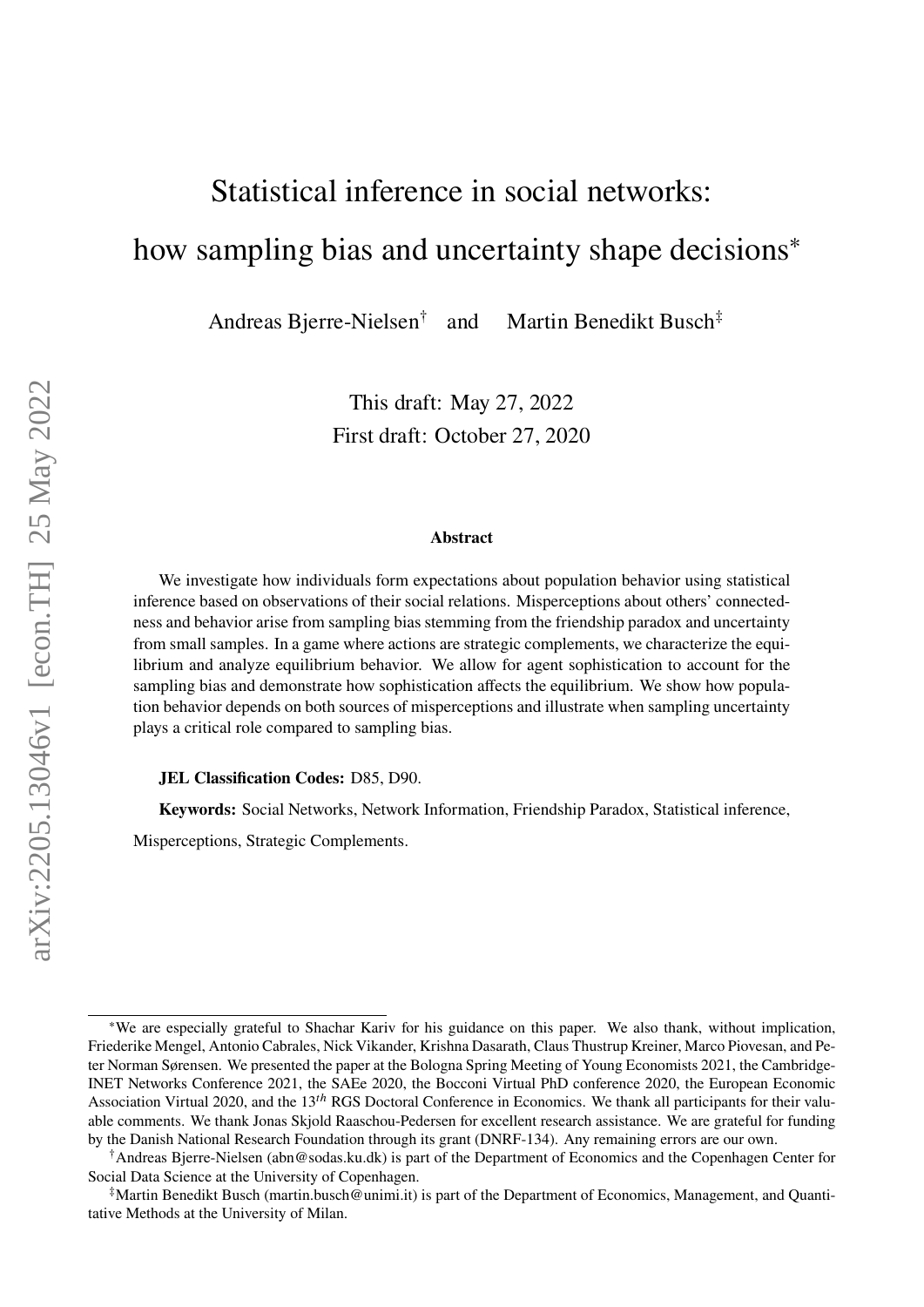# Statistical inference in social networks: how sampling bias and uncertainty shape decisions*

Andreas Bjerre-Nielsen[†] and Martin Benedikt Busch[‡]

This draft: May 27, 2022
First draft: October 27, 2020

**Abstract**

We investigate how individuals form expectations about population behavior using statistical inference based on observations of their social relations. Misperceptions about others' connectedness and behavior arise from sampling bias stemming from the friendship paradox and uncertainty from small samples. In a game where actions are strategic complements, we characterize the equilibrium and analyze equilibrium behavior. We allow for agent sophistication to account for the sampling bias and demonstrate how sophistication affects the equilibrium. We show how population behavior depends on both sources of misperceptions and illustrate when sampling uncertainty plays a critical role compared to sampling bias.

**JEL Classification Codes:** D85, D90.

**Keywords:** Social Networks, Network Information, Friendship Paradox, Statistical inference, Misperceptions, Strategic Complements.

---

*We are especially grateful to Shachar Kariv for his guidance on this paper. We also thank, without implication, Friederike Mengel, Antonio Cabrales, Nick Vikander, Krishna Dasarath, Claus Thustrup Kreiner, Marco Piovesan, and Peter Norman Sørensen. We presented the paper at the Bologna Spring Meeting of Young Economists 2021, the Cambridge-INET Networks Conference 2021, the SAEe 2020, the Bocconi Virtual PhD conference 2020, the European Economic Association Virtual 2020, and the 13$^{th}$ RGS Doctoral Conference in Economics. We thank all participants for their valuable comments. We thank Jonas Skjold Raaschou-Pedersen for excellent research assistance. We are grateful for funding by the Danish National Research Foundation through its grant (DNRF-134). Any remaining errors are our own.

[†]Andreas Bjerre-Nielsen (abn@sodas.ku.dk) is part of the Department of Economics and the Copenhagen Center for Social Data Science at the University of Copenhagen.

[‡]Martin Benedikt Busch (martin.busch@unimi.it) is part of the Department of Economics, Management, and Quantitative Methods at the University of Milan.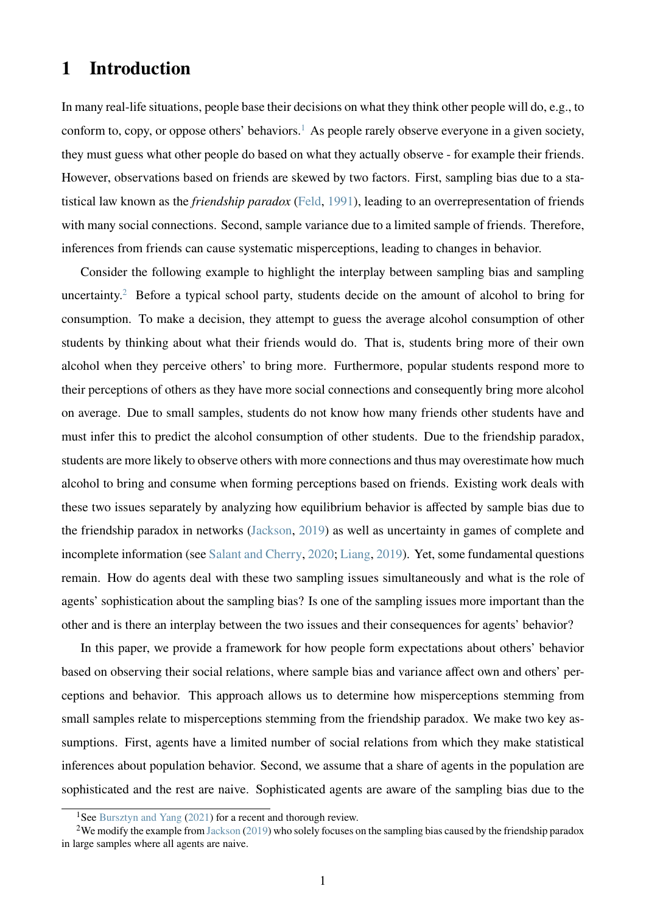# 1 Introduction

In many real-life situations, people base their decisions on what they think other people will do, e.g., to conform to, copy, or oppose others' behaviors.[1] As people rarely observe everyone in a given society, they must guess what other people do based on what they actually observe - for example their friends. However, observations based on friends are skewed by two factors. First, sampling bias due to a statistical law known as the *friendship paradox* (Feld, 1991), leading to an overrepresentation of friends with many social connections. Second, sample variance due to a limited sample of friends. Therefore, inferences from friends can cause systematic misperceptions, leading to changes in behavior.

Consider the following example to highlight the interplay between sampling bias and sampling uncertainty.[2] Before a typical school party, students decide on the amount of alcohol to bring for consumption. To make a decision, they attempt to guess the average alcohol consumption of other students by thinking about what their friends would do. That is, students bring more of their own alcohol when they perceive others' to bring more. Furthermore, popular students respond more to their perceptions of others as they have more social connections and consequently bring more alcohol on average. Due to small samples, students do not know how many friends other students have and must infer this to predict the alcohol consumption of other students. Due to the friendship paradox, students are more likely to observe others with more connections and thus may overestimate how much alcohol to bring and consume when forming perceptions based on friends. Existing work deals with these two issues separately by analyzing how equilibrium behavior is affected by sample bias due to the friendship paradox in networks (Jackson, 2019) as well as uncertainty in games of complete and incomplete information (see Salant and Cherry, 2020; Liang, 2019). Yet, some fundamental questions remain. How do agents deal with these two sampling issues simultaneously and what is the role of agents' sophistication about the sampling bias? Is one of the sampling issues more important than the other and is there an interplay between the two issues and their consequences for agents' behavior?

In this paper, we provide a framework for how people form expectations about others' behavior based on observing their social relations, where sample bias and variance affect own and others' perceptions and behavior. This approach allows us to determine how misperceptions stemming from small samples relate to misperceptions stemming from the friendship paradox. We make two key assumptions. First, agents have a limited number of social relations from which they make statistical inferences about population behavior. Second, we assume that a share of agents in the population are sophisticated and the rest are naive. Sophisticated agents are aware of the sampling bias due to the

[1] See Bursztyn and Yang (2021) for a recent and thorough review.

[2] We modify the example from Jackson (2019) who solely focuses on the sampling bias caused by the friendship paradox in large samples where all agents are naive.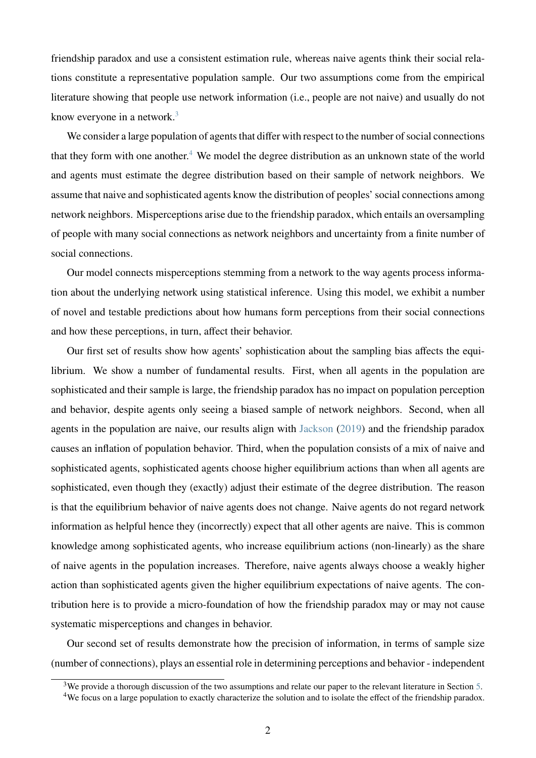friendship paradox and use a consistent estimation rule, whereas naive agents think their social relations constitute a representative population sample. Our two assumptions come from the empirical literature showing that people use network information (i.e., people are not naive) and usually do not know everyone in a network.[3]

We consider a large population of agents that differ with respect to the number of social connections that they form with one another.[4] We model the degree distribution as an unknown state of the world and agents must estimate the degree distribution based on their sample of network neighbors. We assume that naive and sophisticated agents know the distribution of peoples' social connections among network neighbors. Misperceptions arise due to the friendship paradox, which entails an oversampling of people with many social connections as network neighbors and uncertainty from a finite number of social connections.

Our model connects misperceptions stemming from a network to the way agents process information about the underlying network using statistical inference. Using this model, we exhibit a number of novel and testable predictions about how humans form perceptions from their social connections and how these perceptions, in turn, affect their behavior.

Our first set of results show how agents' sophistication about the sampling bias affects the equilibrium. We show a number of fundamental results. First, when all agents in the population are sophisticated and their sample is large, the friendship paradox has no impact on population perception and behavior, despite agents only seeing a biased sample of network neighbors. Second, when all agents in the population are naive, our results align with Jackson (2019) and the friendship paradox causes an inflation of population behavior. Third, when the population consists of a mix of naive and sophisticated agents, sophisticated agents choose higher equilibrium actions than when all agents are sophisticated, even though they (exactly) adjust their estimate of the degree distribution. The reason is that the equilibrium behavior of naive agents does not change. Naive agents do not regard network information as helpful hence they (incorrectly) expect that all other agents are naive. This is common knowledge among sophisticated agents, who increase equilibrium actions (non-linearly) as the share of naive agents in the population increases. Therefore, naive agents always choose a weakly higher action than sophisticated agents given the higher equilibrium expectations of naive agents. The contribution here is to provide a micro-foundation of how the friendship paradox may or may not cause systematic misperceptions and changes in behavior.

Our second set of results demonstrate how the precision of information, in terms of sample size (number of connections), plays an essential role in determining perceptions and behavior - independent

[3]We provide a thorough discussion of the two assumptions and relate our paper to the relevant literature in Section 5.

[4]We focus on a large population to exactly characterize the solution and to isolate the effect of the friendship paradox.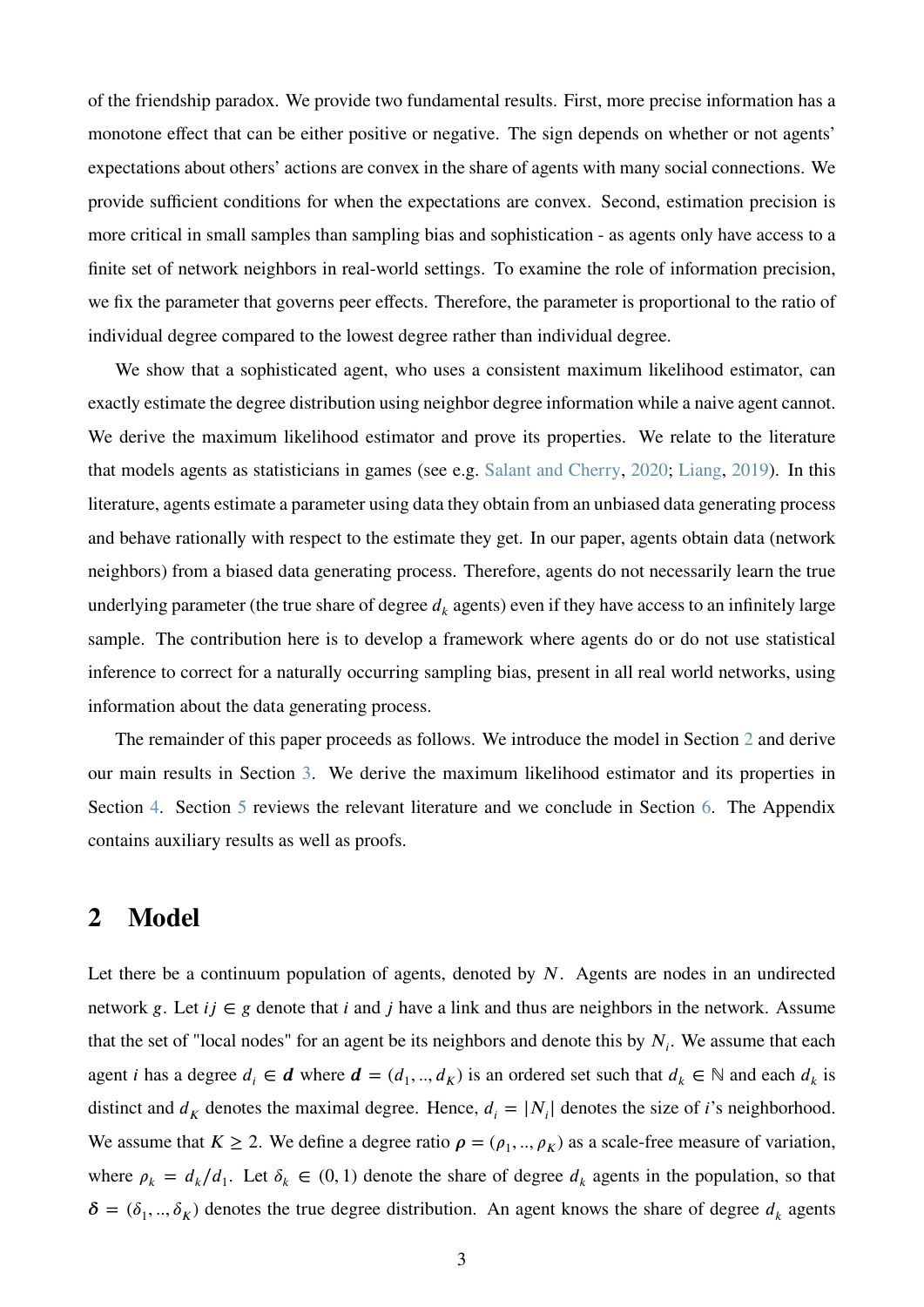of the friendship paradox. We provide two fundamental results. First, more precise information has a monotone effect that can be either positive or negative. The sign depends on whether or not agents' expectations about others' actions are convex in the share of agents with many social connections. We provide sufficient conditions for when the expectations are convex. Second, estimation precision is more critical in small samples than sampling bias and sophistication - as agents only have access to a finite set of network neighbors in real-world settings. To examine the role of information precision, we fix the parameter that governs peer effects. Therefore, the parameter is proportional to the ratio of individual degree compared to the lowest degree rather than individual degree.

We show that a sophisticated agent, who uses a consistent maximum likelihood estimator, can exactly estimate the degree distribution using neighbor degree information while a naive agent cannot. We derive the maximum likelihood estimator and prove its properties. We relate to the literature that models agents as statisticians in games (see e.g. Salant and Cherry, 2020; Liang, 2019). In this literature, agents estimate a parameter using data they obtain from an unbiased data generating process and behave rationally with respect to the estimate they get. In our paper, agents obtain data (network neighbors) from a biased data generating process. Therefore, agents do not necessarily learn the true underlying parameter (the true share of degree $d_k$ agents) even if they have access to an infinitely large sample. The contribution here is to develop a framework where agents do or do not use statistical inference to correct for a naturally occurring sampling bias, present in all real world networks, using information about the data generating process.

The remainder of this paper proceeds as follows. We introduce the model in Section 2 and derive our main results in Section 3. We derive the maximum likelihood estimator and its properties in Section 4. Section 5 reviews the relevant literature and we conclude in Section 6. The Appendix contains auxiliary results as well as proofs.

## 2 Model

Let there be a continuum population of agents, denoted by $N$. Agents are nodes in an undirected network $g$. Let $ij \in g$ denote that $i$ and $j$ have a link and thus are neighbors in the network. Assume that the set of "local nodes" for an agent be its neighbors and denote this by $N_i$. We assume that each agent $i$ has a degree $d_i \in \boldsymbol{d}$ where $\boldsymbol{d} = (d_1, .., d_K)$ is an ordered set such that $d_k \in \mathbb{N}$ and each $d_k$ is distinct and $d_K$ denotes the maximal degree. Hence, $d_i = |N_i|$ denotes the size of $i$'s neighborhood. We assume that $K \geq 2$. We define a degree ratio $\boldsymbol{\rho} = (\rho_1, .., \rho_K)$ as a scale-free measure of variation, where $\rho_k = d_k/d_1$. Let $\delta_k \in (0, 1)$ denote the share of degree $d_k$ agents in the population, so that $\boldsymbol{\delta} = (\delta_1, .., \delta_K)$ denotes the true degree distribution. An agent knows the share of degree $d_k$ agents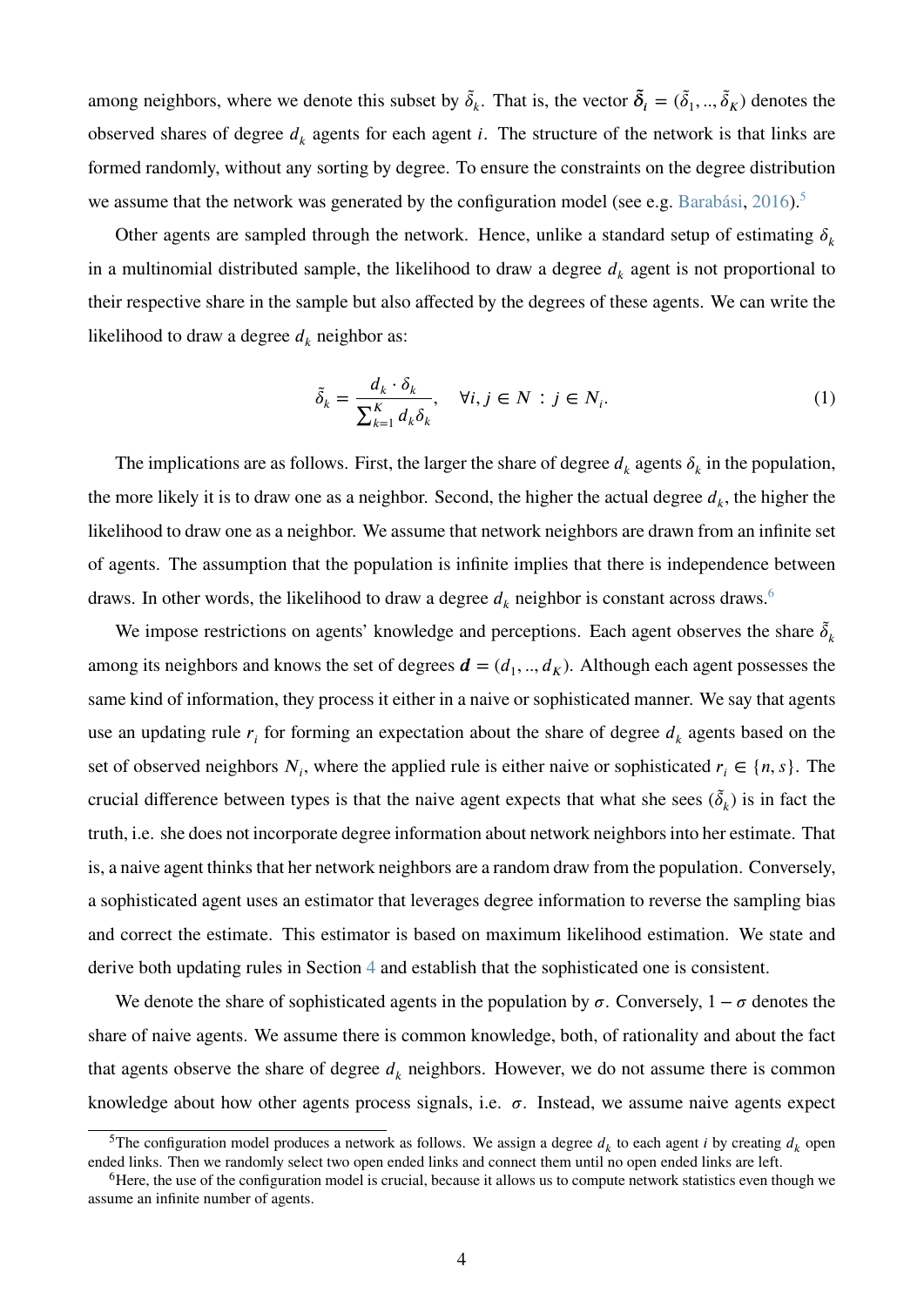among neighbors, where we denote this subset by $\tilde{\delta}_k$. That is, the vector $\tilde{\boldsymbol{\delta}}_i = (\tilde{\delta}_1, .., \tilde{\delta}_K)$ denotes the observed shares of degree $d_k$ agents for each agent $i$. The structure of the network is that links are formed randomly, without any sorting by degree. To ensure the constraints on the degree distribution we assume that the network was generated by the configuration model (see e.g. Barabási, 2016).[5]

Other agents are sampled through the network. Hence, unlike a standard setup of estimating $\delta_k$ in a multinomial distributed sample, the likelihood to draw a degree $d_k$ agent is not proportional to their respective share in the sample but also affected by the degrees of these agents. We can write the likelihood to draw a degree $d_k$ neighbor as:

$$\tilde{\delta}_k = \frac{d_k \cdot \delta_k}{\sum_{k=1}^{K} d_k \delta_k}, \quad \forall i, j \in N : j \in N_i. \tag{1}$$

The implications are as follows. First, the larger the share of degree $d_k$ agents $\delta_k$ in the population, the more likely it is to draw one as a neighbor. Second, the higher the actual degree $d_k$, the higher the likelihood to draw one as a neighbor. We assume that network neighbors are drawn from an infinite set of agents. The assumption that the population is infinite implies that there is independence between draws. In other words, the likelihood to draw a degree $d_k$ neighbor is constant across draws.[6]

We impose restrictions on agents' knowledge and perceptions. Each agent observes the share $\tilde{\delta}_k$ among its neighbors and knows the set of degrees $\boldsymbol{d} = (d_1, .., d_K)$. Although each agent possesses the same kind of information, they process it either in a naive or sophisticated manner. We say that agents use an updating rule $r_i$ for forming an expectation about the share of degree $d_k$ agents based on the set of observed neighbors $N_i$, where the applied rule is either naive or sophisticated $r_i \in \{n, s\}$. The crucial difference between types is that the naive agent expects that what she sees ($\tilde{\delta}_k$) is in fact the truth, i.e. she does not incorporate degree information about network neighbors into her estimate. That is, a naive agent thinks that her network neighbors are a random draw from the population. Conversely, a sophisticated agent uses an estimator that leverages degree information to reverse the sampling bias and correct the estimate. This estimator is based on maximum likelihood estimation. We state and derive both updating rules in Section 4 and establish that the sophisticated one is consistent.

We denote the share of sophisticated agents in the population by $\sigma$. Conversely, $1 - \sigma$ denotes the share of naive agents. We assume there is common knowledge, both, of rationality and about the fact that agents observe the share of degree $d_k$ neighbors. However, we do not assume there is common knowledge about how other agents process signals, i.e. $\sigma$. Instead, we assume naive agents expect

[5] The configuration model produces a network as follows. We assign a degree $d_k$ to each agent $i$ by creating $d_k$ open ended links. Then we randomly select two open ended links and connect them until no open ended links are left.

[6] Here, the use of the configuration model is crucial, because it allows us to compute network statistics even though we assume an infinite number of agents.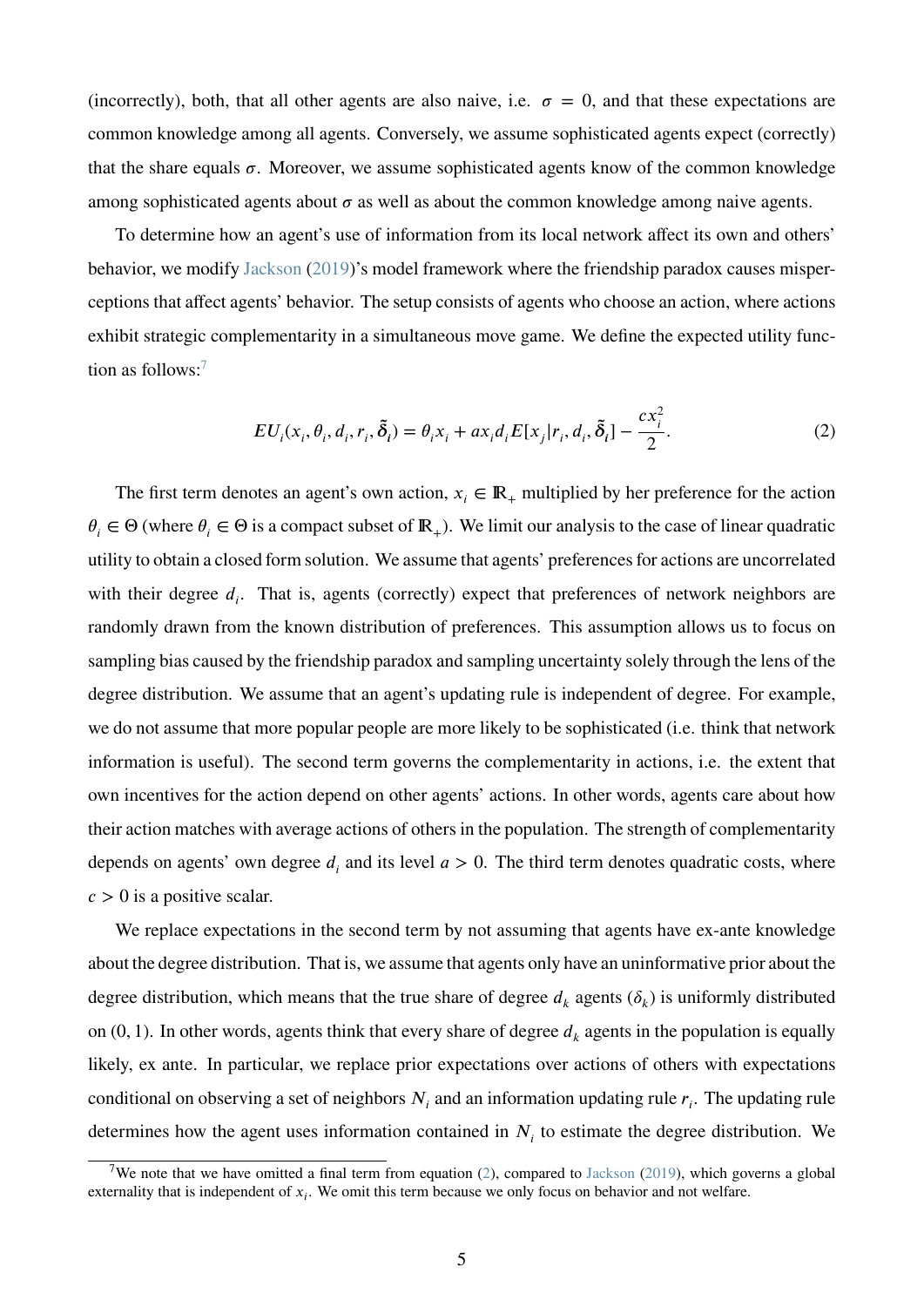(incorrectly), both, that all other agents are also naive, i.e. $\sigma = 0$, and that these expectations are common knowledge among all agents. Conversely, we assume sophisticated agents expect (correctly) that the share equals $\sigma$. Moreover, we assume sophisticated agents know of the common knowledge among sophisticated agents about $\sigma$ as well as about the common knowledge among naive agents.

To determine how an agent's use of information from its local network affect its own and others' behavior, we modify Jackson (2019)'s model framework where the friendship paradox causes misperceptions that affect agents' behavior. The setup consists of agents who choose an action, where actions exhibit strategic complementarity in a simultaneous move game. We define the expected utility function as follows:[7]

$$EU_i(x_i, \theta_i, d_i, r_i, \tilde{\delta}_i) = \theta_i x_i + a x_i d_i E[x_j | r_i, d_i, \tilde{\delta}_i] - \frac{c x_i^2}{2}. \tag{2}$$

The first term denotes an agent's own action, $x_i \in \mathbb{R}_+$ multiplied by her preference for the action $\theta_i \in \Theta$ (where $\theta_i \in \Theta$ is a compact subset of $\mathbb{R}_+$). We limit our analysis to the case of linear quadratic utility to obtain a closed form solution. We assume that agents' preferences for actions are uncorrelated with their degree $d_i$. That is, agents (correctly) expect that preferences of network neighbors are randomly drawn from the known distribution of preferences. This assumption allows us to focus on sampling bias caused by the friendship paradox and sampling uncertainty solely through the lens of the degree distribution. We assume that an agent's updating rule is independent of degree. For example, we do not assume that more popular people are more likely to be sophisticated (i.e. think that network information is useful). The second term governs the complementarity in actions, i.e. the extent that own incentives for the action depend on other agents' actions. In other words, agents care about how their action matches with average actions of others in the population. The strength of complementarity depends on agents' own degree $d_i$ and its level $a > 0$. The third term denotes quadratic costs, where $c > 0$ is a positive scalar.

We replace expectations in the second term by not assuming that agents have ex-ante knowledge about the degree distribution. That is, we assume that agents only have an uninformative prior about the degree distribution, which means that the true share of degree $d_k$ agents ($\delta_k$) is uniformly distributed on $(0, 1)$. In other words, agents think that every share of degree $d_k$ agents in the population is equally likely, ex ante. In particular, we replace prior expectations over actions of others with expectations conditional on observing a set of neighbors $N_i$ and an information updating rule $r_i$. The updating rule determines how the agent uses information contained in $N_i$ to estimate the degree distribution. We

[7] We note that we have omitted a final term from equation (2), compared to Jackson (2019), which governs a global externality that is independent of $x_i$. We omit this term because we only focus on behavior and not welfare.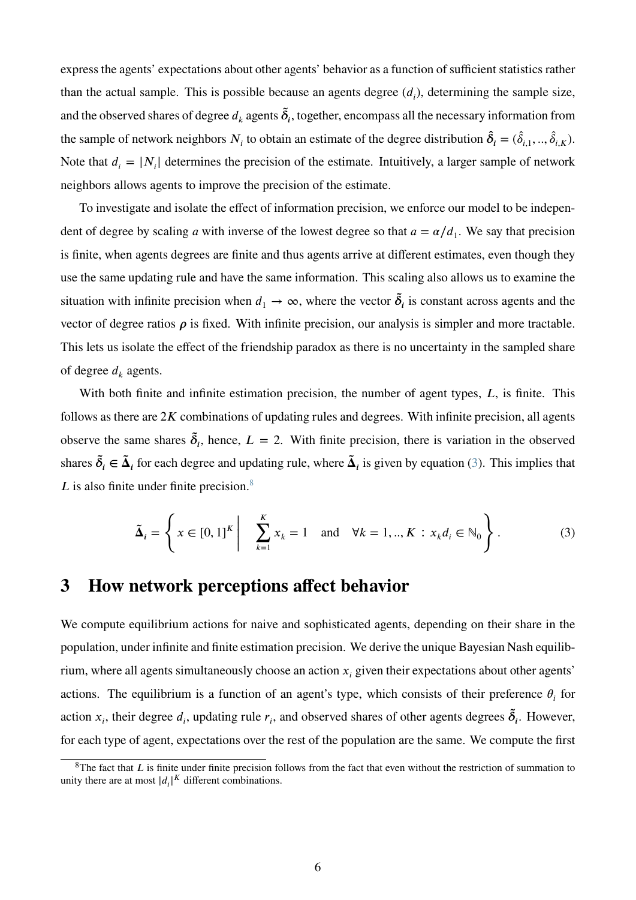express the agents' expectations about other agents' behavior as a function of sufficient statistics rather than the actual sample. This is possible because an agents degree ($d_i$), determining the sample size, and the observed shares of degree $d_k$ agents $\tilde{\boldsymbol{\delta}}_i$, together, encompass all the necessary information from the sample of network neighbors $N_i$ to obtain an estimate of the degree distribution $\hat{\boldsymbol{\delta}}_i = (\hat{\delta}_{i,1}, .., \hat{\delta}_{i,K})$. Note that $d_i = |N_i|$ determines the precision of the estimate. Intuitively, a larger sample of network neighbors allows agents to improve the precision of the estimate.

To investigate and isolate the effect of information precision, we enforce our model to be independent of degree by scaling $a$ with inverse of the lowest degree so that $a = \alpha/d_1$. We say that precision is finite, when agents degrees are finite and thus agents arrive at different estimates, even though they use the same updating rule and have the same information. This scaling also allows us to examine the situation with infinite precision when $d_1 \to \infty$, where the vector $\tilde{\boldsymbol{\delta}}_i$ is constant across agents and the vector of degree ratios $\boldsymbol{\rho}$ is fixed. With infinite precision, our analysis is simpler and more tractable. This lets us isolate the effect of the friendship paradox as there is no uncertainty in the sampled share of degree $d_k$ agents.

With both finite and infinite estimation precision, the number of agent types, $L$, is finite. This follows as there are $2K$ combinations of updating rules and degrees. With infinite precision, all agents observe the same shares $\tilde{\boldsymbol{\delta}}_i$, hence, $L = 2$. With finite precision, there is variation in the observed shares $\tilde{\boldsymbol{\delta}}_i \in \tilde{\boldsymbol{\Delta}}_i$ for each degree and updating rule, where $\tilde{\boldsymbol{\Delta}}_i$ is given by equation (3). This implies that $L$ is also finite under finite precision.[8]

$$\tilde{\boldsymbol{\Delta}}_i = \left\{ x \in [0,1]^K \;\middle|\; \sum_{k=1}^{K} x_k = 1 \quad \text{and} \quad \forall k = 1, .., K \,:\, x_k d_i \in \mathbb{N}_0 \right\}. \tag{3}$$

## 3 How network perceptions affect behavior

We compute equilibrium actions for naive and sophisticated agents, depending on their share in the population, under infinite and finite estimation precision. We derive the unique Bayesian Nash equilibrium, where all agents simultaneously choose an action $x_i$ given their expectations about other agents' actions. The equilibrium is a function of an agent's type, which consists of their preference $\theta_i$ for action $x_i$, their degree $d_i$, updating rule $r_i$, and observed shares of other agents degrees $\tilde{\boldsymbol{\delta}}_i$. However, for each type of agent, expectations over the rest of the population are the same. We compute the first

[8] The fact that $L$ is finite under finite precision follows from the fact that even without the restriction of summation to unity there are at most $|d_i|^K$ different combinations.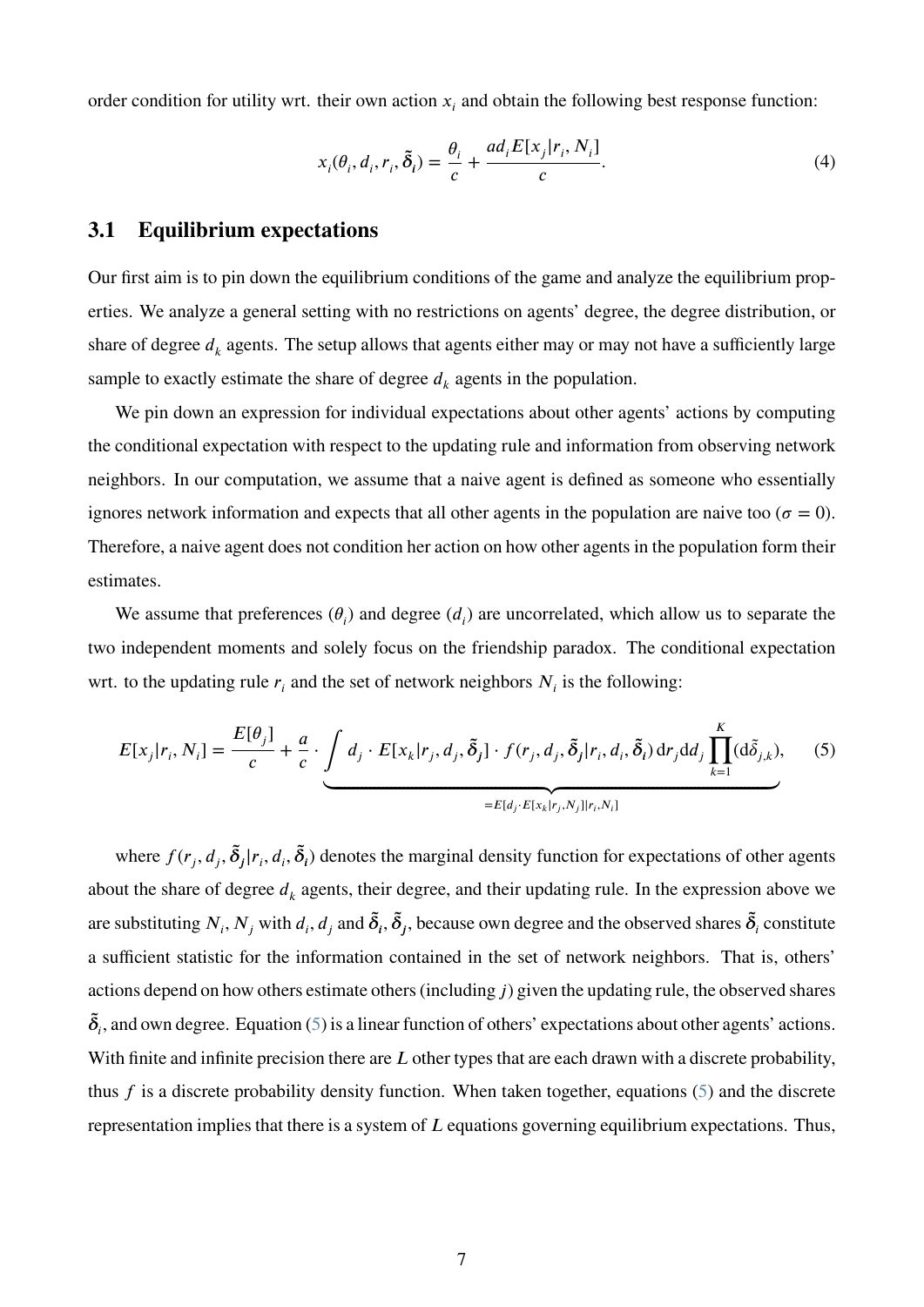order condition for utility wrt. their own action $x_i$ and obtain the following best response function:

$$x_i(\theta_i, d_i, r_i, \tilde{\boldsymbol{\delta}}_i) = \frac{\theta_i}{c} + \frac{a d_i E[x_j | r_i, N_i]}{c}. \tag{4}$$

## 3.1 Equilibrium expectations

Our first aim is to pin down the equilibrium conditions of the game and analyze the equilibrium properties. We analyze a general setting with no restrictions on agents' degree, the degree distribution, or share of degree $d_k$ agents. The setup allows that agents either may or may not have a sufficiently large sample to exactly estimate the share of degree $d_k$ agents in the population.

We pin down an expression for individual expectations about other agents' actions by computing the conditional expectation with respect to the updating rule and information from observing network neighbors. In our computation, we assume that a naive agent is defined as someone who essentially ignores network information and expects that all other agents in the population are naive too ($\sigma = 0$). Therefore, a naive agent does not condition her action on how other agents in the population form their estimates.

We assume that preferences ($\theta_i$) and degree ($d_i$) are uncorrelated, which allow us to separate the two independent moments and solely focus on the friendship paradox. The conditional expectation wrt. to the updating rule $r_i$ and the set of network neighbors $N_i$ is the following:

$$E[x_j | r_i, N_i] = \frac{E[\theta_j]}{c} + \frac{a}{c} \cdot \underbrace{\int d_j \cdot E[x_k | r_j, d_j, \tilde{\boldsymbol{\delta}}_j] \cdot f(r_j, d_j, \tilde{\boldsymbol{\delta}}_j | r_i, d_i, \tilde{\boldsymbol{\delta}}_i) \, \mathrm{d}r_j \mathrm{d}d_j \prod_{k=1}^{K} (\mathrm{d}\tilde{\delta}_{j,k})}_{= E[d_j \cdot E[x_k | r_j, N_j] | r_i, N_i]}, \tag{5}$$

where $f(r_j, d_j, \tilde{\boldsymbol{\delta}}_j | r_i, d_i, \tilde{\boldsymbol{\delta}}_i)$ denotes the marginal density function for expectations of other agents about the share of degree $d_k$ agents, their degree, and their updating rule. In the expression above we are substituting $N_i, N_j$ with $d_i, d_j$ and $\tilde{\boldsymbol{\delta}}_i, \tilde{\boldsymbol{\delta}}_j$, because own degree and the observed shares $\tilde{\boldsymbol{\delta}}_i$ constitute a sufficient statistic for the information contained in the set of network neighbors. That is, others' actions depend on how others estimate others (including $j$) given the updating rule, the observed shares $\tilde{\boldsymbol{\delta}}_i$, and own degree. Equation (5) is a linear function of others' expectations about other agents' actions. With finite and infinite precision there are $L$ other types that are each drawn with a discrete probability, thus $f$ is a discrete probability density function. When taken together, equations (5) and the discrete representation implies that there is a system of $L$ equations governing equilibrium expectations. Thus,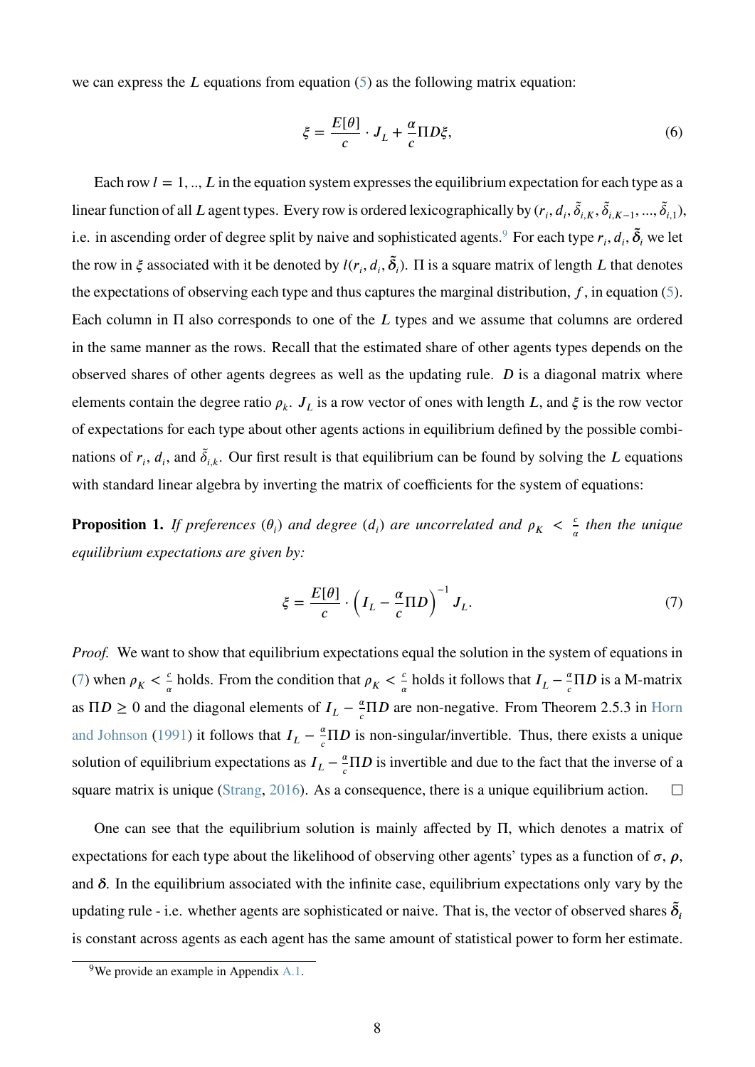we can express the $L$ equations from equation (5) as the following matrix equation:

$$\xi = \frac{E[\theta]}{c} \cdot J_L + \frac{\alpha}{c}\Pi D \xi, \tag{6}$$

Each row $l = 1, .., L$ in the equation system expresses the equilibrium expectation for each type as a linear function of all $L$ agent types. Every row is ordered lexicographically by $(r_i, d_i, \tilde{\delta}_{i,K}, \tilde{\delta}_{i,K-1}, ..., \tilde{\delta}_{i,1})$, i.e. in ascending order of degree split by naive and sophisticated agents.[9] For each type $r_i, d_i, \tilde{\boldsymbol{\delta}}_i$ we let the row in $\xi$ associated with it be denoted by $l(r_i, d_i, \tilde{\boldsymbol{\delta}}_i)$. $\Pi$ is a square matrix of length $L$ that denotes the expectations of observing each type and thus captures the marginal distribution, $f$, in equation (5). Each column in $\Pi$ also corresponds to one of the $L$ types and we assume that columns are ordered in the same manner as the rows. Recall that the estimated share of other agents types depends on the observed shares of other agents degrees as well as the updating rule. $D$ is a diagonal matrix where elements contain the degree ratio $\rho_k$. $J_L$ is a row vector of ones with length $L$, and $\xi$ is the row vector of expectations for each type about other agents actions in equilibrium defined by the possible combinations of $r_i$, $d_i$, and $\tilde{\delta}_{i,k}$. Our first result is that equilibrium can be found by solving the $L$ equations with standard linear algebra by inverting the matrix of coefficients for the system of equations:

**Proposition 1.** *If preferences* $(\theta_i)$ *and degree* $(d_i)$ *are uncorrelated and* $\rho_K < \frac{c}{\alpha}$ *then the unique equilibrium expectations are given by:*

$$\xi = \frac{E[\theta]}{c} \cdot \left(I_L - \frac{\alpha}{c}\Pi D\right)^{-1} J_L. \tag{7}$$

*Proof.* We want to show that equilibrium expectations equal the solution in the system of equations in (7) when $\rho_K < \frac{c}{\alpha}$ holds. From the condition that $\rho_K < \frac{c}{\alpha}$ holds it follows that $I_L - \frac{\alpha}{c}\Pi D$ is a M-matrix as $\Pi D \geq 0$ and the diagonal elements of $I_L - \frac{\alpha}{c}\Pi D$ are non-negative. From Theorem 2.5.3 in Horn and Johnson (1991) it follows that $I_L - \frac{\alpha}{c}\Pi D$ is non-singular/invertible. Thus, there exists a unique solution of equilibrium expectations as $I_L - \frac{\alpha}{c}\Pi D$ is invertible and due to the fact that the inverse of a square matrix is unique (Strang, 2016). As a consequence, there is a unique equilibrium action. $\square$

One can see that the equilibrium solution is mainly affected by $\Pi$, which denotes a matrix of expectations for each type about the likelihood of observing other agents' types as a function of $\sigma$, $\boldsymbol{\rho}$, and $\boldsymbol{\delta}$. In the equilibrium associated with the infinite case, equilibrium expectations only vary by the updating rule - i.e. whether agents are sophisticated or naive. That is, the vector of observed shares $\tilde{\boldsymbol{\delta}}_i$ is constant across agents as each agent has the same amount of statistical power to form her estimate.

[9] We provide an example in Appendix A.1.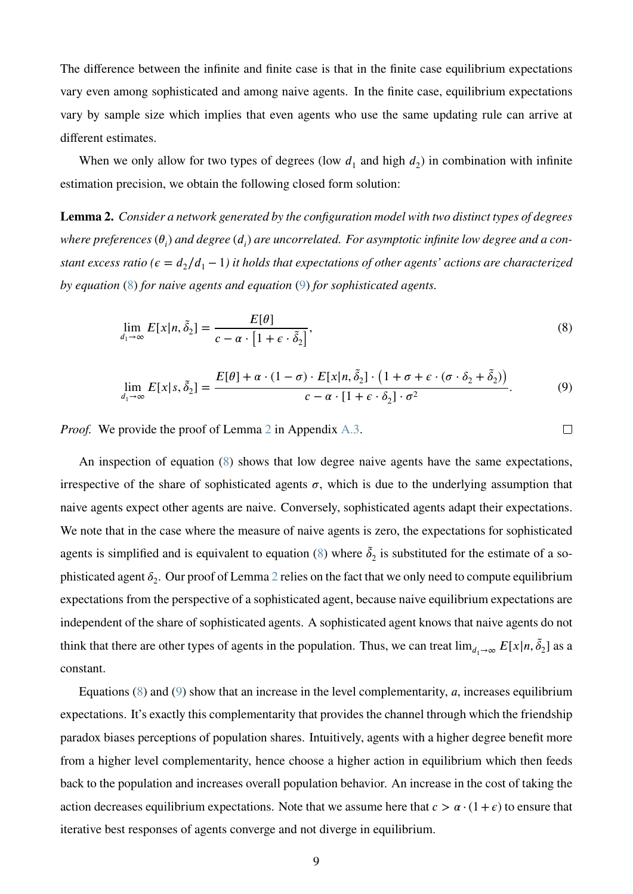The difference between the infinite and finite case is that in the finite case equilibrium expectations vary even among sophisticated and among naive agents. In the finite case, equilibrium expectations vary by sample size which implies that even agents who use the same updating rule can arrive at different estimates.

When we only allow for two types of degrees (low $d_1$ and high $d_2$) in combination with infinite estimation precision, we obtain the following closed form solution:

**Lemma 2.** *Consider a network generated by the configuration model with two distinct types of degrees where preferences ($\theta_i$) and degree ($d_i$) are uncorrelated. For asymptotic infinite low degree and a constant excess ratio ($\epsilon = d_2/d_1 - 1$) it holds that expectations of other agents' actions are characterized by equation (8) for naive agents and equation (9) for sophisticated agents.*

$$\lim_{d_1 \to \infty} E[x|n, \tilde{\delta}_2] = \frac{E[\theta]}{c - \alpha \cdot \left[1 + \epsilon \cdot \tilde{\delta}_2\right]}, \tag{8}$$

$$\lim_{d_1 \to \infty} E[x|s, \tilde{\delta}_2] = \frac{E[\theta] + \alpha \cdot (1 - \sigma) \cdot E[x|n, \tilde{\delta}_2] \cdot \left(1 + \sigma + \epsilon \cdot (\sigma \cdot \delta_2 + \tilde{\delta}_2)\right)}{c - \alpha \cdot [1 + \epsilon \cdot \delta_2] \cdot \sigma^2}. \tag{9}$$

*Proof.* We provide the proof of Lemma 2 in Appendix A.3. □

An inspection of equation (8) shows that low degree naive agents have the same expectations, irrespective of the share of sophisticated agents $\sigma$, which is due to the underlying assumption that naive agents expect other agents are naive. Conversely, sophisticated agents adapt their expectations. We note that in the case where the measure of naive agents is zero, the expectations for sophisticated agents is simplified and is equivalent to equation (8) where $\tilde{\delta}_2$ is substituted for the estimate of a sophisticated agent $\delta_2$. Our proof of Lemma 2 relies on the fact that we only need to compute equilibrium expectations from the perspective of a sophisticated agent, because naive equilibrium expectations are independent of the share of sophisticated agents. A sophisticated agent knows that naive agents do not think that there are other types of agents in the population. Thus, we can treat $\lim_{d_1 \to \infty} E[x|n, \tilde{\delta}_2]$ as a constant.

Equations (8) and (9) show that an increase in the level complementarity, $a$, increases equilibrium expectations. It's exactly this complementarity that provides the channel through which the friendship paradox biases perceptions of population shares. Intuitively, agents with a higher degree benefit more from a higher level complementarity, hence choose a higher action in equilibrium which then feeds back to the population and increases overall population behavior. An increase in the cost of taking the action decreases equilibrium expectations. Note that we assume here that $c > \alpha \cdot (1 + \epsilon)$ to ensure that iterative best responses of agents converge and not diverge in equilibrium.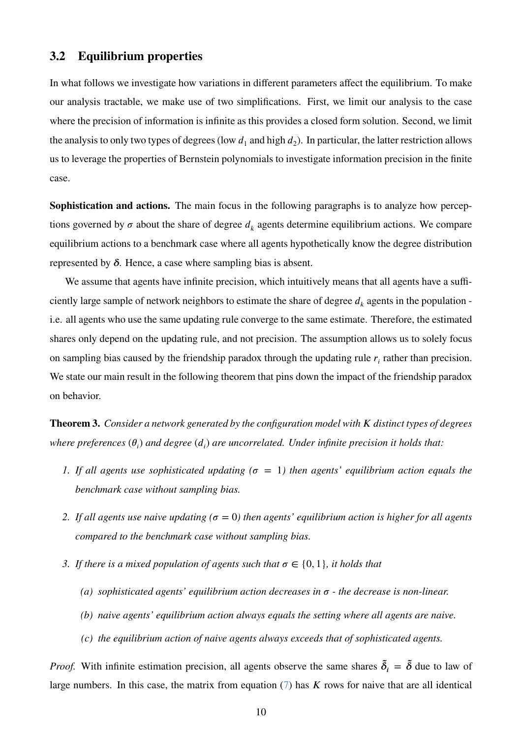## 3.2 Equilibrium properties

In what follows we investigate how variations in different parameters affect the equilibrium. To make our analysis tractable, we make use of two simplifications. First, we limit our analysis to the case where the precision of information is infinite as this provides a closed form solution. Second, we limit the analysis to only two types of degrees (low $d_1$ and high $d_2$). In particular, the latter restriction allows us to leverage the properties of Bernstein polynomials to investigate information precision in the finite case.

**Sophistication and actions.** The main focus in the following paragraphs is to analyze how perceptions governed by $\sigma$ about the share of degree $d_k$ agents determine equilibrium actions. We compare equilibrium actions to a benchmark case where all agents hypothetically know the degree distribution represented by $\boldsymbol{\delta}$. Hence, a case where sampling bias is absent.

We assume that agents have infinite precision, which intuitively means that all agents have a sufficiently large sample of network neighbors to estimate the share of degree $d_k$ agents in the population - i.e. all agents who use the same updating rule converge to the same estimate. Therefore, the estimated shares only depend on the updating rule, and not precision. The assumption allows us to solely focus on sampling bias caused by the friendship paradox through the updating rule $r_i$ rather than precision. We state our main result in the following theorem that pins down the impact of the friendship paradox on behavior.

**Theorem 3.** *Consider a network generated by the configuration model with $K$ distinct types of degrees where preferences ($\theta_i$) and degree ($d_i$) are uncorrelated. Under infinite precision it holds that:*

1. *If all agents use sophisticated updating ($\sigma = 1$) then agents' equilibrium action equals the benchmark case without sampling bias.*
2. *If all agents use naive updating ($\sigma = 0$) then agents' equilibrium action is higher for all agents compared to the benchmark case without sampling bias.*
3. *If there is a mixed population of agents such that $\sigma \in \{0, 1\}$, it holds that*
   - *(a) sophisticated agents' equilibrium action decreases in $\sigma$ - the decrease is non-linear.*
   - *(b) naive agents' equilibrium action always equals the setting where all agents are naive.*
   - *(c) the equilibrium action of naive agents always exceeds that of sophisticated agents.*

*Proof.* With infinite estimation precision, all agents observe the same shares $\tilde{\boldsymbol{\delta}}_i = \tilde{\boldsymbol{\delta}}$ due to law of large numbers. In this case, the matrix from equation (7) has $K$ rows for naive that are all identical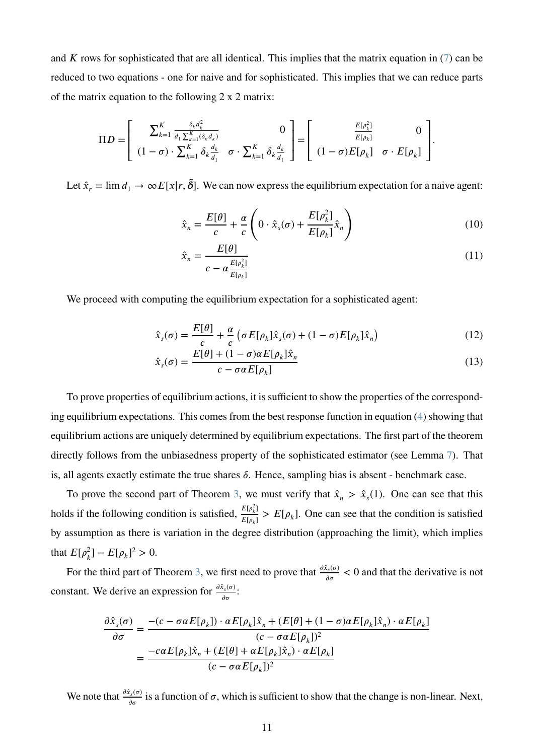and $K$ rows for sophisticated that are all identical. This implies that the matrix equation in (7) can be reduced to two equations - one for naive and for sophisticated. This implies that we can reduce parts of the matrix equation to the following 2 x 2 matrix:

$$\Pi D = \begin{bmatrix} \sum_{k=1}^{K} \frac{\delta_k d_k^2}{d_1 \sum_{\kappa=1}^{K}(\delta_\kappa d_\kappa)} & 0 \\ (1-\sigma) \cdot \sum_{k=1}^{K} \delta_k \frac{d_k}{d_1} & \sigma \cdot \sum_{k=1}^{K} \delta_k \frac{d_k}{d_1} \end{bmatrix} = \begin{bmatrix} \frac{E[\rho_k^2]}{E[\rho_k]} & 0 \\ (1-\sigma)E[\rho_k] & \sigma \cdot E[\rho_k] \end{bmatrix}.$$

Let $\hat{x}_r = \lim d_1 \to \infty E[x|r, \tilde{\delta}]$. We can now express the equilibrium expectation for a naive agent:

$$\hat{x}_n = \frac{E[\theta]}{c} + \frac{\alpha}{c}\left(0 \cdot \hat{x}_s(\sigma) + \frac{E[\rho_k^2]}{E[\rho_k]}\hat{x}_n\right) \tag{10}$$

$$\hat{x}_n = \frac{E[\theta]}{c - \alpha\frac{E[\rho_k^2]}{E[\rho_k]}} \tag{11}$$

We proceed with computing the equilibrium expectation for a sophisticated agent:

$$\hat{x}_s(\sigma) = \frac{E[\theta]}{c} + \frac{\alpha}{c}\left(\sigma E[\rho_k]\hat{x}_s(\sigma) + (1-\sigma)E[\rho_k]\hat{x}_n\right) \tag{12}$$

$$\hat{x}_s(\sigma) = \frac{E[\theta] + (1-\sigma)\alpha E[\rho_k]\hat{x}_n}{c - \sigma\alpha E[\rho_k]} \tag{13}$$

To prove properties of equilibrium actions, it is sufficient to show the properties of the corresponding equilibrium expectations. This comes from the best response function in equation (4) showing that equilibrium actions are uniquely determined by equilibrium expectations. The first part of the theorem directly follows from the unbiasedness property of the sophisticated estimator (see Lemma 7). That is, all agents exactly estimate the true shares $\delta$. Hence, sampling bias is absent - benchmark case.

To prove the second part of Theorem 3, we must verify that $\hat{x}_n > \hat{x}_s(1)$. One can see that this holds if the following condition is satisfied, $\frac{E[\rho_k^2]}{E[\rho_k]} > E[\rho_k]$. One can see that the condition is satisfied by assumption as there is variation in the degree distribution (approaching the limit), which implies that $E[\rho_k^2] - E[\rho_k]^2 > 0$.

For the third part of Theorem 3, we first need to prove that $\frac{\partial \hat{x}_s(\sigma)}{\partial \sigma} < 0$ and that the derivative is not constant. We derive an expression for $\frac{\partial \hat{x}_s(\sigma)}{\partial \sigma}$:

$$\begin{aligned} \frac{\partial \hat{x}_s(\sigma)}{\partial \sigma} &= \frac{-(c - \sigma\alpha E[\rho_k]) \cdot \alpha E[\rho_k]\hat{x}_n + (E[\theta] + (1-\sigma)\alpha E[\rho_k]\hat{x}_n) \cdot \alpha E[\rho_k]}{(c - \sigma\alpha E[\rho_k])^2} \\ &= \frac{-c\alpha E[\rho_k]\hat{x}_n + (E[\theta] + \alpha E[\rho_k]\hat{x}_n) \cdot \alpha E[\rho_k]}{(c - \sigma\alpha E[\rho_k])^2} \end{aligned}$$

We note that $\frac{\partial \hat{x}_s(\sigma)}{\partial \sigma}$ is a function of $\sigma$, which is sufficient to show that the change is non-linear. Next,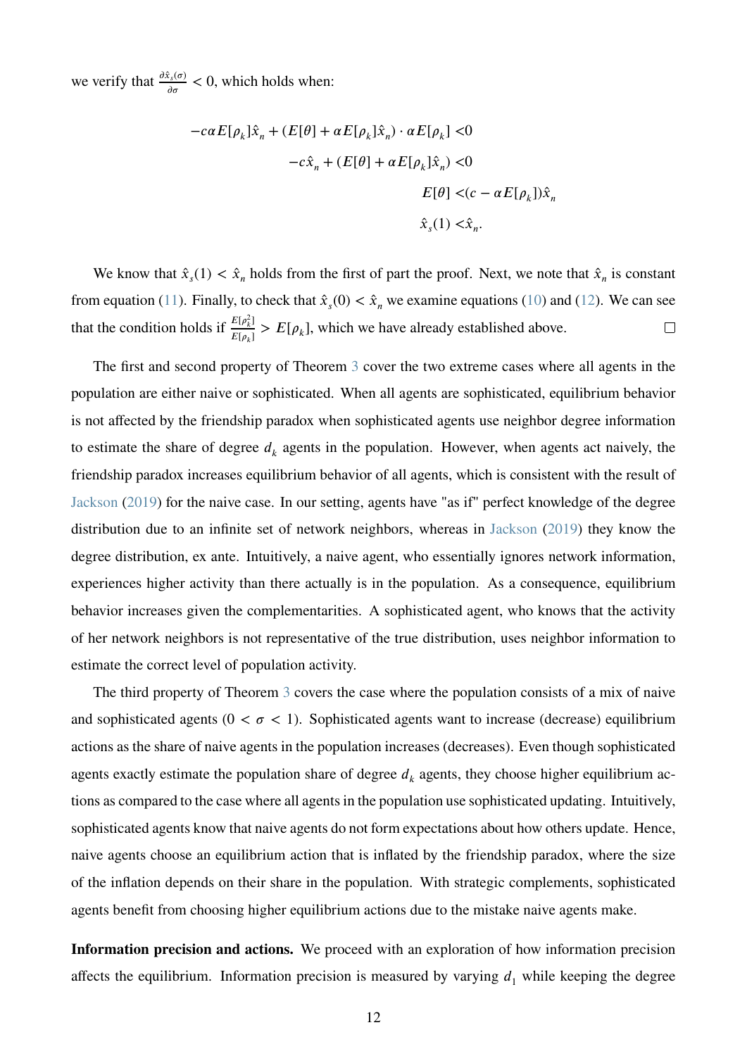we verify that $\frac{\partial \hat{x}_s(\sigma)}{\partial \sigma} < 0$, which holds when:

$$
\begin{aligned}
-c\alpha E[\rho_k]\hat{x}_n + (E[\theta] + \alpha E[\rho_k]\hat{x}_n) \cdot \alpha E[\rho_k] &< 0 \\
-c\hat{x}_n + (E[\theta] + \alpha E[\rho_k]\hat{x}_n) &< 0 \\
E[\theta] &< (c - \alpha E[\rho_k])\hat{x}_n \\
\hat{x}_s(1) &< \hat{x}_n.
\end{aligned}
$$

We know that $\hat{x}_s(1) < \hat{x}_n$ holds from the first of part the proof. Next, we note that $\hat{x}_n$ is constant from equation (11). Finally, to check that $\hat{x}_s(0) < \hat{x}_n$ we examine equations (10) and (12). We can see that the condition holds if $\frac{E[\rho_k^2]}{E[\rho_k]} > E[\rho_k]$, which we have already established above. □

The first and second property of Theorem 3 cover the two extreme cases where all agents in the population are either naive or sophisticated. When all agents are sophisticated, equilibrium behavior is not affected by the friendship paradox when sophisticated agents use neighbor degree information to estimate the share of degree $d_k$ agents in the population. However, when agents act naively, the friendship paradox increases equilibrium behavior of all agents, which is consistent with the result of Jackson (2019) for the naive case. In our setting, agents have "as if" perfect knowledge of the degree distribution due to an infinite set of network neighbors, whereas in Jackson (2019) they know the degree distribution, ex ante. Intuitively, a naive agent, who essentially ignores network information, experiences higher activity than there actually is in the population. As a consequence, equilibrium behavior increases given the complementarities. A sophisticated agent, who knows that the activity of her network neighbors is not representative of the true distribution, uses neighbor information to estimate the correct level of population activity.

The third property of Theorem 3 covers the case where the population consists of a mix of naive and sophisticated agents ($0 < \sigma < 1$). Sophisticated agents want to increase (decrease) equilibrium actions as the share of naive agents in the population increases (decreases). Even though sophisticated agents exactly estimate the population share of degree $d_k$ agents, they choose higher equilibrium actions as compared to the case where all agents in the population use sophisticated updating. Intuitively, sophisticated agents know that naive agents do not form expectations about how others update. Hence, naive agents choose an equilibrium action that is inflated by the friendship paradox, where the size of the inflation depends on their share in the population. With strategic complements, sophisticated agents benefit from choosing higher equilibrium actions due to the mistake naive agents make.

**Information precision and actions.** We proceed with an exploration of how information precision affects the equilibrium. Information precision is measured by varying $d_1$ while keeping the degree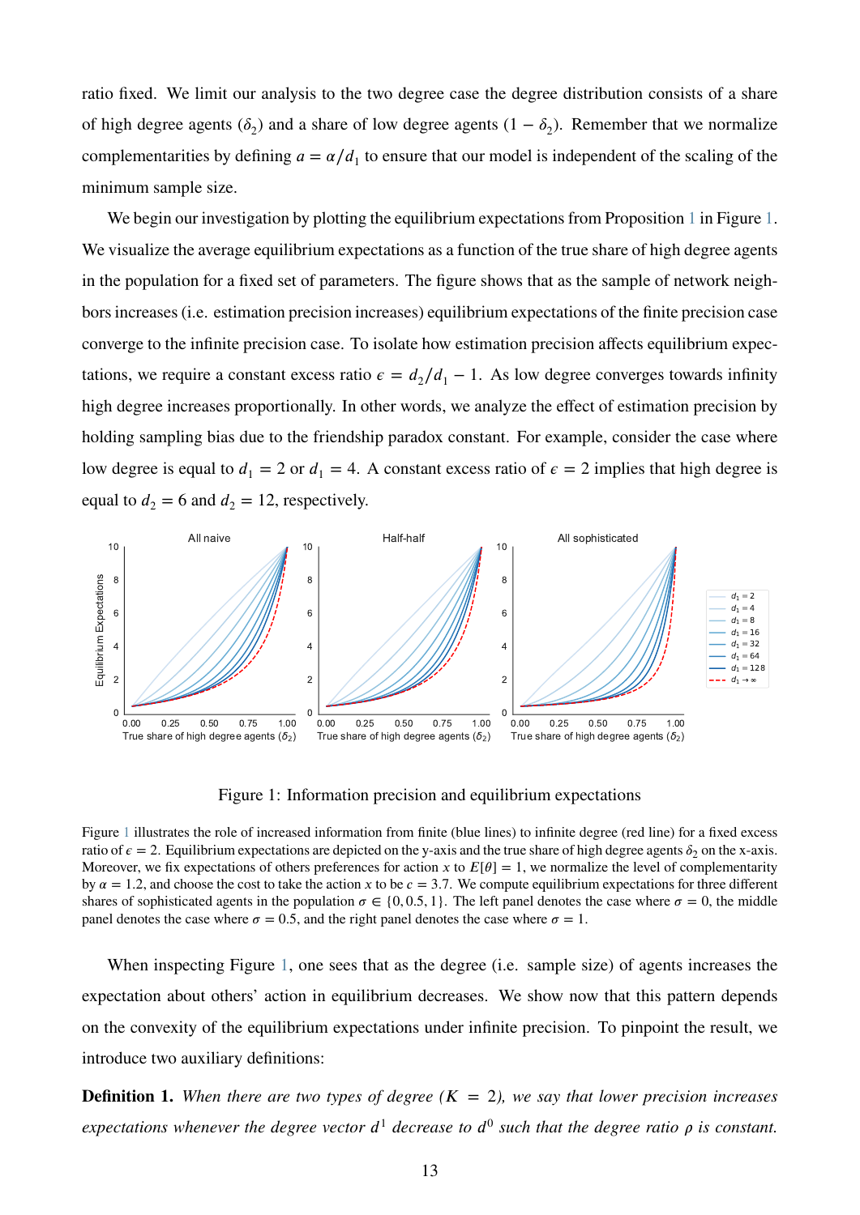ratio fixed. We limit our analysis to the two degree case the degree distribution consists of a share of high degree agents ($\delta_2$) and a share of low degree agents ($1 - \delta_2$). Remember that we normalize complementarities by defining $a = \alpha/d_1$ to ensure that our model is independent of the scaling of the minimum sample size.

We begin our investigation by plotting the equilibrium expectations from Proposition 1 in Figure 1. We visualize the average equilibrium expectations as a function of the true share of high degree agents in the population for a fixed set of parameters. The figure shows that as the sample of network neighbors increases (i.e. estimation precision increases) equilibrium expectations of the finite precision case converge to the infinite precision case. To isolate how estimation precision affects equilibrium expectations, we require a constant excess ratio $\epsilon = d_2/d_1 - 1$. As low degree converges towards infinity high degree increases proportionally. In other words, we analyze the effect of estimation precision by holding sampling bias due to the friendship paradox constant. For example, consider the case where low degree is equal to $d_1 = 2$ or $d_1 = 4$. A constant excess ratio of $\epsilon = 2$ implies that high degree is equal to $d_2 = 6$ and $d_2 = 12$, respectively.

Figure 1: Information precision and equilibrium expectations

Figure 1 illustrates the role of increased information from finite (blue lines) to infinite degree (red line) for a fixed excess ratio of $\epsilon = 2$. Equilibrium expectations are depicted on the y-axis and the true share of high degree agents $\delta_2$ on the x-axis. Moreover, we fix expectations of others preferences for action $x$ to $E[\theta] = 1$, we normalize the level of complementarity by $\alpha = 1.2$, and choose the cost to take the action $x$ to be $c = 3.7$. We compute equilibrium expectations for three different shares of sophisticated agents in the population $\sigma \in \{0, 0.5, 1\}$. The left panel denotes the case where $\sigma = 0$, the middle panel denotes the case where $\sigma = 0.5$, and the right panel denotes the case where $\sigma = 1$.

When inspecting Figure 1, one sees that as the degree (i.e. sample size) of agents increases the expectation about others' action in equilibrium decreases. We show now that this pattern depends on the convexity of the equilibrium expectations under infinite precision. To pinpoint the result, we introduce two auxiliary definitions:

**Definition 1.** *When there are two types of degree ($K = 2$), we say that lower precision increases expectations whenever the degree vector $d^1$ decrease to $d^0$ such that the degree ratio $\rho$ is constant.*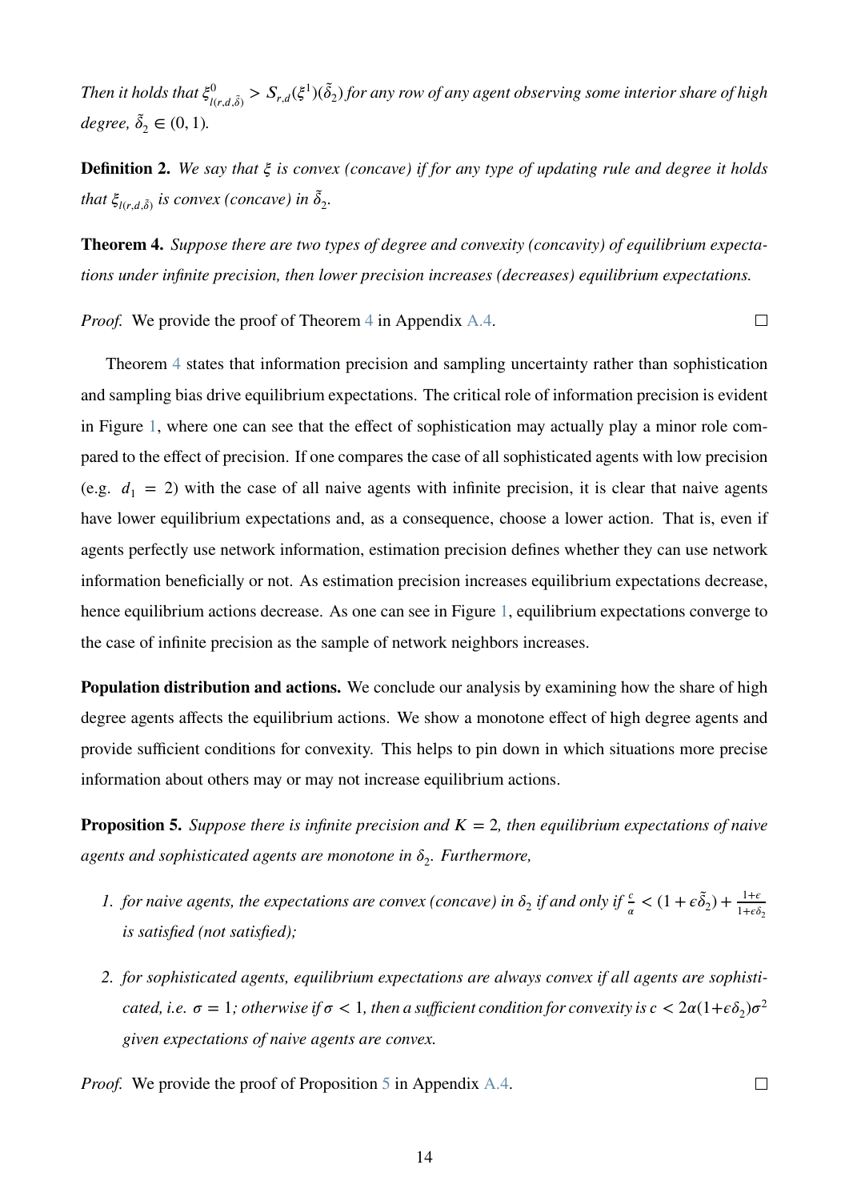*Then it holds that $\xi^0_{l(r,d,\tilde{\delta})} > S_{r,d}(\xi^1)(\tilde{\delta}_2)$ for any row of any agent observing some interior share of high degree, $\tilde{\delta}_2 \in (0,1)$.*

**Definition 2.** *We say that $\xi$ is convex (concave) if for any type of updating rule and degree it holds that $\xi_{l(r,d,\tilde{\delta})}$ is convex (concave) in $\tilde{\delta}_2$.*

**Theorem 4.** *Suppose there are two types of degree and convexity (concavity) of equilibrium expectations under infinite precision, then lower precision increases (decreases) equilibrium expectations.*

*Proof.* We provide the proof of Theorem 4 in Appendix A.4. □

Theorem 4 states that information precision and sampling uncertainty rather than sophistication and sampling bias drive equilibrium expectations. The critical role of information precision is evident in Figure 1, where one can see that the effect of sophistication may actually play a minor role compared to the effect of precision. If one compares the case of all sophisticated agents with low precision (e.g. $d_1 = 2$) with the case of all naive agents with infinite precision, it is clear that naive agents have lower equilibrium expectations and, as a consequence, choose a lower action. That is, even if agents perfectly use network information, estimation precision defines whether they can use network information beneficially or not. As estimation precision increases equilibrium expectations decrease, hence equilibrium actions decrease. As one can see in Figure 1, equilibrium expectations converge to the case of infinite precision as the sample of network neighbors increases.

**Population distribution and actions.** We conclude our analysis by examining how the share of high degree agents affects the equilibrium actions. We show a monotone effect of high degree agents and provide sufficient conditions for convexity. This helps to pin down in which situations more precise information about others may or may not increase equilibrium actions.

**Proposition 5.** *Suppose there is infinite precision and $K = 2$, then equilibrium expectations of naive agents and sophisticated agents are monotone in $\delta_2$. Furthermore,*

1. *for naive agents, the expectations are convex (concave) in $\delta_2$ if and only if $\frac{c}{\alpha} < (1 + \epsilon\tilde{\delta}_2) + \frac{1+\epsilon}{1+\epsilon\delta_2}$ is satisfied (not satisfied);*
2. *for sophisticated agents, equilibrium expectations are always convex if all agents are sophisticated, i.e. $\sigma = 1$; otherwise if $\sigma < 1$, then a sufficient condition for convexity is $c < 2\alpha(1+\epsilon\delta_2)\sigma^2$ given expectations of naive agents are convex.*

*Proof.* We provide the proof of Proposition 5 in Appendix A.4. □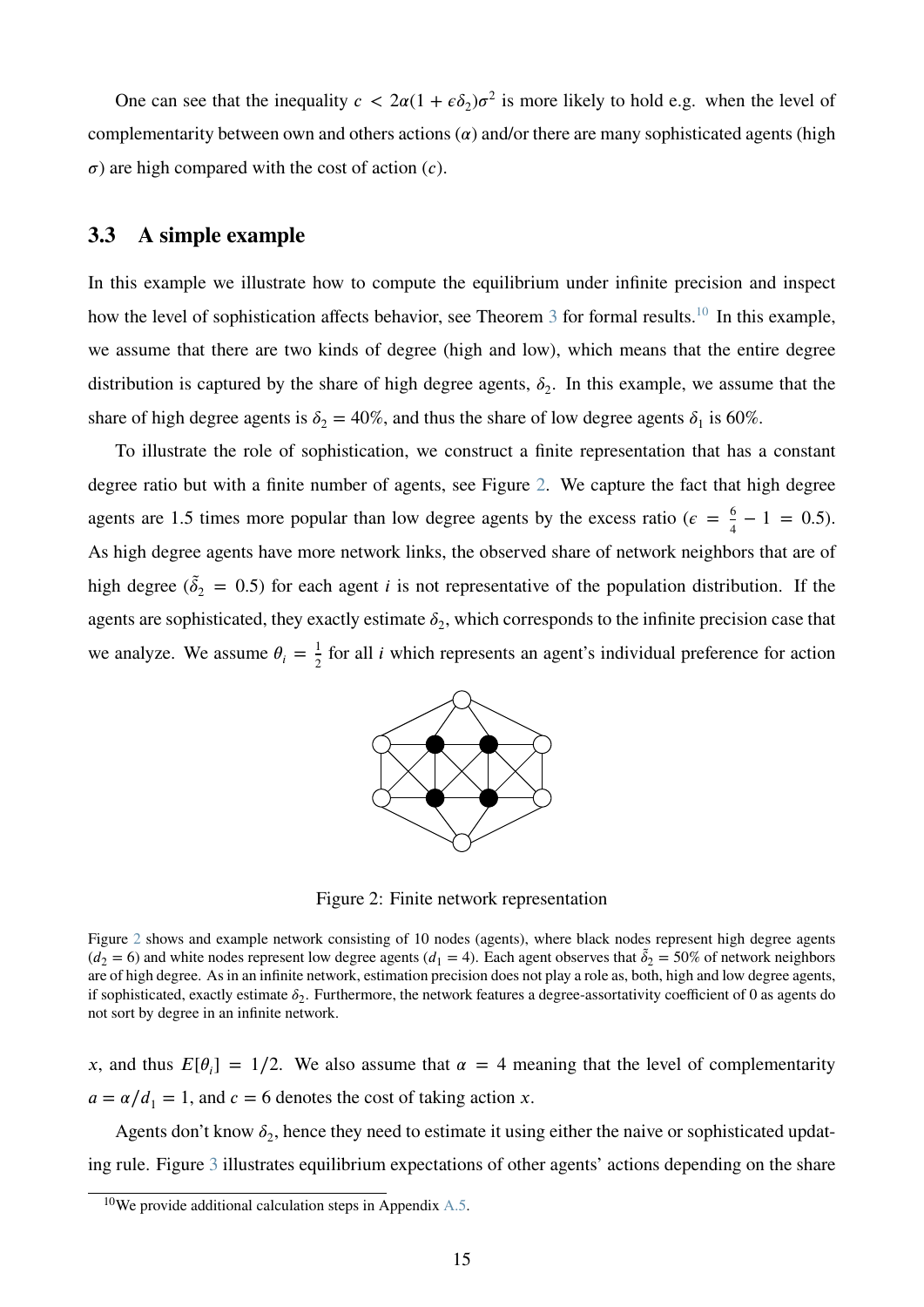One can see that the inequality $c < 2\alpha(1 + \epsilon\delta_2)\sigma^2$ is more likely to hold e.g. when the level of complementarity between own and others actions ($\alpha$) and/or there are many sophisticated agents (high $\sigma$) are high compared with the cost of action ($c$).

### 3.3 A simple example

In this example we illustrate how to compute the equilibrium under infinite precision and inspect how the level of sophistication affects behavior, see Theorem 3 for formal results.[10] In this example, we assume that there are two kinds of degree (high and low), which means that the entire degree distribution is captured by the share of high degree agents, $\delta_2$. In this example, we assume that the share of high degree agents is $\delta_2 = 40\%$, and thus the share of low degree agents $\delta_1$ is 60%.

To illustrate the role of sophistication, we construct a finite representation that has a constant degree ratio but with a finite number of agents, see Figure 2. We capture the fact that high degree agents are 1.5 times more popular than low degree agents by the excess ratio ($\epsilon = \frac{6}{4} - 1 = 0.5$). As high degree agents have more network links, the observed share of network neighbors that are of high degree ($\tilde{\delta}_2 = 0.5$) for each agent $i$ is not representative of the population distribution. If the agents are sophisticated, they exactly estimate $\delta_2$, which corresponds to the infinite precision case that we analyze. We assume $\theta_i = \frac{1}{2}$ for all $i$ which represents an agent's individual preference for action

Figure 2: Finite network representation

Figure 2 shows and example network consisting of 10 nodes (agents), where black nodes represent high degree agents ($d_2 = 6$) and white nodes represent low degree agents ($d_1 = 4$). Each agent observes that $\tilde{\delta}_2 = 50\%$ of network neighbors are of high degree. As in an infinite network, estimation precision does not play a role as, both, high and low degree agents, if sophisticated, exactly estimate $\delta_2$. Furthermore, the network features a degree-assortativity coefficient of 0 as agents do not sort by degree in an infinite network.

$x$, and thus $E[\theta_i] = 1/2$. We also assume that $\alpha = 4$ meaning that the level of complementarity $a = \alpha/d_1 = 1$, and $c = 6$ denotes the cost of taking action $x$.

Agents don't know $\delta_2$, hence they need to estimate it using either the naive or sophisticated updating rule. Figure 3 illustrates equilibrium expectations of other agents' actions depending on the share

[10] We provide additional calculation steps in Appendix A.5.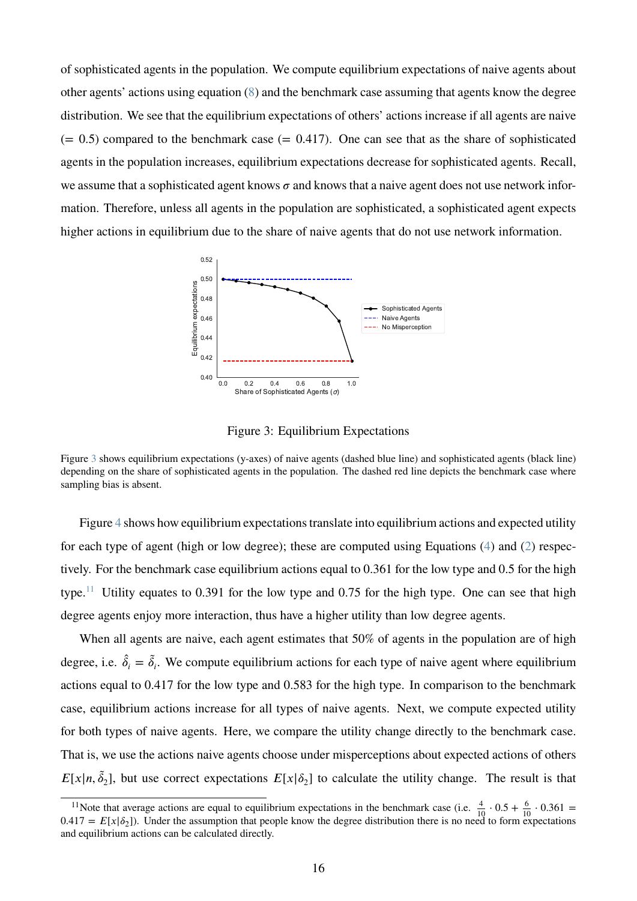of sophisticated agents in the population. We compute equilibrium expectations of naive agents about other agents' actions using equation (8) and the benchmark case assuming that agents know the degree distribution. We see that the equilibrium expectations of others' actions increase if all agents are naive (= 0.5) compared to the benchmark case (= 0.417). One can see that as the share of sophisticated agents in the population increases, equilibrium expectations decrease for sophisticated agents. Recall, we assume that a sophisticated agent knows $\sigma$ and knows that a naive agent does not use network information. Therefore, unless all agents in the population are sophisticated, a sophisticated agent expects higher actions in equilibrium due to the share of naive agents that do not use network information.

Figure 3: Equilibrium Expectations

Figure 3 shows equilibrium expectations (y-axes) of naive agents (dashed blue line) and sophisticated agents (black line) depending on the share of sophisticated agents in the population. The dashed red line depicts the benchmark case where sampling bias is absent.

Figure 4 shows how equilibrium expectations translate into equilibrium actions and expected utility for each type of agent (high or low degree); these are computed using Equations (4) and (2) respectively. For the benchmark case equilibrium actions equal to 0.361 for the low type and 0.5 for the high type.[11] Utility equates to 0.391 for the low type and 0.75 for the high type. One can see that high degree agents enjoy more interaction, thus have a higher utility than low degree agents.

When all agents are naive, each agent estimates that 50% of agents in the population are of high degree, i.e. $\hat{\delta}_i = \tilde{\delta}_i$. We compute equilibrium actions for each type of naive agent where equilibrium actions equal to 0.417 for the low type and 0.583 for the high type. In comparison to the benchmark case, equilibrium actions increase for all types of naive agents. Next, we compute expected utility for both types of naive agents. Here, we compare the utility change directly to the benchmark case. That is, we use the actions naive agents choose under misperceptions about expected actions of others $E[x|n, \tilde{\delta}_2]$, but use correct expectations $E[x|\delta_2]$ to calculate the utility change. The result is that

[11] Note that average actions are equal to equilibrium expectations in the benchmark case (i.e. $\frac{4}{10} \cdot 0.5 + \frac{6}{10} \cdot 0.361 = 0.417 = E[x|\delta_2]$). Under the assumption that people know the degree distribution there is no need to form expectations and equilibrium actions can be calculated directly.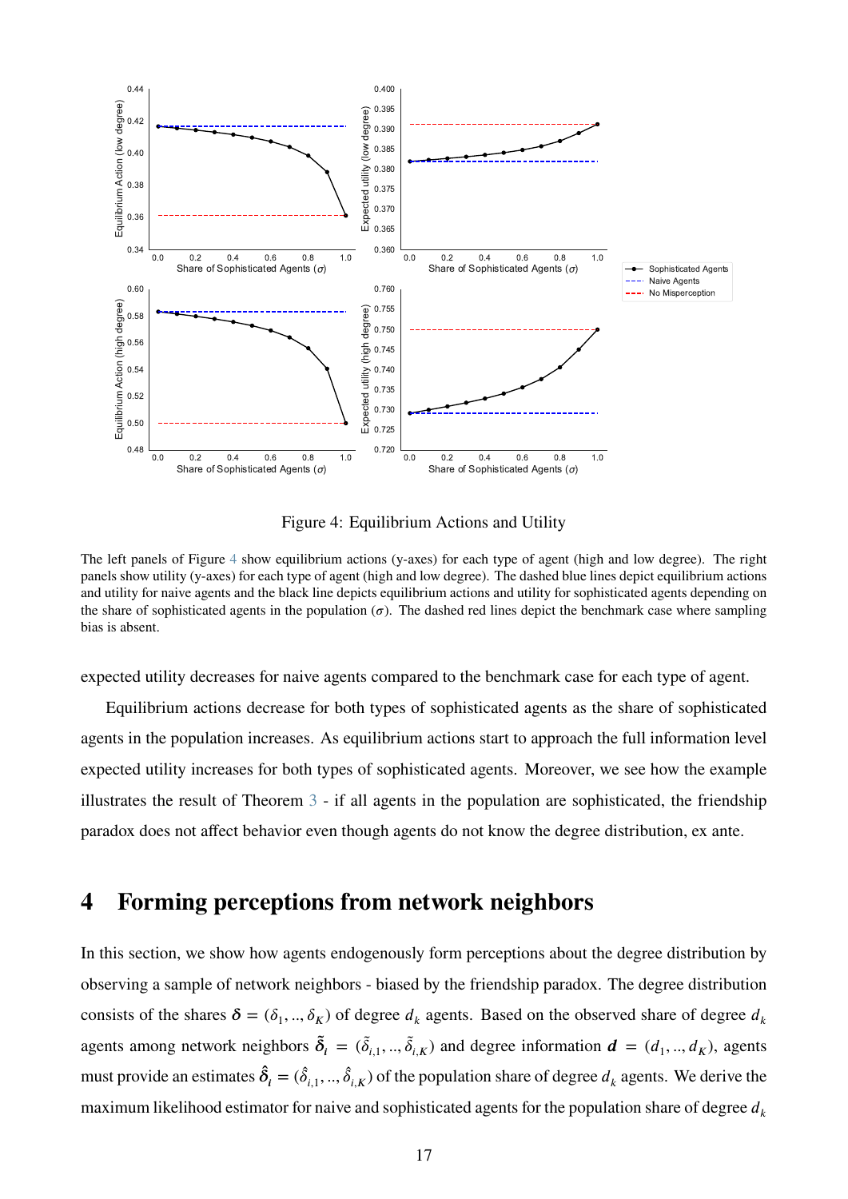Figure 4: Equilibrium Actions and Utility

The left panels of Figure 4 show equilibrium actions (y-axes) for each type of agent (high and low degree). The right panels show utility (y-axes) for each type of agent (high and low degree). The dashed blue lines depict equilibrium actions and utility for naive agents and the black line depicts equilibrium actions and utility for sophisticated agents depending on the share of sophisticated agents in the population ($\sigma$). The dashed red lines depict the benchmark case where sampling bias is absent.

expected utility decreases for naive agents compared to the benchmark case for each type of agent.

Equilibrium actions decrease for both types of sophisticated agents as the share of sophisticated agents in the population increases. As equilibrium actions start to approach the full information level expected utility increases for both types of sophisticated agents. Moreover, we see how the example illustrates the result of Theorem 3 - if all agents in the population are sophisticated, the friendship paradox does not affect behavior even though agents do not know the degree distribution, ex ante.

# 4 Forming perceptions from network neighbors

In this section, we show how agents endogenously form perceptions about the degree distribution by observing a sample of network neighbors - biased by the friendship paradox. The degree distribution consists of the shares $\boldsymbol{\delta} = (\delta_1, .., \delta_K)$ of degree $d_k$ agents. Based on the observed share of degree $d_k$ agents among network neighbors $\tilde{\boldsymbol{\delta}}_i = (\tilde{\delta}_{i,1}, .., \tilde{\delta}_{i,K})$ and degree information $\boldsymbol{d} = (d_1, .., d_K)$, agents must provide an estimates $\hat{\boldsymbol{\delta}}_i = (\hat{\delta}_{i,1}, .., \hat{\delta}_{i,K})$ of the population share of degree $d_k$ agents. We derive the maximum likelihood estimator for naive and sophisticated agents for the population share of degree $d_k$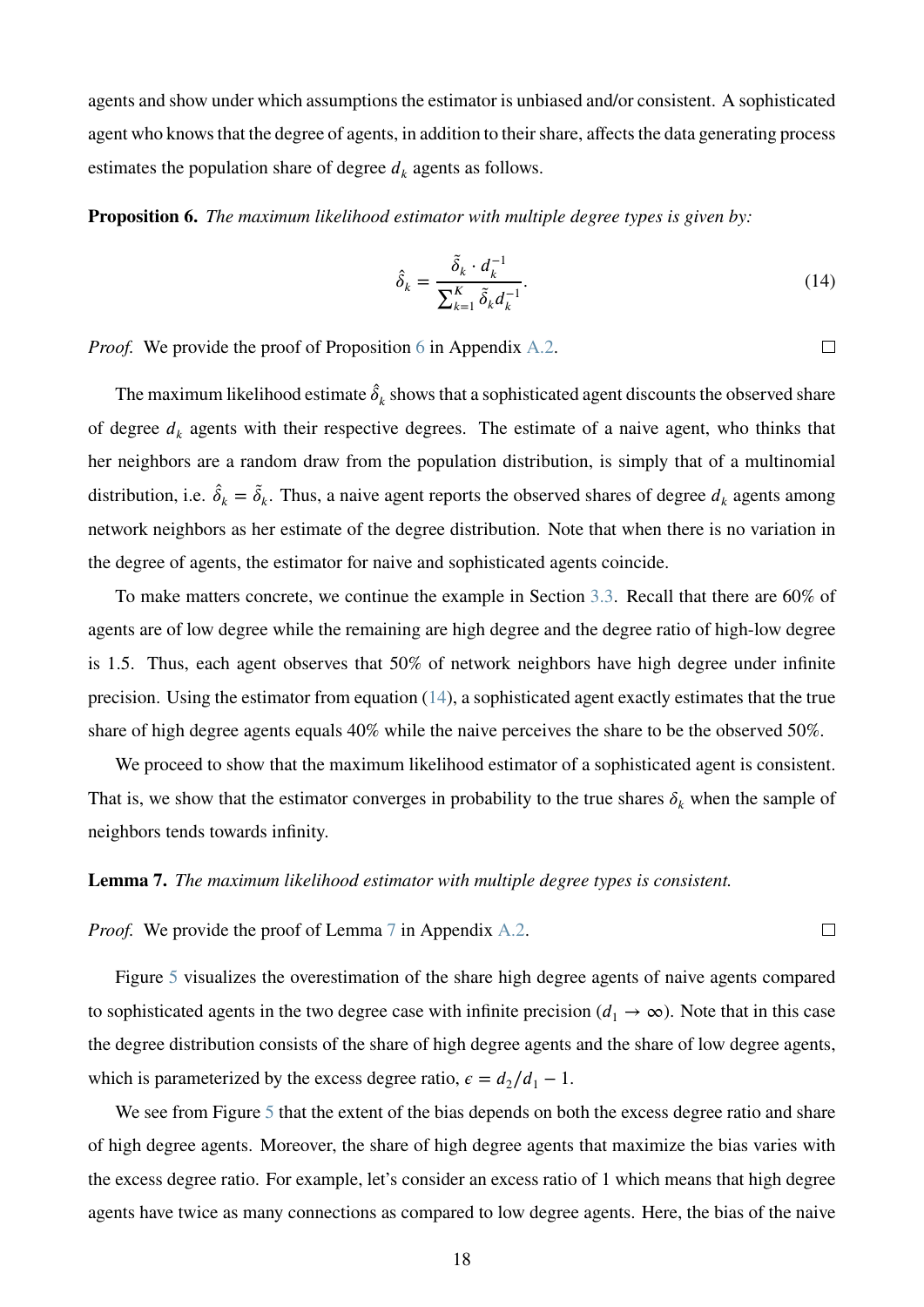agents and show under which assumptions the estimator is unbiased and/or consistent. A sophisticated agent who knows that the degree of agents, in addition to their share, affects the data generating process estimates the population share of degree $d_k$ agents as follows.

**Proposition 6.** *The maximum likelihood estimator with multiple degree types is given by:*

$$\hat{\delta}_k = \frac{\tilde{\delta}_k \cdot d_k^{-1}}{\sum_{k=1}^{K} \tilde{\delta}_k d_k^{-1}}. \tag{14}$$

*Proof.* We provide the proof of Proposition 6 in Appendix A.2. □

The maximum likelihood estimate $\hat{\delta}_k$ shows that a sophisticated agent discounts the observed share of degree $d_k$ agents with their respective degrees. The estimate of a naive agent, who thinks that her neighbors are a random draw from the population distribution, is simply that of a multinomial distribution, i.e. $\hat{\delta}_k = \tilde{\delta}_k$. Thus, a naive agent reports the observed shares of degree $d_k$ agents among network neighbors as her estimate of the degree distribution. Note that when there is no variation in the degree of agents, the estimator for naive and sophisticated agents coincide.

To make matters concrete, we continue the example in Section 3.3. Recall that there are 60% of agents are of low degree while the remaining are high degree and the degree ratio of high-low degree is 1.5. Thus, each agent observes that 50% of network neighbors have high degree under infinite precision. Using the estimator from equation (14), a sophisticated agent exactly estimates that the true share of high degree agents equals 40% while the naive perceives the share to be the observed 50%.

We proceed to show that the maximum likelihood estimator of a sophisticated agent is consistent. That is, we show that the estimator converges in probability to the true shares $\delta_k$ when the sample of neighbors tends towards infinity.

**Lemma 7.** *The maximum likelihood estimator with multiple degree types is consistent.*

*Proof.* We provide the proof of Lemma 7 in Appendix A.2. □

Figure 5 visualizes the overestimation of the share high degree agents of naive agents compared to sophisticated agents in the two degree case with infinite precision ($d_1 \to \infty$). Note that in this case the degree distribution consists of the share of high degree agents and the share of low degree agents, which is parameterized by the excess degree ratio, $\epsilon = d_2/d_1 - 1$.

We see from Figure 5 that the extent of the bias depends on both the excess degree ratio and share of high degree agents. Moreover, the share of high degree agents that maximize the bias varies with the excess degree ratio. For example, let's consider an excess ratio of 1 which means that high degree agents have twice as many connections as compared to low degree agents. Here, the bias of the naive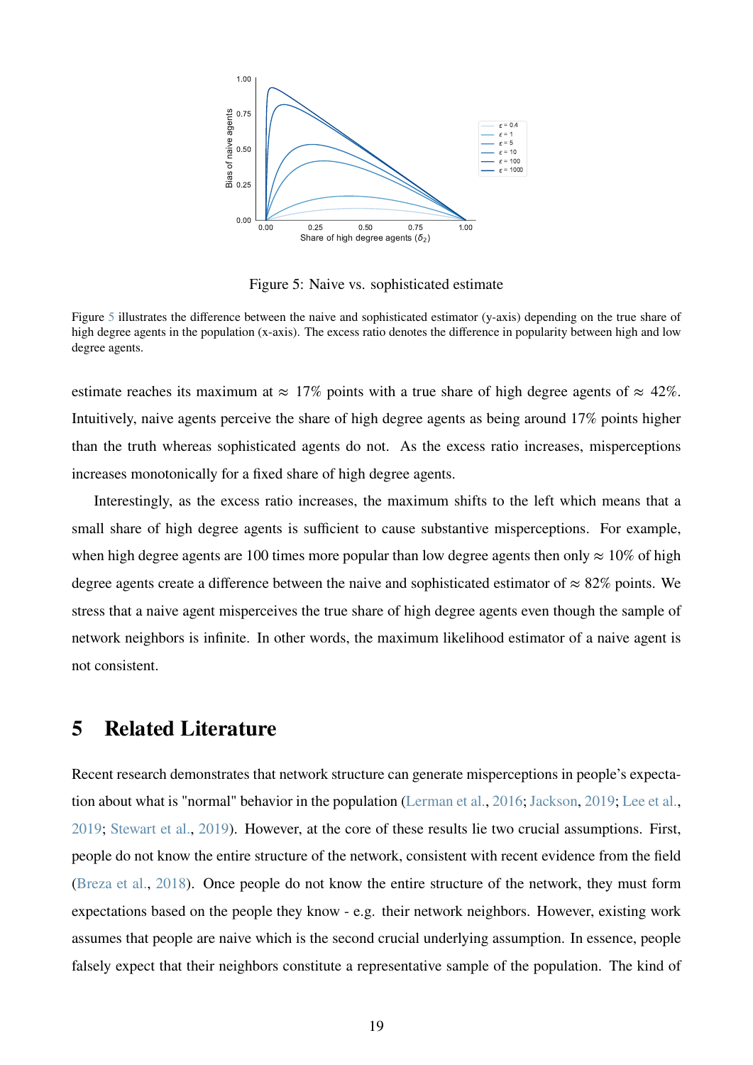Figure 5: Naive vs. sophisticated estimate

Figure 5 illustrates the difference between the naive and sophisticated estimator (y-axis) depending on the true share of high degree agents in the population (x-axis). The excess ratio denotes the difference in popularity between high and low degree agents.

estimate reaches its maximum at $\approx$ 17% points with a true share of high degree agents of $\approx$ 42%. Intuitively, naive agents perceive the share of high degree agents as being around 17% points higher than the truth whereas sophisticated agents do not. As the excess ratio increases, misperceptions increases monotonically for a fixed share of high degree agents.

Interestingly, as the excess ratio increases, the maximum shifts to the left which means that a small share of high degree agents is sufficient to cause substantive misperceptions. For example, when high degree agents are 100 times more popular than low degree agents then only $\approx$ 10% of high degree agents create a difference between the naive and sophisticated estimator of $\approx$ 82% points. We stress that a naive agent misperceives the true share of high degree agents even though the sample of network neighbors is infinite. In other words, the maximum likelihood estimator of a naive agent is not consistent.

# 5 Related Literature

Recent research demonstrates that network structure can generate misperceptions in people's expectation about what is "normal" behavior in the population (Lerman et al., 2016; Jackson, 2019; Lee et al., 2019; Stewart et al., 2019). However, at the core of these results lie two crucial assumptions. First, people do not know the entire structure of the network, consistent with recent evidence from the field (Breza et al., 2018). Once people do not know the entire structure of the network, they must form expectations based on the people they know - e.g. their network neighbors. However, existing work assumes that people are naive which is the second crucial underlying assumption. In essence, people falsely expect that their neighbors constitute a representative sample of the population. The kind of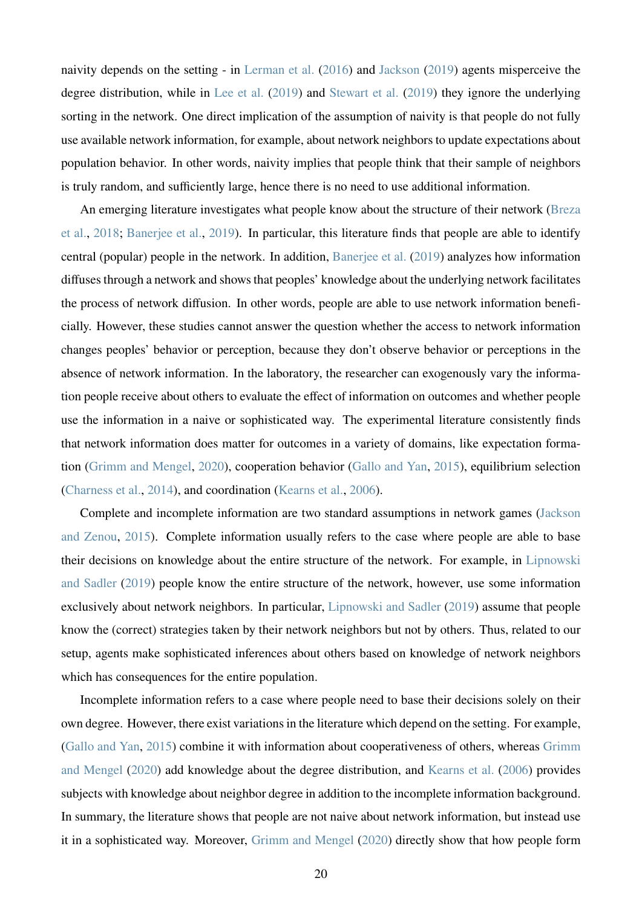naivity depends on the setting - in Lerman et al. (2016) and Jackson (2019) agents misperceive the degree distribution, while in Lee et al. (2019) and Stewart et al. (2019) they ignore the underlying sorting in the network. One direct implication of the assumption of naivity is that people do not fully use available network information, for example, about network neighbors to update expectations about population behavior. In other words, naivity implies that people think that their sample of neighbors is truly random, and sufficiently large, hence there is no need to use additional information.

An emerging literature investigates what people know about the structure of their network (Breza et al., 2018; Banerjee et al., 2019). In particular, this literature finds that people are able to identify central (popular) people in the network. In addition, Banerjee et al. (2019) analyzes how information diffuses through a network and shows that peoples' knowledge about the underlying network facilitates the process of network diffusion. In other words, people are able to use network information beneficially. However, these studies cannot answer the question whether the access to network information changes peoples' behavior or perception, because they don't observe behavior or perceptions in the absence of network information. In the laboratory, the researcher can exogenously vary the information people receive about others to evaluate the effect of information on outcomes and whether people use the information in a naive or sophisticated way. The experimental literature consistently finds that network information does matter for outcomes in a variety of domains, like expectation formation (Grimm and Mengel, 2020), cooperation behavior (Gallo and Yan, 2015), equilibrium selection (Charness et al., 2014), and coordination (Kearns et al., 2006).

Complete and incomplete information are two standard assumptions in network games (Jackson and Zenou, 2015). Complete information usually refers to the case where people are able to base their decisions on knowledge about the entire structure of the network. For example, in Lipnowski and Sadler (2019) people know the entire structure of the network, however, use some information exclusively about network neighbors. In particular, Lipnowski and Sadler (2019) assume that people know the (correct) strategies taken by their network neighbors but not by others. Thus, related to our setup, agents make sophisticated inferences about others based on knowledge of network neighbors which has consequences for the entire population.

Incomplete information refers to a case where people need to base their decisions solely on their own degree. However, there exist variations in the literature which depend on the setting. For example, (Gallo and Yan, 2015) combine it with information about cooperativeness of others, whereas Grimm and Mengel (2020) add knowledge about the degree distribution, and Kearns et al. (2006) provides subjects with knowledge about neighbor degree in addition to the incomplete information background. In summary, the literature shows that people are not naive about network information, but instead use it in a sophisticated way. Moreover, Grimm and Mengel (2020) directly show that how people form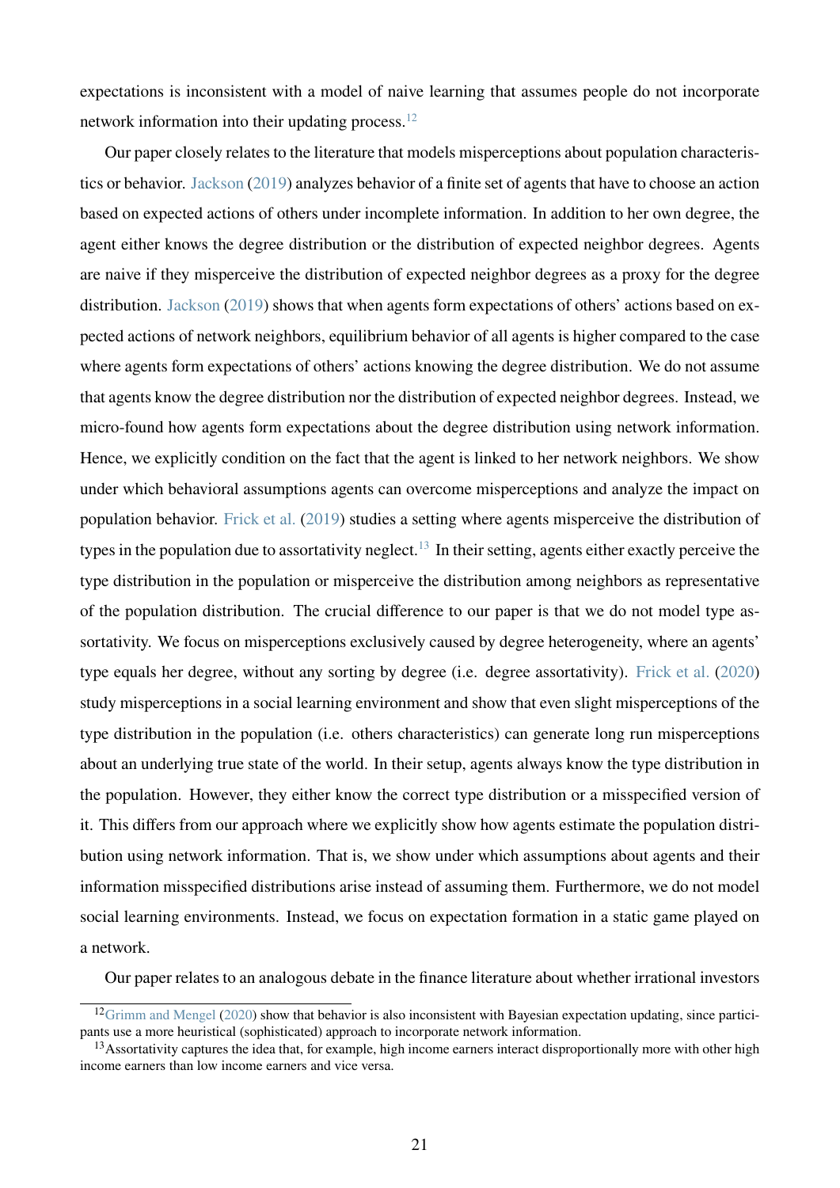expectations is inconsistent with a model of naive learning that assumes people do not incorporate network information into their updating process.[12]

Our paper closely relates to the literature that models misperceptions about population characteristics or behavior. Jackson (2019) analyzes behavior of a finite set of agents that have to choose an action based on expected actions of others under incomplete information. In addition to her own degree, the agent either knows the degree distribution or the distribution of expected neighbor degrees. Agents are naive if they misperceive the distribution of expected neighbor degrees as a proxy for the degree distribution. Jackson (2019) shows that when agents form expectations of others' actions based on expected actions of network neighbors, equilibrium behavior of all agents is higher compared to the case where agents form expectations of others' actions knowing the degree distribution. We do not assume that agents know the degree distribution nor the distribution of expected neighbor degrees. Instead, we micro-found how agents form expectations about the degree distribution using network information. Hence, we explicitly condition on the fact that the agent is linked to her network neighbors. We show under which behavioral assumptions agents can overcome misperceptions and analyze the impact on population behavior. Frick et al. (2019) studies a setting where agents misperceive the distribution of types in the population due to assortativity neglect.[13] In their setting, agents either exactly perceive the type distribution in the population or misperceive the distribution among neighbors as representative of the population distribution. The crucial difference to our paper is that we do not model type assortativity. We focus on misperceptions exclusively caused by degree heterogeneity, where an agents' type equals her degree, without any sorting by degree (i.e. degree assortativity). Frick et al. (2020) study misperceptions in a social learning environment and show that even slight misperceptions of the type distribution in the population (i.e. others characteristics) can generate long run misperceptions about an underlying true state of the world. In their setup, agents always know the type distribution in the population. However, they either know the correct type distribution or a misspecified version of it. This differs from our approach where we explicitly show how agents estimate the population distribution using network information. That is, we show under which assumptions about agents and their information misspecified distributions arise instead of assuming them. Furthermore, we do not model social learning environments. Instead, we focus on expectation formation in a static game played on a network.

Our paper relates to an analogous debate in the finance literature about whether irrational investors

[12] Grimm and Mengel (2020) show that behavior is also inconsistent with Bayesian expectation updating, since participants use a more heuristical (sophisticated) approach to incorporate network information.

[13] Assortativity captures the idea that, for example, high income earners interact disproportionally more with other high income earners than low income earners and vice versa.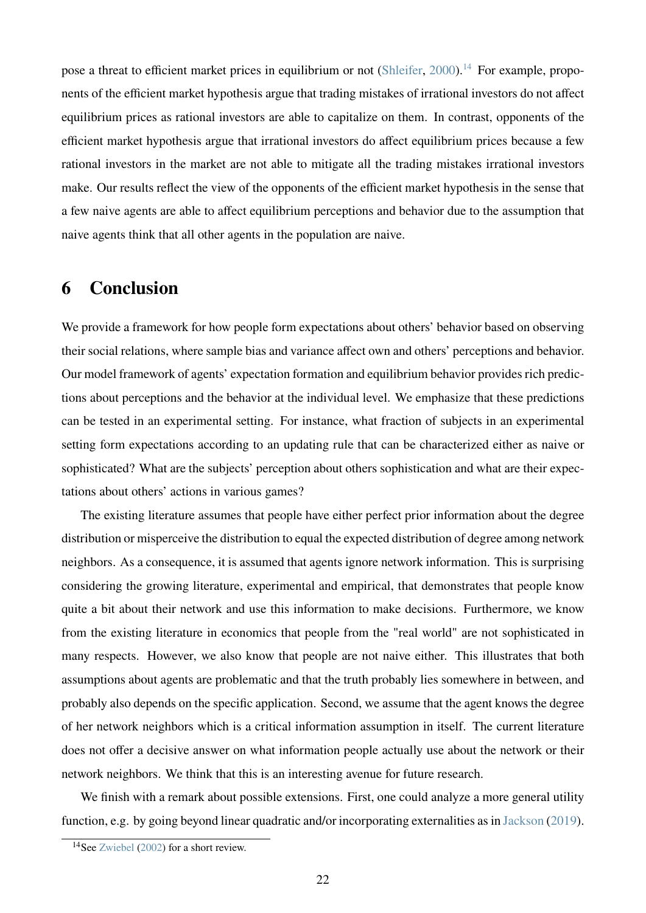pose a threat to efficient market prices in equilibrium or not (Shleifer, 2000).[14] For example, proponents of the efficient market hypothesis argue that trading mistakes of irrational investors do not affect equilibrium prices as rational investors are able to capitalize on them. In contrast, opponents of the efficient market hypothesis argue that irrational investors do affect equilibrium prices because a few rational investors in the market are not able to mitigate all the trading mistakes irrational investors make. Our results reflect the view of the opponents of the efficient market hypothesis in the sense that a few naive agents are able to affect equilibrium perceptions and behavior due to the assumption that naive agents think that all other agents in the population are naive.

# 6 Conclusion

We provide a framework for how people form expectations about others' behavior based on observing their social relations, where sample bias and variance affect own and others' perceptions and behavior. Our model framework of agents' expectation formation and equilibrium behavior provides rich predictions about perceptions and the behavior at the individual level. We emphasize that these predictions can be tested in an experimental setting. For instance, what fraction of subjects in an experimental setting form expectations according to an updating rule that can be characterized either as naive or sophisticated? What are the subjects' perception about others sophistication and what are their expectations about others' actions in various games?

The existing literature assumes that people have either perfect prior information about the degree distribution or misperceive the distribution to equal the expected distribution of degree among network neighbors. As a consequence, it is assumed that agents ignore network information. This is surprising considering the growing literature, experimental and empirical, that demonstrates that people know quite a bit about their network and use this information to make decisions. Furthermore, we know from the existing literature in economics that people from the "real world" are not sophisticated in many respects. However, we also know that people are not naive either. This illustrates that both assumptions about agents are problematic and that the truth probably lies somewhere in between, and probably also depends on the specific application. Second, we assume that the agent knows the degree of her network neighbors which is a critical information assumption in itself. The current literature does not offer a decisive answer on what information people actually use about the network or their network neighbors. We think that this is an interesting avenue for future research.

We finish with a remark about possible extensions. First, one could analyze a more general utility function, e.g. by going beyond linear quadratic and/or incorporating externalities as in Jackson (2019).

[14] See Zwiebel (2002) for a short review.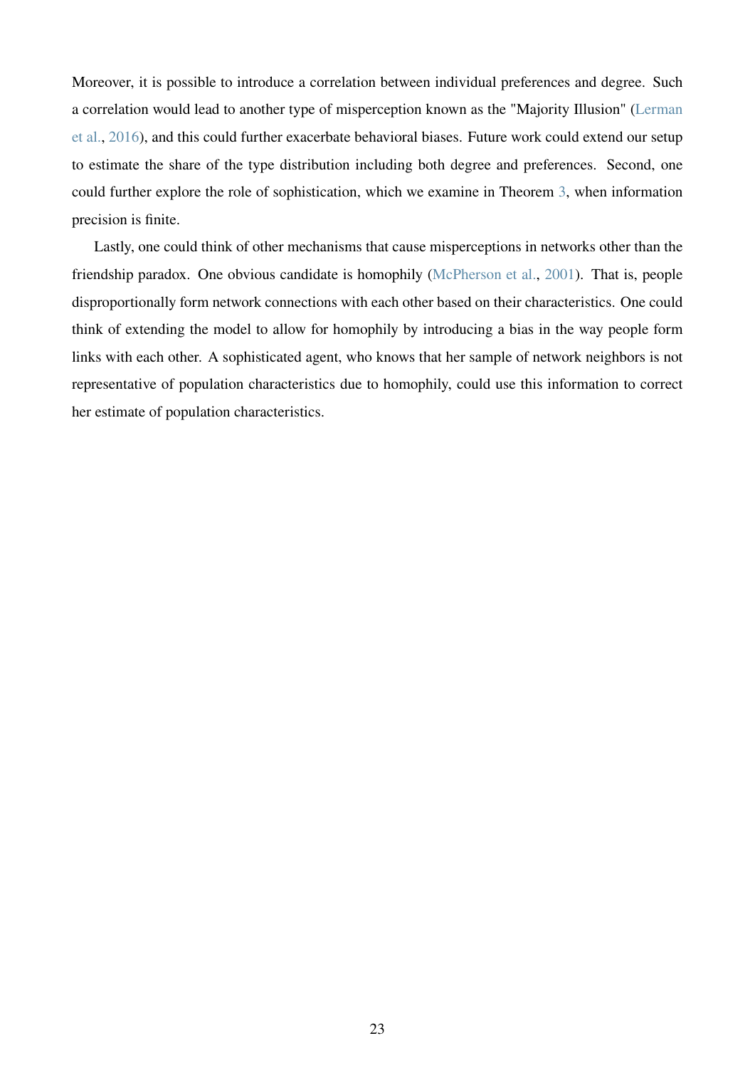Moreover, it is possible to introduce a correlation between individual preferences and degree. Such a correlation would lead to another type of misperception known as the "Majority Illusion" (Lerman et al., 2016), and this could further exacerbate behavioral biases. Future work could extend our setup to estimate the share of the type distribution including both degree and preferences. Second, one could further explore the role of sophistication, which we examine in Theorem 3, when information precision is finite.

Lastly, one could think of other mechanisms that cause misperceptions in networks other than the friendship paradox. One obvious candidate is homophily (McPherson et al., 2001). That is, people disproportionally form network connections with each other based on their characteristics. One could think of extending the model to allow for homophily by introducing a bias in the way people form links with each other. A sophisticated agent, who knows that her sample of network neighbors is not representative of population characteristics due to homophily, could use this information to correct her estimate of population characteristics.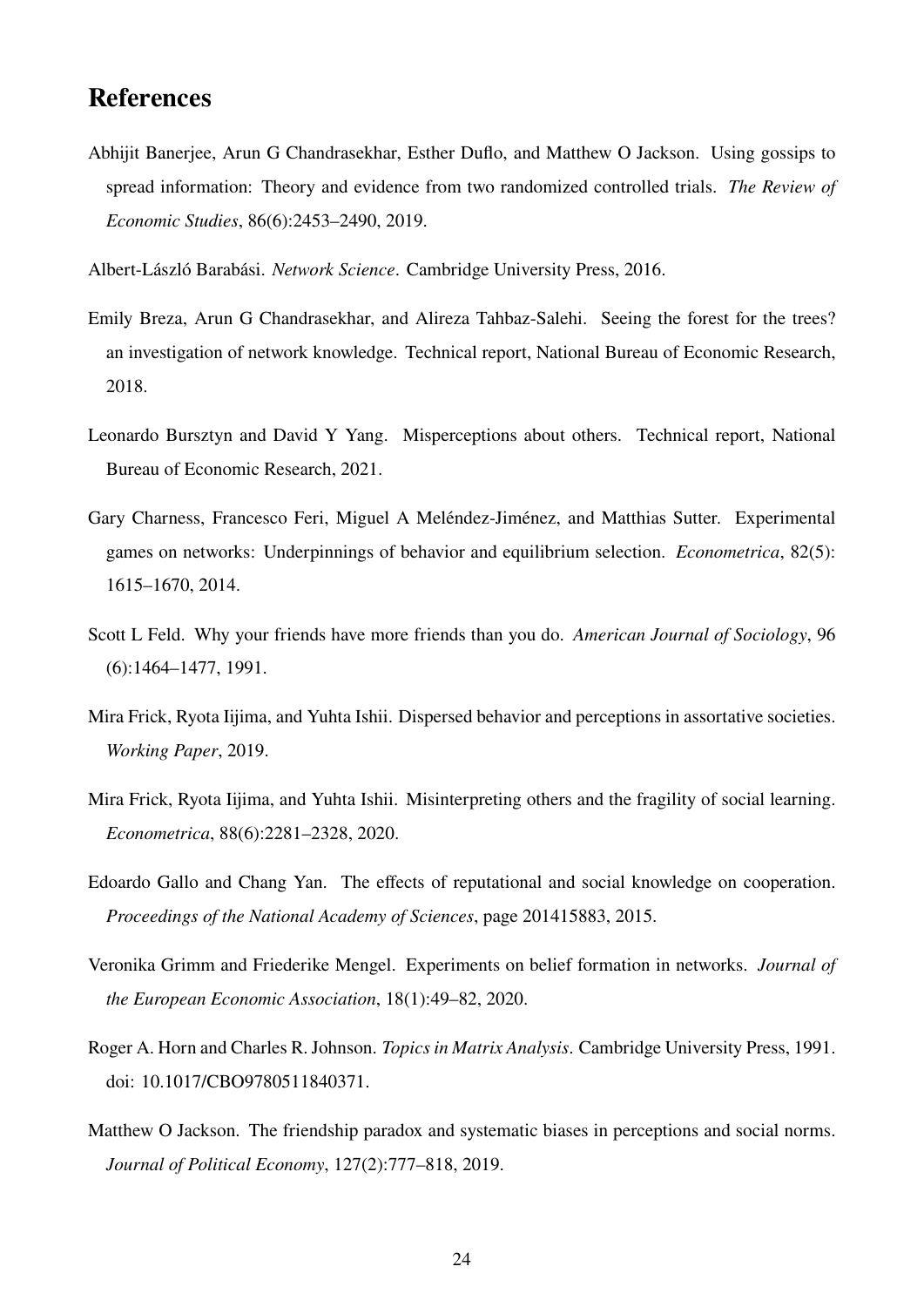# References

Abhijit Banerjee, Arun G Chandrasekhar, Esther Duflo, and Matthew O Jackson. Using gossips to spread information: Theory and evidence from two randomized controlled trials. *The Review of Economic Studies*, 86(6):2453–2490, 2019.

Albert-László Barabási. *Network Science*. Cambridge University Press, 2016.

Emily Breza, Arun G Chandrasekhar, and Alireza Tahbaz-Salehi. Seeing the forest for the trees? an investigation of network knowledge. Technical report, National Bureau of Economic Research, 2018.

Leonardo Bursztyn and David Y Yang. Misperceptions about others. Technical report, National Bureau of Economic Research, 2021.

Gary Charness, Francesco Feri, Miguel A Meléndez-Jiménez, and Matthias Sutter. Experimental games on networks: Underpinnings of behavior and equilibrium selection. *Econometrica*, 82(5): 1615–1670, 2014.

Scott L Feld. Why your friends have more friends than you do. *American Journal of Sociology*, 96 (6):1464–1477, 1991.

Mira Frick, Ryota Iijima, and Yuhta Ishii. Dispersed behavior and perceptions in assortative societies. *Working Paper*, 2019.

Mira Frick, Ryota Iijima, and Yuhta Ishii. Misinterpreting others and the fragility of social learning. *Econometrica*, 88(6):2281–2328, 2020.

Edoardo Gallo and Chang Yan. The effects of reputational and social knowledge on cooperation. *Proceedings of the National Academy of Sciences*, page 201415883, 2015.

Veronika Grimm and Friederike Mengel. Experiments on belief formation in networks. *Journal of the European Economic Association*, 18(1):49–82, 2020.

Roger A. Horn and Charles R. Johnson. *Topics in Matrix Analysis*. Cambridge University Press, 1991. doi: 10.1017/CBO9780511840371.

Matthew O Jackson. The friendship paradox and systematic biases in perceptions and social norms. *Journal of Political Economy*, 127(2):777–818, 2019.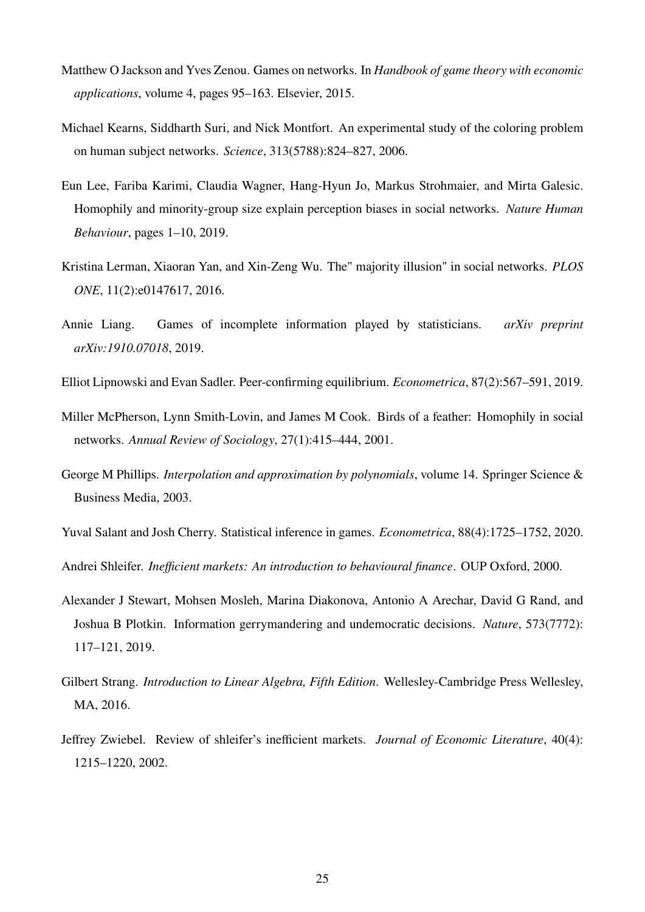Matthew O Jackson and Yves Zenou. Games on networks. In *Handbook of game theory with economic applications*, volume 4, pages 95–163. Elsevier, 2015.

Michael Kearns, Siddharth Suri, and Nick Montfort. An experimental study of the coloring problem on human subject networks. *Science*, 313(5788):824–827, 2006.

Eun Lee, Fariba Karimi, Claudia Wagner, Hang-Hyun Jo, Markus Strohmaier, and Mirta Galesic. Homophily and minority-group size explain perception biases in social networks. *Nature Human Behaviour*, pages 1–10, 2019.

Kristina Lerman, Xiaoran Yan, and Xin-Zeng Wu. The" majority illusion" in social networks. *PLOS ONE*, 11(2):e0147617, 2016.

Annie Liang. Games of incomplete information played by statisticians. *arXiv preprint arXiv:1910.07018*, 2019.

Elliot Lipnowski and Evan Sadler. Peer-confirming equilibrium. *Econometrica*, 87(2):567–591, 2019.

Miller McPherson, Lynn Smith-Lovin, and James M Cook. Birds of a feather: Homophily in social networks. *Annual Review of Sociology*, 27(1):415–444, 2001.

George M Phillips. *Interpolation and approximation by polynomials*, volume 14. Springer Science & Business Media, 2003.

Yuval Salant and Josh Cherry. Statistical inference in games. *Econometrica*, 88(4):1725–1752, 2020.

Andrei Shleifer. *Inefficient markets: An introduction to behavioural finance*. OUP Oxford, 2000.

Alexander J Stewart, Mohsen Mosleh, Marina Diakonova, Antonio A Arechar, David G Rand, and Joshua B Plotkin. Information gerrymandering and undemocratic decisions. *Nature*, 573(7772): 117–121, 2019.

Gilbert Strang. *Introduction to Linear Algebra, Fifth Edition*. Wellesley-Cambridge Press Wellesley, MA, 2016.

Jeffrey Zwiebel. Review of shleifer's inefficient markets. *Journal of Economic Literature*, 40(4): 1215–1220, 2002.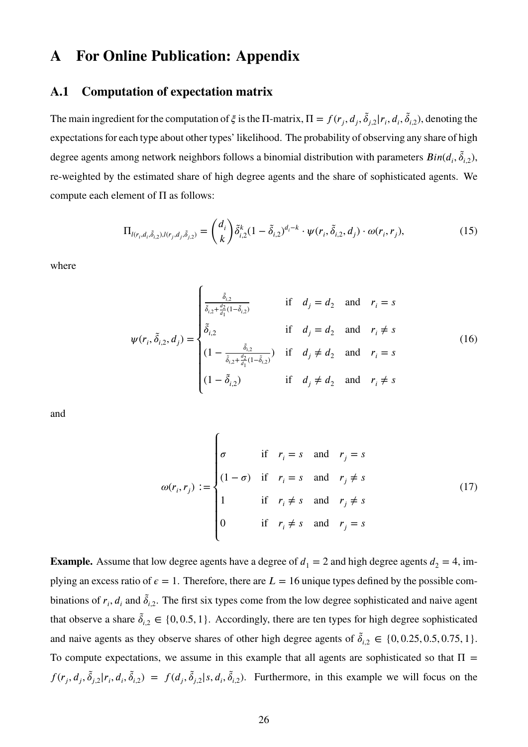# A For Online Publication: Appendix

## A.1 Computation of expectation matrix

The main ingredient for the computation of $\xi$ is the $\Pi$-matrix, $\Pi = f(r_j, d_j, \tilde{\delta}_{j,2} | r_i, d_i, \tilde{\delta}_{i,2})$, denoting the expectations for each type about other types' likelihood. The probability of observing any share of high degree agents among network neighbors follows a binomial distribution with parameters $Bin(d_i, \tilde{\delta}_{i,2})$, re-weighted by the estimated share of high degree agents and the share of sophisticated agents. We compute each element of $\Pi$ as follows:

$$\Pi_{l(r_i,d_i,\tilde{\delta}_{i,2}),l(r_j,d_j,\tilde{\delta}_{j,2})} = \binom{d_i}{k} \tilde{\delta}_{i,2}^k (1 - \tilde{\delta}_{i,2})^{d_i - k} \cdot \psi(r_i, \tilde{\delta}_{i,2}, d_j) \cdot \omega(r_i, r_j), \tag{15}$$

where

$$\psi(r_i, \tilde{\delta}_{i,2}, d_j) = \begin{cases} \frac{\tilde{\delta}_{i,2}}{\tilde{\delta}_{i,2} + \frac{d_2}{d_1}(1 - \tilde{\delta}_{i,2})} & \text{if} \quad d_j = d_2 \quad \text{and} \quad r_i = s \\ \tilde{\delta}_{i,2} & \text{if} \quad d_j = d_2 \quad \text{and} \quad r_i \neq s \\ (1 - \frac{\tilde{\delta}_{i,2}}{\tilde{\delta}_{i,2} + \frac{d_2}{d_1}(1 - \tilde{\delta}_{i,2})}) & \text{if} \quad d_j \neq d_2 \quad \text{and} \quad r_i = s \\ (1 - \tilde{\delta}_{i,2}) & \text{if} \quad d_j \neq d_2 \quad \text{and} \quad r_i \neq s \end{cases} \tag{16}$$

and

$$\omega(r_i, r_j) := \begin{cases} \sigma & \text{if} \quad r_i = s \quad \text{and} \quad r_j = s \\ (1 - \sigma) & \text{if} \quad r_i = s \quad \text{and} \quad r_j \neq s \\ 1 & \text{if} \quad r_i \neq s \quad \text{and} \quad r_j \neq s \\ 0 & \text{if} \quad r_i \neq s \quad \text{and} \quad r_j = s \end{cases} \tag{17}$$

**Example.** Assume that low degree agents have a degree of $d_1 = 2$ and high degree agents $d_2 = 4$, implying an excess ratio of $\epsilon = 1$. Therefore, there are $L = 16$ unique types defined by the possible combinations of $r_i, d_i$ and $\tilde{\delta}_{i,2}$. The first six types come from the low degree sophisticated and naive agent that observe a share $\tilde{\delta}_{i,2} \in \{0, 0.5, 1\}$. Accordingly, there are ten types for high degree sophisticated and naive agents as they observe shares of other high degree agents of $\tilde{\delta}_{i,2} \in \{0, 0.25, 0.5, 0.75, 1\}$. To compute expectations, we assume in this example that all agents are sophisticated so that $\Pi = f(r_j, d_j, \tilde{\delta}_{j,2} | r_i, d_i, \tilde{\delta}_{i,2}) = f(d_j, \tilde{\delta}_{j,2} | s, d_i, \tilde{\delta}_{i,2})$. Furthermore, in this example we will focus on the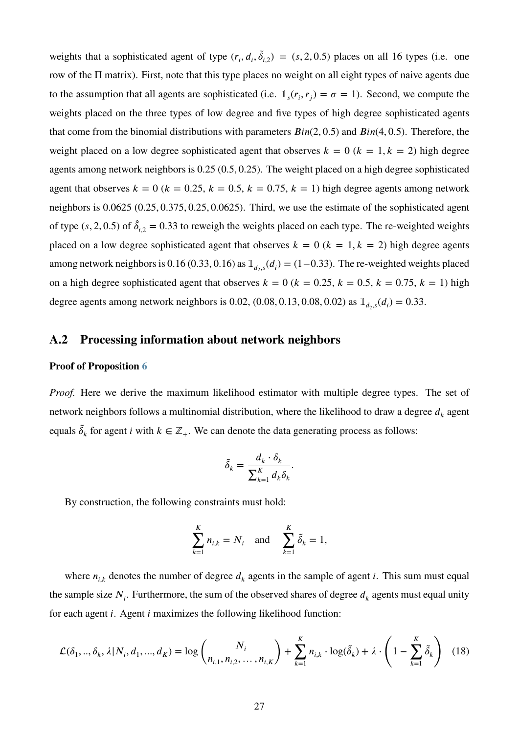weights that a sophisticated agent of type $(r_i, d_i, \tilde{\delta}_{i,2}) = (s, 2, 0.5)$ places on all 16 types (i.e. one row of the $\Pi$ matrix). First, note that this type places no weight on all eight types of naive agents due to the assumption that all agents are sophisticated (i.e. $\mathbb{1}_s(r_i, r_j) = \sigma = 1$). Second, we compute the weights placed on the three types of low degree and five types of high degree sophisticated agents that come from the binomial distributions with parameters $Bin(2, 0.5)$ and $Bin(4, 0.5)$. Therefore, the weight placed on a low degree sophisticated agent that observes $k = 0$ ($k = 1, k = 2$) high degree agents among network neighbors is 0.25 (0.5, 0.25). The weight placed on a high degree sophisticated agent that observes $k = 0$ ($k = 0.25$, $k = 0.5$, $k = 0.75$, $k = 1$) high degree agents among network neighbors is 0.0625 (0.25, 0.375, 0.25, 0.0625). Third, we use the estimate of the sophisticated agent of type $(s, 2, 0.5)$ of $\hat{\delta}_{i,2} = 0.33$ to reweigh the weights placed on each type. The re-weighted weights placed on a low degree sophisticated agent that observes $k = 0$ ($k = 1, k = 2$) high degree agents among network neighbors is 0.16 (0.33, 0.16) as $\mathbb{1}_{d_2,s}(d_i) = (1-0.33)$. The re-weighted weights placed on a high degree sophisticated agent that observes $k = 0$ ($k = 0.25$, $k = 0.5$, $k = 0.75$, $k = 1$) high degree agents among network neighbors is 0.02, (0.08, 0.13, 0.08, 0.02) as $\mathbb{1}_{d_2,s}(d_i) = 0.33$.

## A.2 Processing information about network neighbors

**Proof of Proposition 6**

*Proof.* Here we derive the maximum likelihood estimator with multiple degree types. The set of network neighbors follows a multinomial distribution, where the likelihood to draw a degree $d_k$ agent equals $\tilde{\delta}_k$ for agent $i$ with $k \in \mathbb{Z}_+$. We can denote the data generating process as follows:

$$\tilde{\delta}_k = \frac{d_k \cdot \delta_k}{\sum_{k=1}^{K} d_k \delta_k}.$$

By construction, the following constraints must hold:

$$\sum_{k=1}^{K} n_{i,k} = N_i \quad \text{and} \quad \sum_{k=1}^{K} \tilde{\delta}_k = 1,$$

where $n_{i,k}$ denotes the number of degree $d_k$ agents in the sample of agent $i$. This sum must equal the sample size $N_i$. Furthermore, the sum of the observed shares of degree $d_k$ agents must equal unity for each agent $i$. Agent $i$ maximizes the following likelihood function:

$$\mathcal{L}(\delta_1, .., \delta_k, \lambda | N_i, d_1, ..., d_K) = \log \binom{N_i}{n_{i,1}, n_{i,2}, \ldots, n_{i,K}} + \sum_{k=1}^{K} n_{i,k} \cdot \log(\tilde{\delta}_k) + \lambda \cdot \left(1 - \sum_{k=1}^{K} \tilde{\delta}_k\right) \quad (18)$$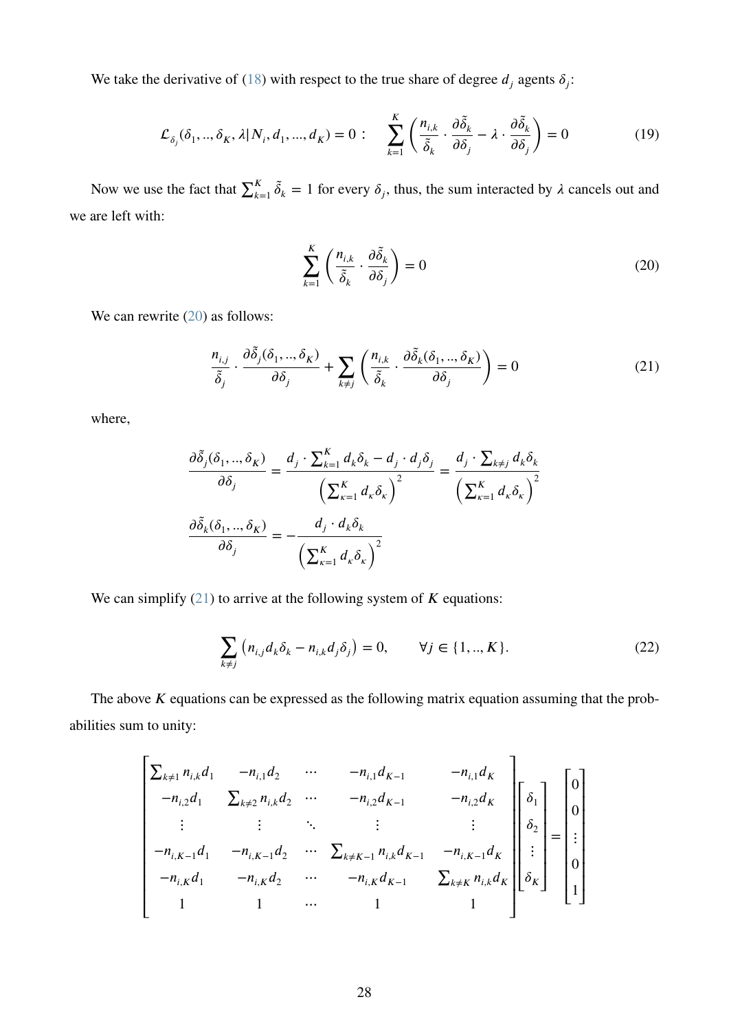We take the derivative of (18) with respect to the true share of degree $d_j$ agents $\delta_j$:

$$\mathcal{L}_{\delta_j}(\delta_1, .., \delta_K, \lambda | N_i, d_1, ..., d_K) = 0: \quad \sum_{k=1}^{K} \left( \frac{n_{i,k}}{\tilde{\delta}_k} \cdot \frac{\partial \tilde{\delta}_k}{\partial \delta_j} - \lambda \cdot \frac{\partial \tilde{\delta}_k}{\partial \delta_j} \right) = 0 \tag{19}$$

Now we use the fact that $\sum_{k=1}^{K} \tilde{\delta}_k = 1$ for every $\delta_j$, thus, the sum interacted by $\lambda$ cancels out and we are left with:

$$\sum_{k=1}^{K} \left( \frac{n_{i,k}}{\tilde{\delta}_k} \cdot \frac{\partial \tilde{\delta}_k}{\partial \delta_j} \right) = 0 \tag{20}$$

We can rewrite (20) as follows:

$$\frac{n_{i,j}}{\tilde{\delta}_j} \cdot \frac{\partial \tilde{\delta}_j(\delta_1, .., \delta_K)}{\partial \delta_j} + \sum_{k \neq j} \left( \frac{n_{i,k}}{\tilde{\delta}_k} \cdot \frac{\partial \tilde{\delta}_k(\delta_1, .., \delta_K)}{\partial \delta_j} \right) = 0 \tag{21}$$

where,

$$\frac{\partial \tilde{\delta}_j(\delta_1, .., \delta_K)}{\partial \delta_j} = \frac{d_j \cdot \sum_{k=1}^{K} d_k \delta_k - d_j \cdot d_j \delta_j}{\left( \sum_{\kappa=1}^{K} d_\kappa \delta_\kappa \right)^2} = \frac{d_j \cdot \sum_{k \neq j} d_k \delta_k}{\left( \sum_{\kappa=1}^{K} d_\kappa \delta_\kappa \right)^2}$$

$$\frac{\partial \tilde{\delta}_k(\delta_1, .., \delta_K)}{\partial \delta_j} = -\frac{d_j \cdot d_k \delta_k}{\left( \sum_{\kappa=1}^{K} d_\kappa \delta_\kappa \right)^2}$$

We can simplify (21) to arrive at the following system of $K$ equations:

$$\sum_{k \neq j} \left( n_{i,j} d_k \delta_k - n_{i,k} d_j \delta_j \right) = 0, \qquad \forall j \in \{1, .., K\}. \tag{22}$$

The above $K$ equations can be expressed as the following matrix equation assuming that the probabilities sum to unity:

$$\begin{bmatrix} \sum_{k \neq 1} n_{i,k} d_1 & -n_{i,1} d_2 & \cdots & -n_{i,1} d_{K-1} & -n_{i,1} d_K \\ -n_{i,2} d_1 & \sum_{k \neq 2} n_{i,k} d_2 & \cdots & -n_{i,2} d_{K-1} & -n_{i,2} d_K \\ \vdots & \vdots & \ddots & \vdots & \vdots \\ -n_{i,K-1} d_1 & -n_{i,K-1} d_2 & \cdots & \sum_{k \neq K-1} n_{i,k} d_{K-1} & -n_{i,K-1} d_K \\ -n_{i,K} d_1 & -n_{i,K} d_2 & \cdots & -n_{i,K} d_{K-1} & \sum_{k \neq K} n_{i,k} d_K \\ 1 & 1 & \cdots & 1 & 1 \end{bmatrix} \begin{bmatrix} \delta_1 \\ \delta_2 \\ \vdots \\ \delta_K \end{bmatrix} = \begin{bmatrix} 0 \\ 0 \\ \vdots \\ 0 \\ 1 \end{bmatrix}$$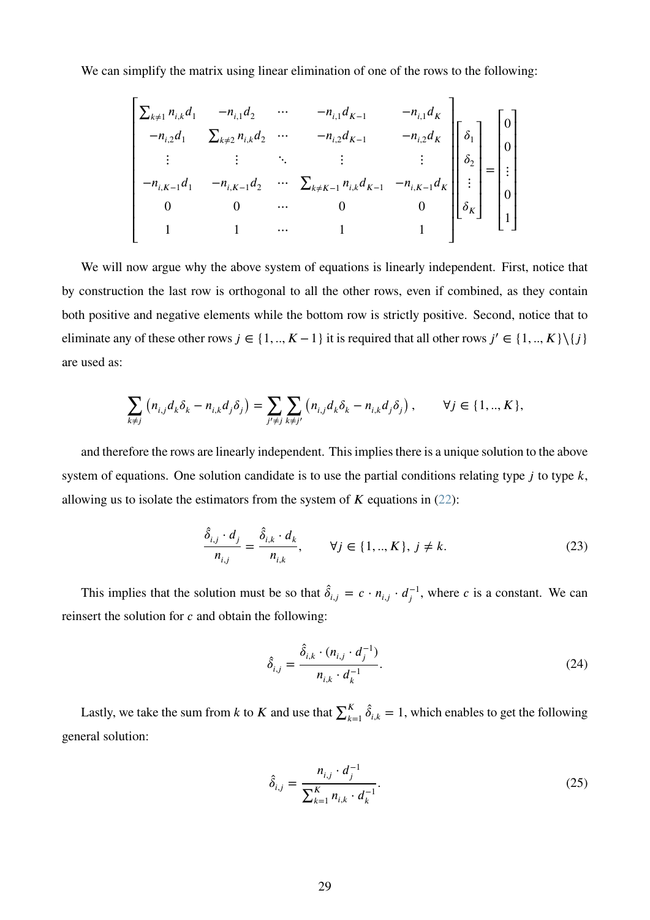We can simplify the matrix using linear elimination of one of the rows to the following:

$$
\begin{bmatrix}
\sum_{k\neq 1} n_{i,k} d_1 & -n_{i,1} d_2 & \cdots & -n_{i,1} d_{K-1} & -n_{i,1} d_K \\
-n_{i,2} d_1 & \sum_{k\neq 2} n_{i,k} d_2 & \cdots & -n_{i,2} d_{K-1} & -n_{i,2} d_K \\
\vdots & \vdots & \ddots & \vdots & \vdots \\
-n_{i,K-1} d_1 & -n_{i,K-1} d_2 & \cdots & \sum_{k\neq K-1} n_{i,k} d_{K-1} & -n_{i,K-1} d_K \\
0 & 0 & \cdots & 0 & 0 \\
1 & 1 & \cdots & 1 & 1
\end{bmatrix}
\begin{bmatrix}
\delta_1 \\ \delta_2 \\ \vdots \\ \delta_K
\end{bmatrix}
=
\begin{bmatrix}
0 \\ 0 \\ \vdots \\ 0 \\ 1
\end{bmatrix}
$$

We will now argue why the above system of equations is linearly independent. First, notice that by construction the last row is orthogonal to all the other rows, even if combined, as they contain both positive and negative elements while the bottom row is strictly positive. Second, notice that to eliminate any of these other rows $j \in \{1, .., K-1\}$ it is required that all other rows $j' \in \{1, .., K\} \backslash \{j\}$ are used as:

$$
\sum_{k\neq j} \left( n_{i,j} d_k \delta_k - n_{i,k} d_j \delta_j \right) = \sum_{j'\neq j} \sum_{k\neq j'} \left( n_{i,j} d_k \delta_k - n_{i,k} d_j \delta_j \right), \qquad \forall j \in \{1, .., K\},
$$

and therefore the rows are linearly independent. This implies there is a unique solution to the above system of equations. One solution candidate is to use the partial conditions relating type $j$ to type $k$, allowing us to isolate the estimators from the system of $K$ equations in (22):

$$
\frac{\hat{\delta}_{i,j} \cdot d_j}{n_{i,j}} = \frac{\hat{\delta}_{i,k} \cdot d_k}{n_{i,k}}, \qquad \forall j \in \{1, .., K\},\ j \neq k. \tag{23}
$$

This implies that the solution must be so that $\hat{\delta}_{i,j} = c \cdot n_{i,j} \cdot d_j^{-1}$, where $c$ is a constant. We can reinsert the solution for $c$ and obtain the following:

$$
\hat{\delta}_{i,j} = \frac{\hat{\delta}_{i,k} \cdot (n_{i,j} \cdot d_j^{-1})}{n_{i,k} \cdot d_k^{-1}}. \tag{24}
$$

Lastly, we take the sum from $k$ to $K$ and use that $\sum_{k=1}^{K} \hat{\delta}_{i,k} = 1$, which enables to get the following general solution:

$$
\hat{\delta}_{i,j} = \frac{n_{i,j} \cdot d_j^{-1}}{\sum_{k=1}^{K} n_{i,k} \cdot d_k^{-1}}. \tag{25}
$$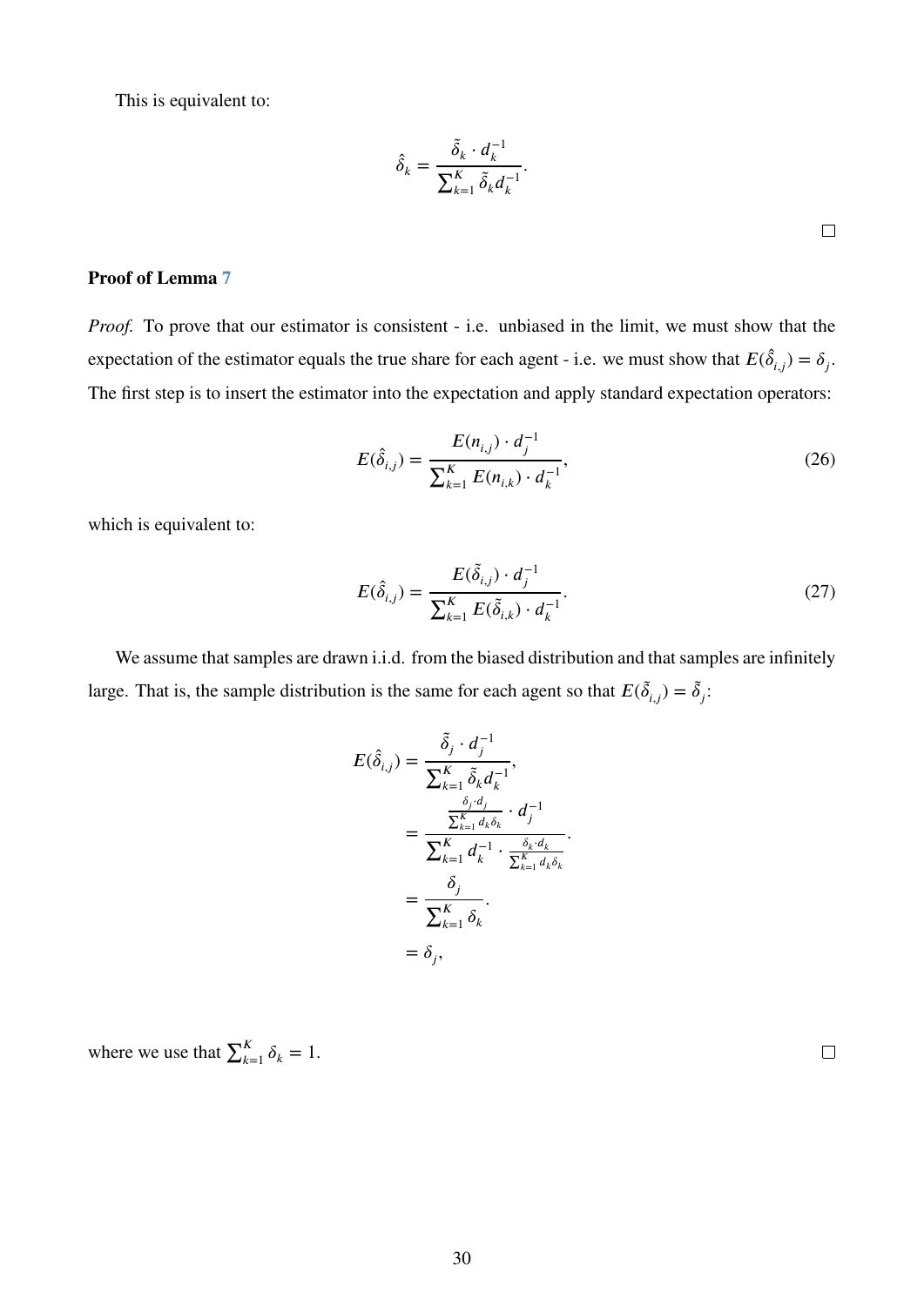This is equivalent to:

$$\hat{\delta}_k = \frac{\tilde{\delta}_k \cdot d_k^{-1}}{\sum_{k=1}^{K} \tilde{\delta}_k d_k^{-1}}.$$

□

**Proof of Lemma 7**

*Proof.* To prove that our estimator is consistent - i.e. unbiased in the limit, we must show that the expectation of the estimator equals the true share for each agent - i.e. we must show that $E(\hat{\delta}_{i,j}) = \delta_j$. The first step is to insert the estimator into the expectation and apply standard expectation operators:

$$E(\hat{\delta}_{i,j}) = \frac{E(n_{i,j}) \cdot d_j^{-1}}{\sum_{k=1}^{K} E(n_{i,k}) \cdot d_k^{-1}}, \tag{26}$$

which is equivalent to:

$$E(\hat{\delta}_{i,j}) = \frac{E(\tilde{\delta}_{i,j}) \cdot d_j^{-1}}{\sum_{k=1}^{K} E(\tilde{\delta}_{i,k}) \cdot d_k^{-1}}. \tag{27}$$

We assume that samples are drawn i.i.d. from the biased distribution and that samples are infinitely large. That is, the sample distribution is the same for each agent so that $E(\tilde{\delta}_{i,j}) = \tilde{\delta}_j$:

$$
\begin{aligned}
E(\hat{\delta}_{i,j}) &= \frac{\tilde{\delta}_j \cdot d_j^{-1}}{\sum_{k=1}^{K} \tilde{\delta}_k d_k^{-1}}, \\
&= \frac{\frac{\delta_j \cdot d_j}{\sum_{k=1}^{K} d_k \delta_k} \cdot d_j^{-1}}{\sum_{k=1}^{K} d_k^{-1} \cdot \frac{\delta_k \cdot d_k}{\sum_{k=1}^{K} d_k \delta_k}}. \\
&= \frac{\delta_j}{\sum_{k=1}^{K} \delta_k}. \\
&= \delta_j,
\end{aligned}
$$

where we use that $\sum_{k=1}^{K} \delta_k = 1$.

□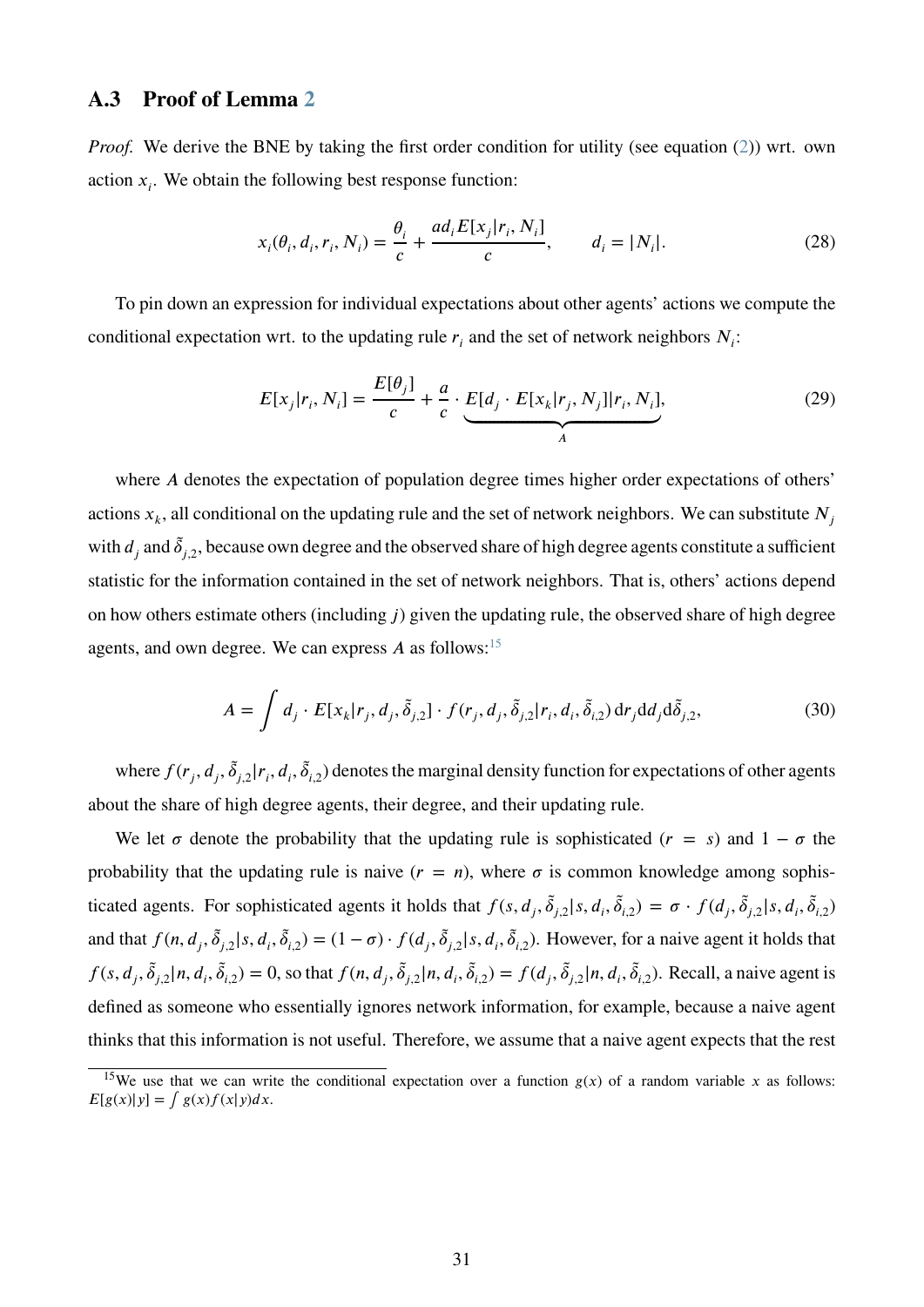### A.3 Proof of Lemma 2

*Proof.* We derive the BNE by taking the first order condition for utility (see equation (2)) wrt. own action $x_i$. We obtain the following best response function:

$$x_i(\theta_i, d_i, r_i, N_i) = \frac{\theta_i}{c} + \frac{a d_i E[x_j | r_i, N_i]}{c}, \qquad d_i = |N_i|. \tag{28}$$

To pin down an expression for individual expectations about other agents' actions we compute the conditional expectation wrt. to the updating rule $r_i$ and the set of network neighbors $N_i$:

$$E[x_j | r_i, N_i] = \frac{E[\theta_j]}{c} + \frac{a}{c} \cdot \underbrace{E[d_j \cdot E[x_k | r_j, N_j] | r_i, N_i]}_{A}, \tag{29}$$

where $A$ denotes the expectation of population degree times higher order expectations of others' actions $x_k$, all conditional on the updating rule and the set of network neighbors. We can substitute $N_j$ with $d_j$ and $\tilde{\delta}_{j,2}$, because own degree and the observed share of high degree agents constitute a sufficient statistic for the information contained in the set of network neighbors. That is, others' actions depend on how others estimate others (including $j$) given the updating rule, the observed share of high degree agents, and own degree. We can express $A$ as follows:[15]

$$A = \int d_j \cdot E[x_k | r_j, d_j, \tilde{\delta}_{j,2}] \cdot f(r_j, d_j, \tilde{\delta}_{j,2} | r_i, d_i, \tilde{\delta}_{i,2}) \, \mathrm{d}r_j \mathrm{d}d_j \mathrm{d}\tilde{\delta}_{j,2}, \tag{30}$$

where $f(r_j, d_j, \tilde{\delta}_{j,2} | r_i, d_i, \tilde{\delta}_{i,2})$ denotes the marginal density function for expectations of other agents about the share of high degree agents, their degree, and their updating rule.

We let $\sigma$ denote the probability that the updating rule is sophisticated ($r = s$) and $1 - \sigma$ the probability that the updating rule is naive ($r = n$), where $\sigma$ is common knowledge among sophisticated agents. For sophisticated agents it holds that $f(s, d_j, \tilde{\delta}_{j,2} | s, d_i, \tilde{\delta}_{i,2}) = \sigma \cdot f(d_j, \tilde{\delta}_{j,2} | s, d_i, \tilde{\delta}_{i,2})$ and that $f(n, d_j, \tilde{\delta}_{j,2} | s, d_i, \tilde{\delta}_{i,2}) = (1 - \sigma) \cdot f(d_j, \tilde{\delta}_{j,2} | s, d_i, \tilde{\delta}_{i,2})$. However, for a naive agent it holds that $f(s, d_j, \tilde{\delta}_{j,2} | n, d_i, \tilde{\delta}_{i,2}) = 0$, so that $f(n, d_j, \tilde{\delta}_{j,2} | n, d_i, \tilde{\delta}_{i,2}) = f(d_j, \tilde{\delta}_{j,2} | n, d_i, \tilde{\delta}_{i,2})$. Recall, a naive agent is defined as someone who essentially ignores network information, for example, because a naive agent thinks that this information is not useful. Therefore, we assume that a naive agent expects that the rest

[15] We use that we can write the conditional expectation over a function $g(x)$ of a random variable $x$ as follows: $E[g(x)|y] = \int g(x) f(x|y) dx$.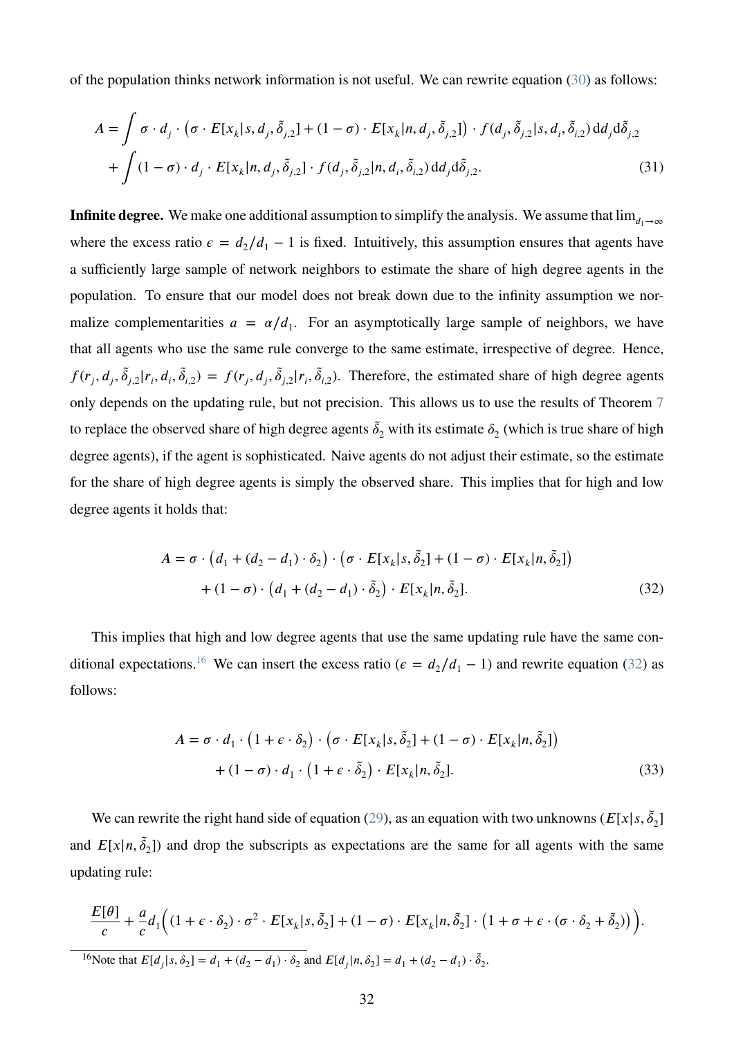of the population thinks network information is not useful. We can rewrite equation (30) as follows:

$$A = \int \sigma \cdot d_j \cdot \left(\sigma \cdot E[x_k|s, d_j, \tilde{\delta}_{j,2}] + (1-\sigma) \cdot E[x_k|n, d_j, \tilde{\delta}_{j,2}]\right) \cdot f(d_j, \tilde{\delta}_{j,2}|s, d_i, \tilde{\delta}_{i,2}) \, \mathrm{d}d_j \mathrm{d}\tilde{\delta}_{j,2}$$
$$+ \int (1-\sigma) \cdot d_j \cdot E[x_k|n, d_j, \tilde{\delta}_{j,2}] \cdot f(d_j, \tilde{\delta}_{j,2}|n, d_i, \tilde{\delta}_{i,2}) \, \mathrm{d}d_j \mathrm{d}\tilde{\delta}_{j,2}. \tag{31}$$

**Infinite degree.** We make one additional assumption to simplify the analysis. We assume that $\lim_{d_1 \to \infty}$ where the excess ratio $\epsilon = d_2/d_1 - 1$ is fixed. Intuitively, this assumption ensures that agents have a sufficiently large sample of network neighbors to estimate the share of high degree agents in the population. To ensure that our model does not break down due to the infinity assumption we normalize complementarities $a = \alpha/d_1$. For an asymptotically large sample of neighbors, we have that all agents who use the same rule converge to the same estimate, irrespective of degree. Hence, $f(r_j, d_j, \tilde{\delta}_{j,2}|r_i, d_i, \tilde{\delta}_{i,2}) = f(r_j, d_j, \tilde{\delta}_{j,2}|r_i, \tilde{\delta}_{i,2})$. Therefore, the estimated share of high degree agents only depends on the updating rule, but not precision. This allows us to use the results of Theorem 7 to replace the observed share of high degree agents $\tilde{\delta}_2$ with its estimate $\delta_2$ (which is true share of high degree agents), if the agent is sophisticated. Naive agents do not adjust their estimate, so the estimate for the share of high degree agents is simply the observed share. This implies that for high and low degree agents it holds that:

$$A = \sigma \cdot \left(d_1 + (d_2 - d_1) \cdot \delta_2\right) \cdot \left(\sigma \cdot E[x_k|s, \tilde{\delta}_2] + (1-\sigma) \cdot E[x_k|n, \tilde{\delta}_2]\right)$$
$$+ (1-\sigma) \cdot \left(d_1 + (d_2 - d_1) \cdot \tilde{\delta}_2\right) \cdot E[x_k|n, \tilde{\delta}_2]. \tag{32}$$

This implies that high and low degree agents that use the same updating rule have the same conditional expectations.[16] We can insert the excess ratio ($\epsilon = d_2/d_1 - 1$) and rewrite equation (32) as follows:

$$A = \sigma \cdot d_1 \cdot \left(1 + \epsilon \cdot \delta_2\right) \cdot \left(\sigma \cdot E[x_k|s, \tilde{\delta}_2] + (1-\sigma) \cdot E[x_k|n, \tilde{\delta}_2]\right)$$
$$+ (1-\sigma) \cdot d_1 \cdot \left(1 + \epsilon \cdot \tilde{\delta}_2\right) \cdot E[x_k|n, \tilde{\delta}_2]. \tag{33}$$

We can rewrite the right hand side of equation (29), as an equation with two unknowns ($E[x|s, \tilde{\delta}_2]$ and $E[x|n, \tilde{\delta}_2]$) and drop the subscripts as expectations are the same for all agents with the same updating rule:

$$\frac{E[\theta]}{c} + \frac{a}{c} d_1 \Big( (1 + \epsilon \cdot \delta_2) \cdot \sigma^2 \cdot E[x_k|s, \tilde{\delta}_2] + (1-\sigma) \cdot E[x_k|n, \tilde{\delta}_2] \cdot \left(1 + \sigma + \epsilon \cdot (\sigma \cdot \delta_2 + \tilde{\delta}_2)\right) \Big).$$

[16]Note that $E[d_j|s, \delta_2] = d_1 + (d_2 - d_1) \cdot \delta_2$ and $E[d_j|n, \delta_2] = d_1 + (d_2 - d_1) \cdot \tilde{\delta}_2$.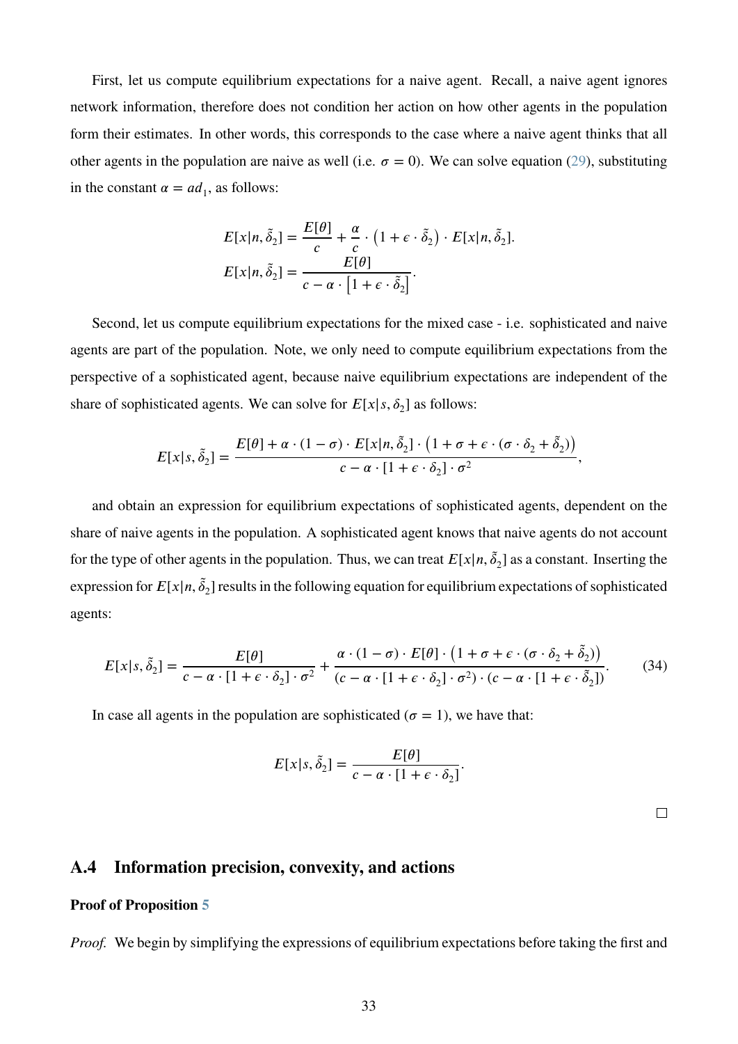First, let us compute equilibrium expectations for a naive agent. Recall, a naive agent ignores network information, therefore does not condition her action on how other agents in the population form their estimates. In other words, this corresponds to the case where a naive agent thinks that all other agents in the population are naive as well (i.e. $\sigma = 0$). We can solve equation (29), substituting in the constant $\alpha = ad_1$, as follows:

$$E[x|n, \tilde{\delta}_2] = \frac{E[\theta]}{c} + \frac{\alpha}{c} \cdot \left(1 + \epsilon \cdot \tilde{\delta}_2\right) \cdot E[x|n, \tilde{\delta}_2].$$

$$E[x|n, \tilde{\delta}_2] = \frac{E[\theta]}{c - \alpha \cdot \left[1 + \epsilon \cdot \tilde{\delta}_2\right]}.$$

Second, let us compute equilibrium expectations for the mixed case - i.e. sophisticated and naive agents are part of the population. Note, we only need to compute equilibrium expectations from the perspective of a sophisticated agent, because naive equilibrium expectations are independent of the share of sophisticated agents. We can solve for $E[x|s, \delta_2]$ as follows:

$$E[x|s, \tilde{\delta}_2] = \frac{E[\theta] + \alpha \cdot (1 - \sigma) \cdot E[x|n, \tilde{\delta}_2] \cdot \left(1 + \sigma + \epsilon \cdot (\sigma \cdot \delta_2 + \tilde{\delta}_2)\right)}{c - \alpha \cdot [1 + \epsilon \cdot \delta_2] \cdot \sigma^2},$$

and obtain an expression for equilibrium expectations of sophisticated agents, dependent on the share of naive agents in the population. A sophisticated agent knows that naive agents do not account for the type of other agents in the population. Thus, we can treat $E[x|n, \tilde{\delta}_2]$ as a constant. Inserting the expression for $E[x|n, \tilde{\delta}_2]$ results in the following equation for equilibrium expectations of sophisticated agents:

$$E[x|s, \tilde{\delta}_2] = \frac{E[\theta]}{c - \alpha \cdot [1 + \epsilon \cdot \delta_2] \cdot \sigma^2} + \frac{\alpha \cdot (1 - \sigma) \cdot E[\theta] \cdot \left(1 + \sigma + \epsilon \cdot (\sigma \cdot \delta_2 + \tilde{\delta}_2)\right)}{(c - \alpha \cdot [1 + \epsilon \cdot \delta_2] \cdot \sigma^2) \cdot (c - \alpha \cdot [1 + \epsilon \cdot \tilde{\delta}_2])}. \tag{34}$$

In case all agents in the population are sophisticated ($\sigma = 1$), we have that:

$$E[x|s, \tilde{\delta}_2] = \frac{E[\theta]}{c - \alpha \cdot [1 + \epsilon \cdot \delta_2]}.$$

□

## A.4 Information precision, convexity, and actions

**Proof of Proposition 5**

*Proof.* We begin by simplifying the expressions of equilibrium expectations before taking the first and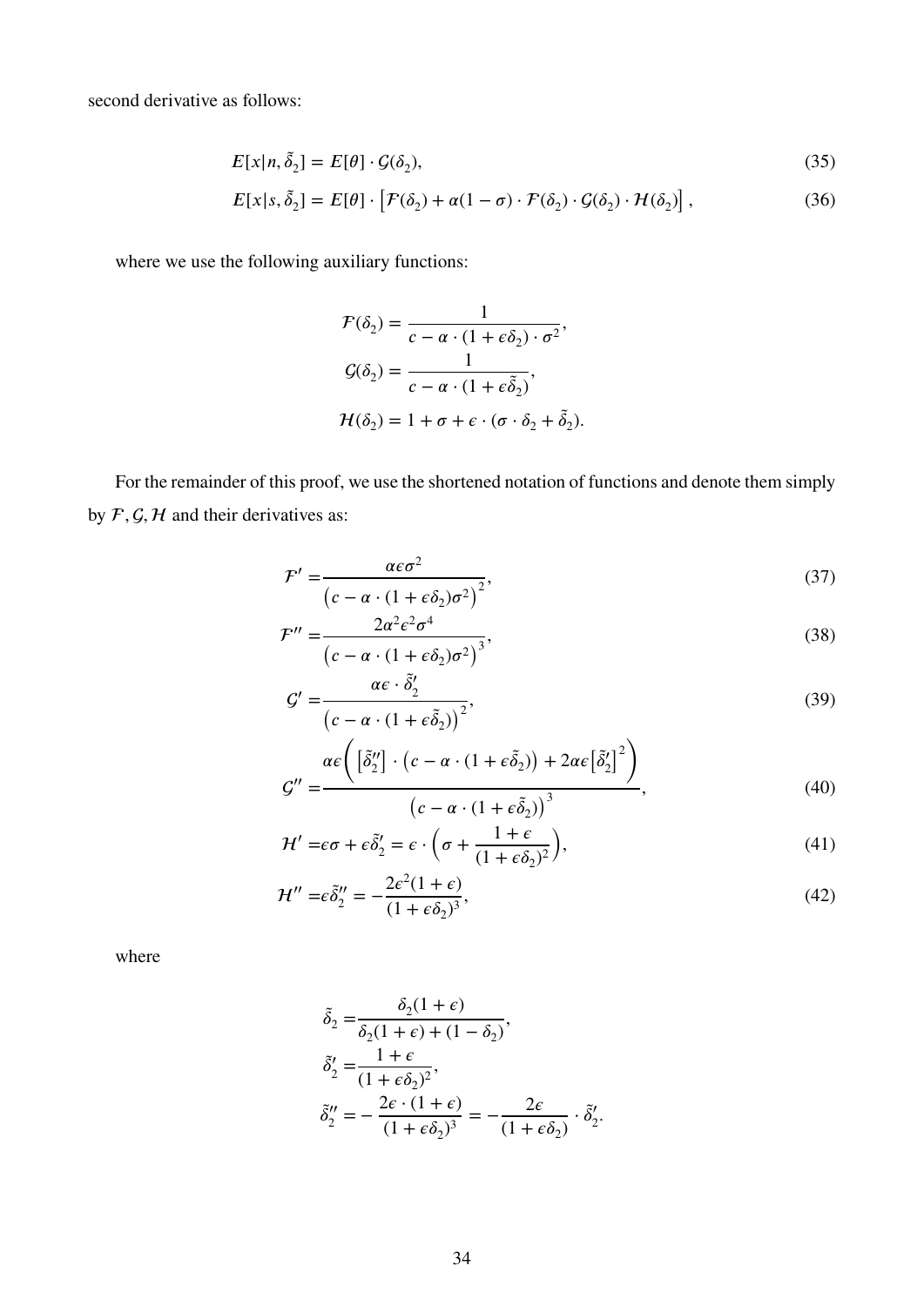second derivative as follows:

$$E[x|n, \tilde{\delta}_2] = E[\theta] \cdot \mathcal{G}(\delta_2), \tag{35}$$

$$E[x|s, \tilde{\delta}_2] = E[\theta] \cdot \left[\mathcal{F}(\delta_2) + \alpha(1-\sigma) \cdot \mathcal{F}(\delta_2) \cdot \mathcal{G}(\delta_2) \cdot \mathcal{H}(\delta_2)\right], \tag{36}$$

where we use the following auxiliary functions:

$$\mathcal{F}(\delta_2) = \frac{1}{c - \alpha \cdot (1 + \epsilon\delta_2) \cdot \sigma^2},$$

$$\mathcal{G}(\delta_2) = \frac{1}{c - \alpha \cdot (1 + \epsilon\tilde{\delta}_2)},$$

$$\mathcal{H}(\delta_2) = 1 + \sigma + \epsilon \cdot (\sigma \cdot \delta_2 + \tilde{\delta}_2).$$

For the remainder of this proof, we use the shortened notation of functions and denote them simply by $\mathcal{F}, \mathcal{G}, \mathcal{H}$ and their derivatives as:

$$\mathcal{F}' = \frac{\alpha\epsilon\sigma^2}{\left(c - \alpha \cdot (1 + \epsilon\delta_2)\sigma^2\right)^2}, \tag{37}$$

$$\mathcal{F}'' = \frac{2\alpha^2\epsilon^2\sigma^4}{\left(c - \alpha \cdot (1 + \epsilon\delta_2)\sigma^2\right)^3}, \tag{38}$$

$$\mathcal{G}' = \frac{\alpha\epsilon \cdot \tilde{\delta}_2'}{\left(c - \alpha \cdot (1 + \epsilon\tilde{\delta}_2)\right)^2}, \tag{39}$$

$$\mathcal{G}'' = \frac{\alpha\epsilon\left(\left[\tilde{\delta}_2''\right] \cdot \left(c - \alpha \cdot (1 + \epsilon\tilde{\delta}_2)\right) + 2\alpha\epsilon\left[\tilde{\delta}_2'\right]^2\right)}{\left(c - \alpha \cdot (1 + \epsilon\tilde{\delta}_2)\right)^3}, \tag{40}$$

$$\mathcal{H}' = \epsilon\sigma + \epsilon\tilde{\delta}_2' = \epsilon \cdot \left(\sigma + \frac{1+\epsilon}{(1+\epsilon\delta_2)^2}\right), \tag{41}$$

$$\mathcal{H}'' = \epsilon\tilde{\delta}_2'' = -\frac{2\epsilon^2(1+\epsilon)}{(1+\epsilon\delta_2)^3}, \tag{42}$$

where

$$\tilde{\delta}_2 = \frac{\delta_2(1+\epsilon)}{\delta_2(1+\epsilon) + (1-\delta_2)},$$

$$\tilde{\delta}_2' = \frac{1+\epsilon}{(1+\epsilon\delta_2)^2},$$

$$\tilde{\delta}_2'' = -\frac{2\epsilon \cdot (1+\epsilon)}{(1+\epsilon\delta_2)^3} = -\frac{2\epsilon}{(1+\epsilon\delta_2)} \cdot \tilde{\delta}_2'.$$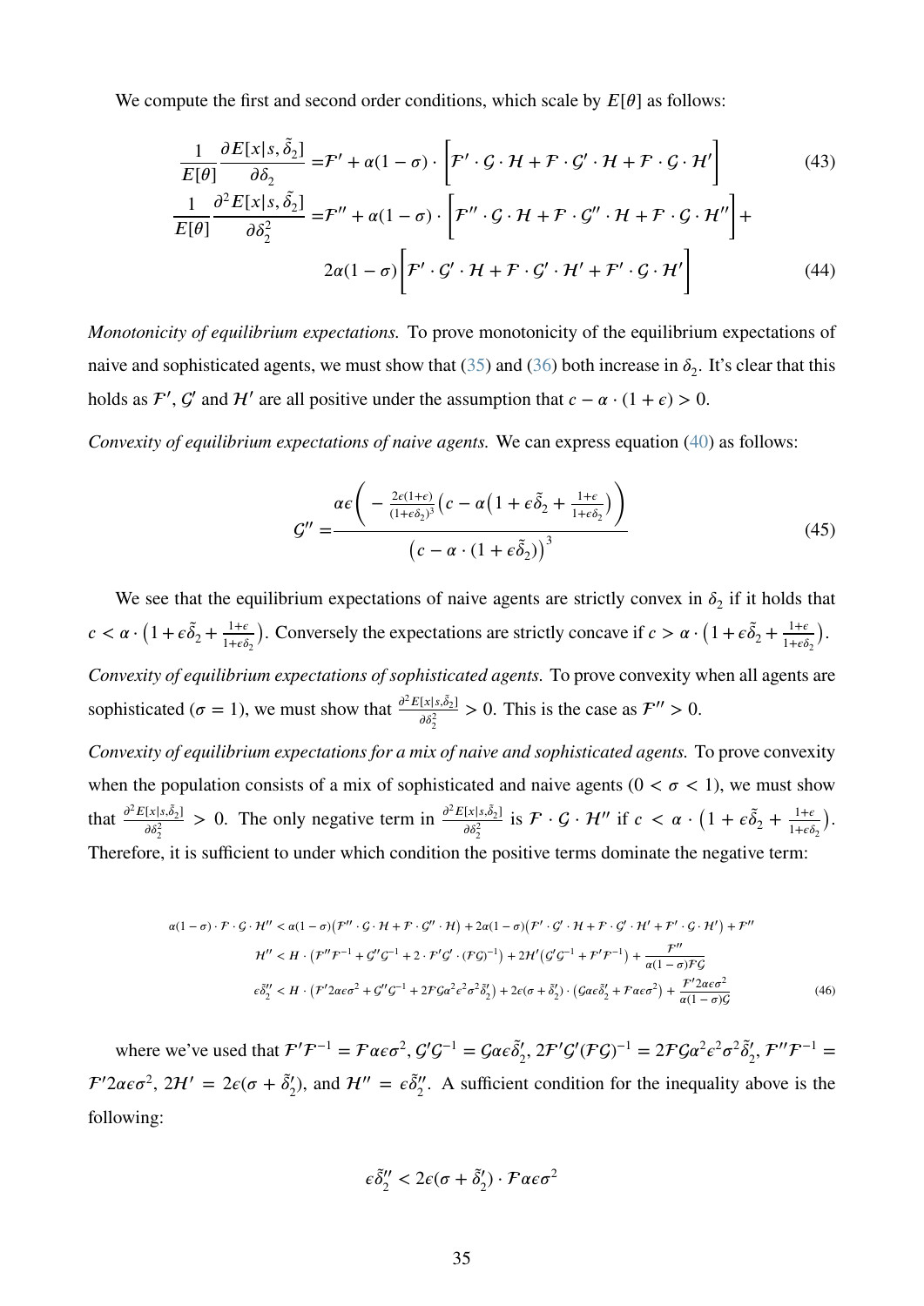We compute the first and second order conditions, which scale by $E[\theta]$ as follows:

$$\frac{1}{E[\theta]}\frac{\partial E[x|s,\tilde{\delta}_2]}{\partial \delta_2} = \mathcal{F}' + \alpha(1-\sigma)\cdot\Big[\mathcal{F}'\cdot\mathcal{G}\cdot\mathcal{H} + \mathcal{F}\cdot\mathcal{G}'\cdot\mathcal{H} + \mathcal{F}\cdot\mathcal{G}\cdot\mathcal{H}'\Big] \tag{43}$$

$$\frac{1}{E[\theta]}\frac{\partial^2 E[x|s,\tilde{\delta}_2]}{\partial \delta_2^2} = \mathcal{F}'' + \alpha(1-\sigma)\cdot\Big[\mathcal{F}''\cdot\mathcal{G}\cdot\mathcal{H} + \mathcal{F}\cdot\mathcal{G}''\cdot\mathcal{H} + \mathcal{F}\cdot\mathcal{G}\cdot\mathcal{H}''\Big] + 2\alpha(1-\sigma)\Big[\mathcal{F}'\cdot\mathcal{G}'\cdot\mathcal{H} + \mathcal{F}\cdot\mathcal{G}'\cdot\mathcal{H}' + \mathcal{F}'\cdot\mathcal{G}\cdot\mathcal{H}'\Big] \tag{44}$$

*Monotonicity of equilibrium expectations.* To prove monotonicity of the equilibrium expectations of naive and sophisticated agents, we must show that (35) and (36) both increase in $\delta_2$. It's clear that this holds as $\mathcal{F}'$, $\mathcal{G}'$ and $\mathcal{H}'$ are all positive under the assumption that $c - \alpha\cdot(1+\epsilon) > 0$.

*Convexity of equilibrium expectations of naive agents.* We can express equation (40) as follows:

$$\mathcal{G}'' = \frac{\alpha\epsilon\left(-\frac{2\epsilon(1+\epsilon)}{(1+\epsilon\delta_2)^3}\left(c - \alpha\left(1+\epsilon\tilde{\delta}_2 + \frac{1+\epsilon}{1+\epsilon\delta_2}\right)\right)\right)}{\left(c-\alpha\cdot(1+\epsilon\tilde{\delta}_2)\right)^3} \tag{45}$$

We see that the equilibrium expectations of naive agents are strictly convex in $\delta_2$ if it holds that $c < \alpha\cdot\left(1+\epsilon\tilde{\delta}_2 + \frac{1+\epsilon}{1+\epsilon\delta_2}\right)$. Conversely the expectations are strictly concave if $c > \alpha\cdot\left(1+\epsilon\tilde{\delta}_2 + \frac{1+\epsilon}{1+\epsilon\delta_2}\right)$.

*Convexity of equilibrium expectations of sophisticated agents.* To prove convexity when all agents are sophisticated ($\sigma = 1$), we must show that $\frac{\partial^2 E[x|s,\tilde{\delta}_2]}{\partial\delta_2^2} > 0$. This is the case as $\mathcal{F}'' > 0$.

*Convexity of equilibrium expectations for a mix of naive and sophisticated agents.* To prove convexity when the population consists of a mix of sophisticated and naive agents ($0 < \sigma < 1$), we must show that $\frac{\partial^2 E[x|s,\tilde{\delta}_2]}{\partial\delta_2^2} > 0$. The only negative term in $\frac{\partial^2 E[x|s,\tilde{\delta}_2]}{\partial\delta_2^2}$ is $\mathcal{F}\cdot\mathcal{G}\cdot\mathcal{H}''$ if $c < \alpha\cdot\left(1+\epsilon\tilde{\delta}_2+\frac{1+\epsilon}{1+\epsilon\delta_2}\right)$. Therefore, it is sufficient to under which condition the positive terms dominate the negative term:

$$\alpha(1-\sigma)\cdot\mathcal{F}\cdot\mathcal{G}\cdot\mathcal{H}'' < \alpha(1-\sigma)\big(\mathcal{F}''\cdot\mathcal{G}\cdot\mathcal{H} + \mathcal{F}\cdot\mathcal{G}''\cdot\mathcal{H}\big) + 2\alpha(1-\sigma)\big(\mathcal{F}'\cdot\mathcal{G}'\cdot\mathcal{H} + \mathcal{F}\cdot\mathcal{G}'\cdot\mathcal{H}' + \mathcal{F}'\cdot\mathcal{G}\cdot\mathcal{H}'\big) + \mathcal{F}''$$

$$\mathcal{H}'' < H\cdot\left(\mathcal{F}''\mathcal{F}^{-1} + \mathcal{G}''\mathcal{G}^{-1} + 2\cdot\mathcal{F}'\mathcal{G}'\cdot(\mathcal{F}\mathcal{G})^{-1}\right) + 2\mathcal{H}'\left(\mathcal{G}'\mathcal{G}^{-1} + \mathcal{F}'\mathcal{F}^{-1}\right) + \frac{\mathcal{F}''}{\alpha(1-\sigma)\mathcal{F}\mathcal{G}}$$

$$\epsilon\tilde{\delta}_2'' < H\cdot\left(\mathcal{F}'2\alpha\epsilon\sigma^2 + \mathcal{G}''\mathcal{G}^{-1} + 2\mathcal{F}\mathcal{G}\alpha^2\epsilon^2\sigma^2\tilde{\delta}_2'\right) + 2\epsilon(\sigma+\tilde{\delta}_2')\cdot\left(\mathcal{G}\alpha\epsilon\tilde{\delta}_2' + \mathcal{F}\alpha\epsilon\sigma^2\right) + \frac{\mathcal{F}'2\alpha\epsilon\sigma^2}{\alpha(1-\sigma)\mathcal{G}} \tag{46}$$

where we've used that $\mathcal{F}'\mathcal{F}^{-1} = \mathcal{F}\alpha\epsilon\sigma^2$, $\mathcal{G}'\mathcal{G}^{-1} = \mathcal{G}\alpha\epsilon\tilde{\delta}_2'$, $2\mathcal{F}'\mathcal{G}'(\mathcal{F}\mathcal{G})^{-1} = 2\mathcal{F}\mathcal{G}\alpha^2\epsilon^2\sigma^2\tilde{\delta}_2'$, $\mathcal{F}''\mathcal{F}^{-1} = \mathcal{F}'2\alpha\epsilon\sigma^2$, $2\mathcal{H}' = 2\epsilon(\sigma+\tilde{\delta}_2')$, and $\mathcal{H}'' = \epsilon\tilde{\delta}_2''$. A sufficient condition for the inequality above is the following:

$$\epsilon\tilde{\delta}_2'' < 2\epsilon(\sigma+\tilde{\delta}_2')\cdot\mathcal{F}\alpha\epsilon\sigma^2$$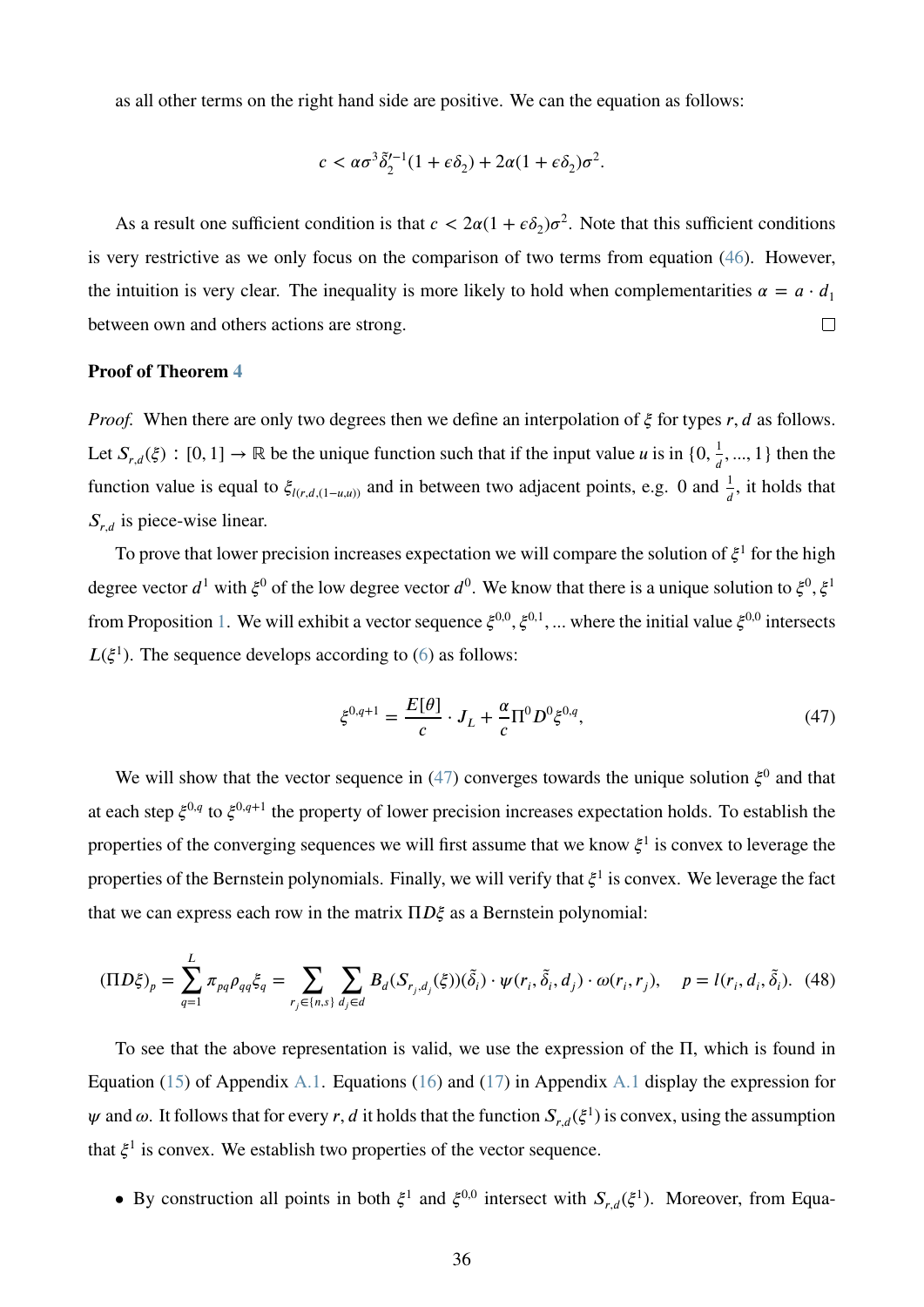as all other terms on the right hand side are positive. We can the equation as follows:

$$c < \alpha\sigma^3 \tilde{\delta}_2^{l-1}(1+\epsilon\delta_2) + 2\alpha(1+\epsilon\delta_2)\sigma^2.$$

As a result one sufficient condition is that $c < 2\alpha(1+\epsilon\delta_2)\sigma^2$. Note that this sufficient conditions is very restrictive as we only focus on the comparison of two terms from equation (46). However, the intuition is very clear. The inequality is more likely to hold when complementarities $\alpha = a \cdot d_1$ between own and others actions are strong. □

**Proof of Theorem 4**

*Proof.* When there are only two degrees then we define an interpolation of $\xi$ for types $r, d$ as follows. Let $S_{r,d}(\xi) : [0,1] \to \mathbb{R}$ be the unique function such that if the input value $u$ is in $\{0, \frac{1}{d}, ..., 1\}$ then the function value is equal to $\xi_{l(r,d,(1-u,u))}$ and in between two adjacent points, e.g. 0 and $\frac{1}{d}$, it holds that $S_{r,d}$ is piece-wise linear.

To prove that lower precision increases expectation we will compare the solution of $\xi^1$ for the high degree vector $d^1$ with $\xi^0$ of the low degree vector $d^0$. We know that there is a unique solution to $\xi^0, \xi^1$ from Proposition 1. We will exhibit a vector sequence $\xi^{0,0}, \xi^{0,1}, ...$ where the initial value $\xi^{0,0}$ intersects $L(\xi^1)$. The sequence develops according to (6) as follows:

$$\xi^{0,q+1} = \frac{E[\theta]}{c} \cdot J_L + \frac{\alpha}{c}\Pi^0 D^0 \xi^{0,q}, \tag{47}$$

We will show that the vector sequence in (47) converges towards the unique solution $\xi^0$ and that at each step $\xi^{0,q}$ to $\xi^{0,q+1}$ the property of lower precision increases expectation holds. To establish the properties of the converging sequences we will first assume that we know $\xi^1$ is convex to leverage the properties of the Bernstein polynomials. Finally, we will verify that $\xi^1$ is convex. We leverage the fact that we can express each row in the matrix $\Pi D\xi$ as a Bernstein polynomial:

$$(\Pi D\xi)_p = \sum_{q=1}^{L} \pi_{pq}\rho_{qq}\xi_q = \sum_{r_j\in\{n,s\}} \sum_{d_j\in d} B_d(S_{r_j,d_j}(\xi))(\tilde{\delta}_i) \cdot \psi(r_i, \tilde{\delta}_i, d_j) \cdot \omega(r_i, r_j), \quad p = l(r_i, d_i, \tilde{\delta}_i). \tag{48}$$

To see that the above representation is valid, we use the expression of the $\Pi$, which is found in Equation (15) of Appendix A.1. Equations (16) and (17) in Appendix A.1 display the expression for $\psi$ and $\omega$. It follows that for every $r, d$ it holds that the function $S_{r,d}(\xi^1)$ is convex, using the assumption that $\xi^1$ is convex. We establish two properties of the vector sequence.

- By construction all points in both $\xi^1$ and $\xi^{0,0}$ intersect with $S_{r,d}(\xi^1)$. Moreover, from Equa-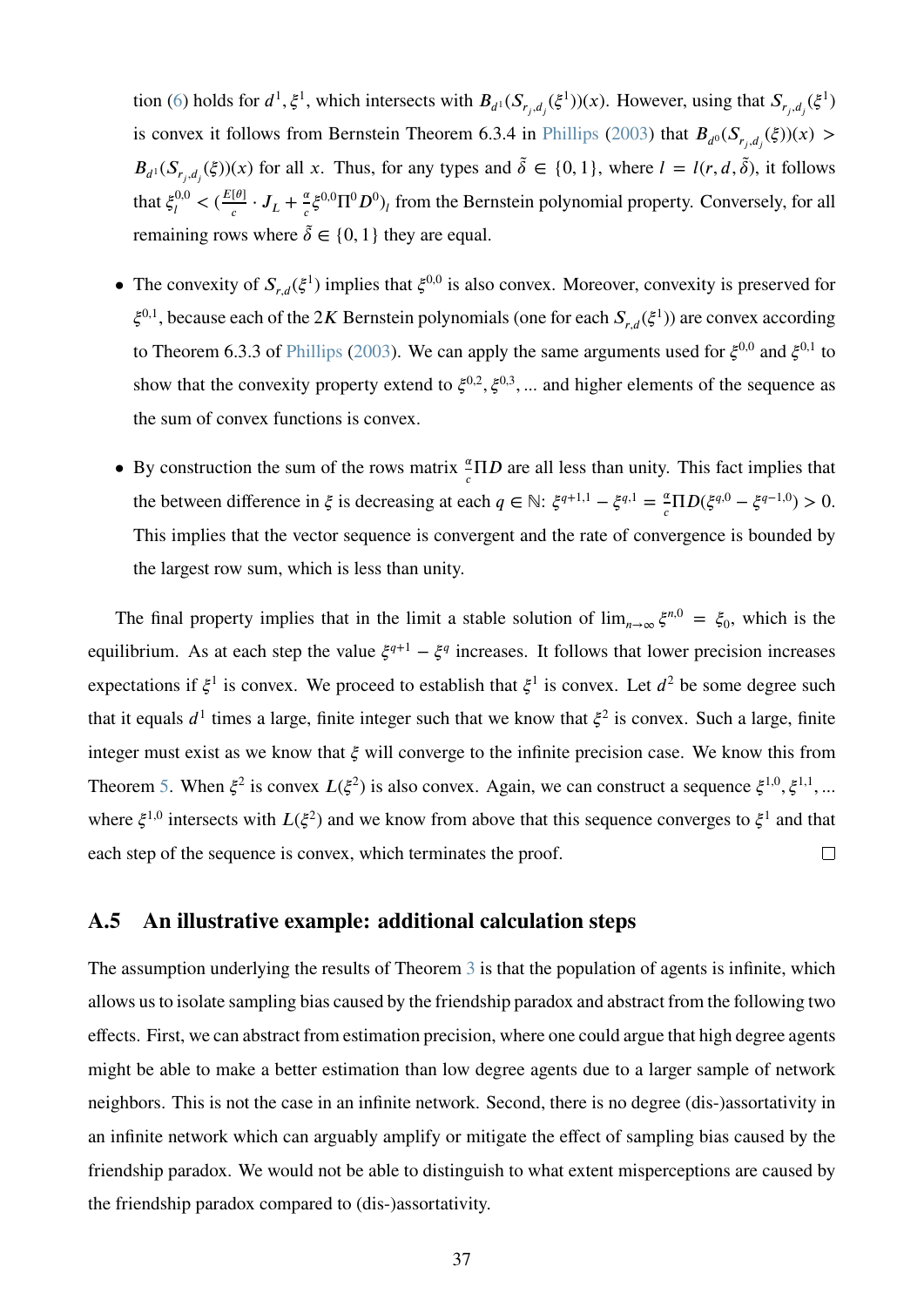tion (6) holds for $d^1, \xi^1$, which intersects with $B_{d^1}(S_{r_j,d_j}(\xi^1))(x)$. However, using that $S_{r_j,d_j}(\xi^1)$ is convex it follows from Bernstein Theorem 6.3.4 in Phillips (2003) that $B_{d^0}(S_{r_j,d_j}(\xi))(x) > B_{d^1}(S_{r_j,d_j}(\xi))(x)$ for all $x$. Thus, for any types and $\tilde{\delta} \in \{0, 1\}$, where $l = l(r, d, \tilde{\delta})$, it follows that $\xi_l^{0,0} < (\frac{E[\theta]}{c} \cdot J_L + \frac{\alpha}{c}\xi^{0,0}\Pi^0 D^0)_l$ from the Bernstein polynomial property. Conversely, for all remaining rows where $\tilde{\delta} \in \{0, 1\}$ they are equal.

- The convexity of $S_{r,d}(\xi^1)$ implies that $\xi^{0,0}$ is also convex. Moreover, convexity is preserved for $\xi^{0,1}$, because each of the $2K$ Bernstein polynomials (one for each $S_{r,d}(\xi^1)$) are convex according to Theorem 6.3.3 of Phillips (2003). We can apply the same arguments used for $\xi^{0,0}$ and $\xi^{0,1}$ to show that the convexity property extend to $\xi^{0,2}, \xi^{0,3}, \ldots$ and higher elements of the sequence as the sum of convex functions is convex.

- By construction the sum of the rows matrix $\frac{\alpha}{c}\Pi D$ are all less than unity. This fact implies that the between difference in $\xi$ is decreasing at each $q \in \mathbb{N}$: $\xi^{q+1,1} - \xi^{q,1} = \frac{\alpha}{c}\Pi D(\xi^{q,0} - \xi^{q-1,0}) > 0$. This implies that the vector sequence is convergent and the rate of convergence is bounded by the largest row sum, which is less than unity.

The final property implies that in the limit a stable solution of $\lim_{n\to\infty} \xi^{n,0} = \xi_0$, which is the equilibrium. As at each step the value $\xi^{q+1} - \xi^q$ increases. It follows that lower precision increases expectations if $\xi^1$ is convex. We proceed to establish that $\xi^1$ is convex. Let $d^2$ be some degree such that it equals $d^1$ times a large, finite integer such that we know that $\xi^2$ is convex. Such a large, finite integer must exist as we know that $\xi$ will converge to the infinite precision case. We know this from Theorem 5. When $\xi^2$ is convex $L(\xi^2)$ is also convex. Again, we can construct a sequence $\xi^{1,0}, \xi^{1,1}, \ldots$ where $\xi^{1,0}$ intersects with $L(\xi^2)$ and we know from above that this sequence converges to $\xi^1$ and that each step of the sequence is convex, which terminates the proof. □

## A.5 An illustrative example: additional calculation steps

The assumption underlying the results of Theorem 3 is that the population of agents is infinite, which allows us to isolate sampling bias caused by the friendship paradox and abstract from the following two effects. First, we can abstract from estimation precision, where one could argue that high degree agents might be able to make a better estimation than low degree agents due to a larger sample of network neighbors. This is not the case in an infinite network. Second, there is no degree (dis-)assortativity in an infinite network which can arguably amplify or mitigate the effect of sampling bias caused by the friendship paradox. We would not be able to distinguish to what extent misperceptions are caused by the friendship paradox compared to (dis-)assortativity.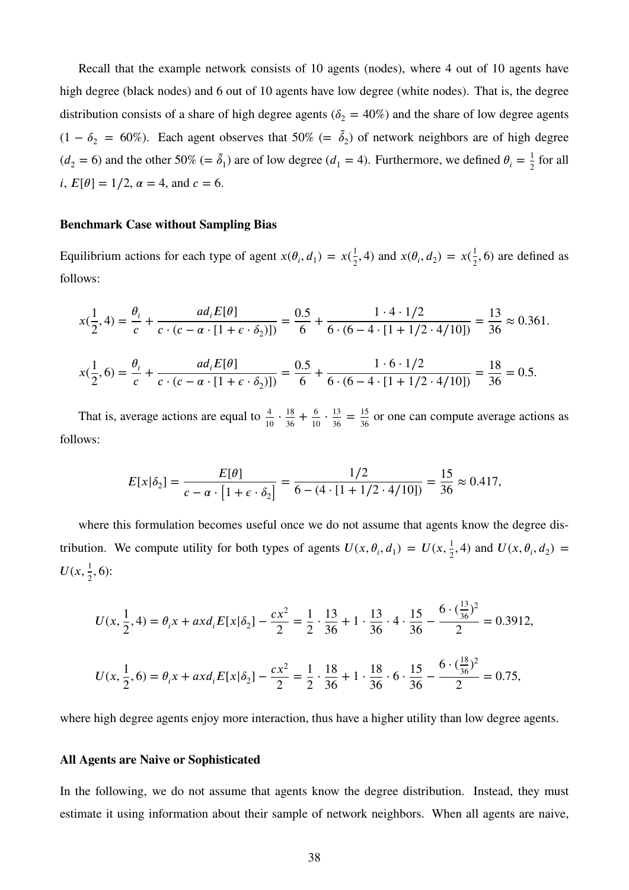Recall that the example network consists of 10 agents (nodes), where 4 out of 10 agents have high degree (black nodes) and 6 out of 10 agents have low degree (white nodes). That is, the degree distribution consists of a share of high degree agents ($\delta_2 = 40\%$) and the share of low degree agents ($1 - \delta_2 = 60\%$). Each agent observes that 50% ($= \tilde{\delta}_2$) of network neighbors are of high degree ($d_2 = 6$) and the other 50% ($= \tilde{\delta}_1$) are of low degree ($d_1 = 4$). Furthermore, we defined $\theta_i = \frac{1}{2}$ for all $i$, $E[\theta] = 1/2$, $\alpha = 4$, and $c = 6$.

### Benchmark Case without Sampling Bias

Equilibrium actions for each type of agent $x(\theta_i, d_1) = x(\frac{1}{2}, 4)$ and $x(\theta_i, d_2) = x(\frac{1}{2}, 6)$ are defined as follows:

$$x(\frac{1}{2}, 4) = \frac{\theta_i}{c} + \frac{ad_i E[\theta]}{c \cdot (c - \alpha \cdot [1 + \epsilon \cdot \delta_2)])} = \frac{0.5}{6} + \frac{1 \cdot 4 \cdot 1/2}{6 \cdot (6 - 4 \cdot [1 + 1/2 \cdot 4/10])} = \frac{13}{36} \approx 0.361.$$

$$x(\frac{1}{2}, 6) = \frac{\theta_i}{c} + \frac{ad_i E[\theta]}{c \cdot (c - \alpha \cdot [1 + \epsilon \cdot \delta_2)])} = \frac{0.5}{6} + \frac{1 \cdot 6 \cdot 1/2}{6 \cdot (6 - 4 \cdot [1 + 1/2 \cdot 4/10])} = \frac{18}{36} = 0.5.$$

That is, average actions are equal to $\frac{4}{10} \cdot \frac{18}{36} + \frac{6}{10} \cdot \frac{13}{36} = \frac{15}{36}$ or one can compute average actions as follows:

$$E[x|\delta_2] = \frac{E[\theta]}{c - \alpha \cdot \left[1 + \epsilon \cdot \delta_2\right]} = \frac{1/2}{6 - (4 \cdot [1 + 1/2 \cdot 4/10])} = \frac{15}{36} \approx 0.417,$$

where this formulation becomes useful once we do not assume that agents know the degree distribution. We compute utility for both types of agents $U(x, \theta_i, d_1) = U(x, \frac{1}{2}, 4)$ and $U(x, \theta_i, d_2) = U(x, \frac{1}{2}, 6)$:

$$U(x, \frac{1}{2}, 4) = \theta_i x + axd_i E[x|\delta_2] - \frac{cx^2}{2} = \frac{1}{2} \cdot \frac{13}{36} + 1 \cdot \frac{13}{36} \cdot 4 \cdot \frac{15}{36} - \frac{6 \cdot (\frac{13}{36})^2}{2} = 0.3912,$$

$$U(x, \frac{1}{2}, 6) = \theta_i x + axd_i E[x|\delta_2] - \frac{cx^2}{2} = \frac{1}{2} \cdot \frac{18}{36} + 1 \cdot \frac{18}{36} \cdot 6 \cdot \frac{15}{36} - \frac{6 \cdot (\frac{18}{36})^2}{2} = 0.75,$$

where high degree agents enjoy more interaction, thus have a higher utility than low degree agents.

### All Agents are Naive or Sophisticated

In the following, we do not assume that agents know the degree distribution. Instead, they must estimate it using information about their sample of network neighbors. When all agents are naive,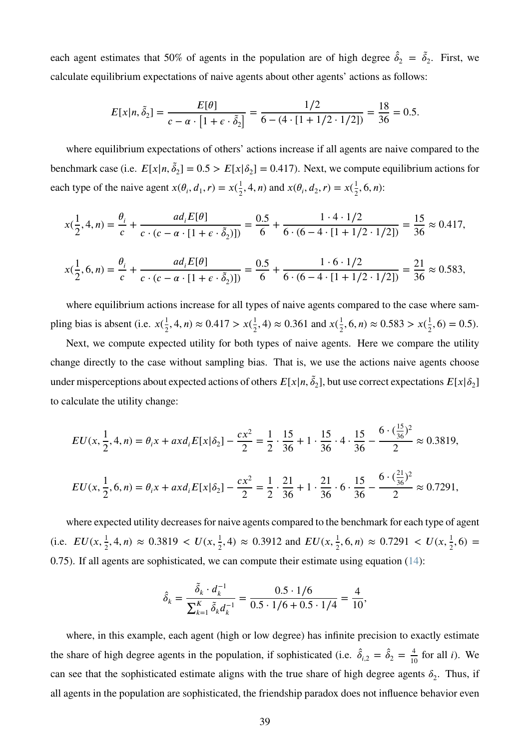each agent estimates that 50% of agents in the population are of high degree $\hat{\delta}_2 = \tilde{\delta}_2$. First, we calculate equilibrium expectations of naive agents about other agents' actions as follows:

$$E[x|n, \tilde{\delta}_2] = \frac{E[\theta]}{c - \alpha \cdot \left[1 + \epsilon \cdot \tilde{\delta}_2\right]} = \frac{1/2}{6 - (4 \cdot [1 + 1/2 \cdot 1/2])} = \frac{18}{36} = 0.5.$$

where equilibrium expectations of others' actions increase if all agents are naive compared to the benchmark case (i.e. $E[x|n, \tilde{\delta}_2] = 0.5 > E[x|\delta_2] = 0.417$). Next, we compute equilibrium actions for each type of the naive agent $x(\theta_i, d_1, r) = x(\frac{1}{2}, 4, n)$ and $x(\theta_i, d_2, r) = x(\frac{1}{2}, 6, n)$:

$$x(\frac{1}{2}, 4, n) = \frac{\theta_i}{c} + \frac{ad_i E[\theta]}{c \cdot (c - \alpha \cdot [1 + \epsilon \cdot \tilde{\delta}_2)])} = \frac{0.5}{6} + \frac{1 \cdot 4 \cdot 1/2}{6 \cdot (6 - 4 \cdot [1 + 1/2 \cdot 1/2])} = \frac{15}{36} \approx 0.417,$$

$$x(\frac{1}{2}, 6, n) = \frac{\theta_i}{c} + \frac{ad_i E[\theta]}{c \cdot (c - \alpha \cdot [1 + \epsilon \cdot \tilde{\delta}_2)])} = \frac{0.5}{6} + \frac{1 \cdot 6 \cdot 1/2}{6 \cdot (6 - 4 \cdot [1 + 1/2 \cdot 1/2])} = \frac{21}{36} \approx 0.583,$$

where equilibrium actions increase for all types of naive agents compared to the case where sampling bias is absent (i.e. $x(\frac{1}{2}, 4, n) \approx 0.417 > x(\frac{1}{2}, 4) \approx 0.361$ and $x(\frac{1}{2}, 6, n) \approx 0.583 > x(\frac{1}{2}, 6) = 0.5$).

Next, we compute expected utility for both types of naive agents. Here we compare the utility change directly to the case without sampling bias. That is, we use the actions naive agents choose under misperceptions about expected actions of others $E[x|n, \tilde{\delta}_2]$, but use correct expectations $E[x|\delta_2]$ to calculate the utility change:

$$EU(x, \frac{1}{2}, 4, n) = \theta_i x + axd_i E[x|\delta_2] - \frac{cx^2}{2} = \frac{1}{2} \cdot \frac{15}{36} + 1 \cdot \frac{15}{36} \cdot 4 \cdot \frac{15}{36} - \frac{6 \cdot (\frac{15}{36})^2}{2} \approx 0.3819,$$

$$EU(x, \frac{1}{2}, 6, n) = \theta_i x + axd_i E[x|\delta_2] - \frac{cx^2}{2} = \frac{1}{2} \cdot \frac{21}{36} + 1 \cdot \frac{21}{36} \cdot 6 \cdot \frac{15}{36} - \frac{6 \cdot (\frac{21}{36})^2}{2} \approx 0.7291,$$

where expected utility decreases for naive agents compared to the benchmark for each type of agent (i.e. $EU(x, \frac{1}{2}, 4, n) \approx 0.3819 < U(x, \frac{1}{2}, 4) \approx 0.3912$ and $EU(x, \frac{1}{2}, 6, n) \approx 0.7291 < U(x, \frac{1}{2}, 6) = 0.75$). If all agents are sophisticated, we can compute their estimate using equation (14):

$$\hat{\delta}_k = \frac{\tilde{\delta}_k \cdot d_k^{-1}}{\sum_{k=1}^{K} \tilde{\delta}_k d_k^{-1}} = \frac{0.5 \cdot 1/6}{0.5 \cdot 1/6 + 0.5 \cdot 1/4} = \frac{4}{10},$$

where, in this example, each agent (high or low degree) has infinite precision to exactly estimate the share of high degree agents in the population, if sophisticated (i.e. $\hat{\delta}_{i,2} = \hat{\delta}_2 = \frac{4}{10}$ for all $i$). We can see that the sophisticated estimate aligns with the true share of high degree agents $\delta_2$. Thus, if all agents in the population are sophisticated, the friendship paradox does not influence behavior even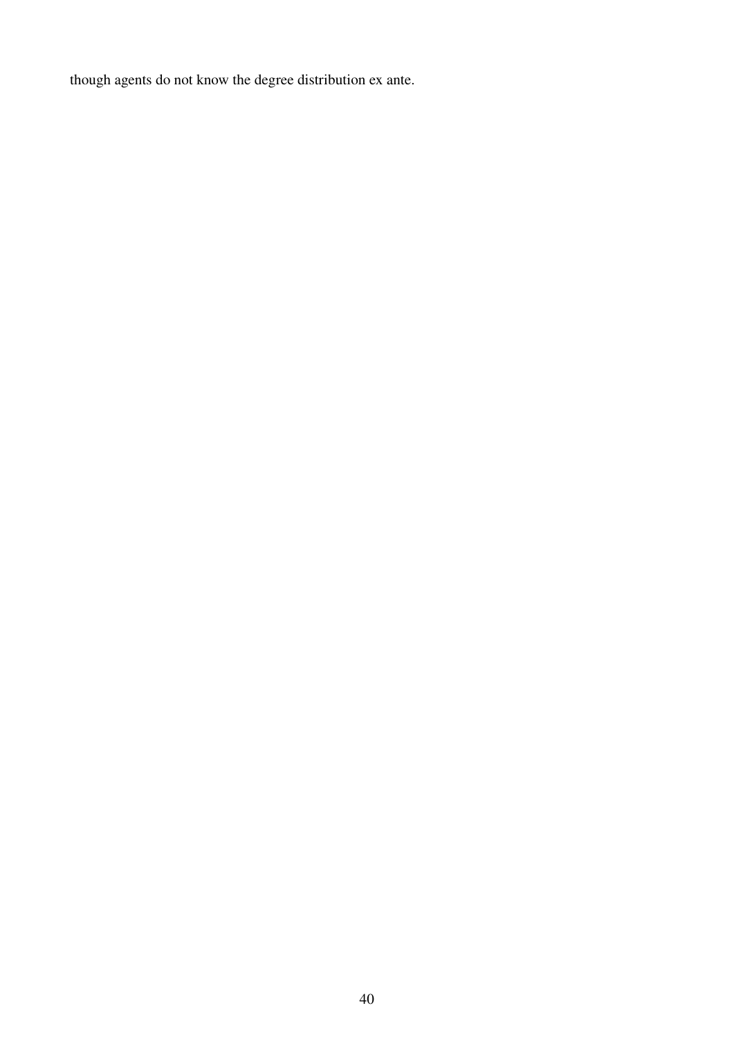though agents do not know the degree distribution ex ante.